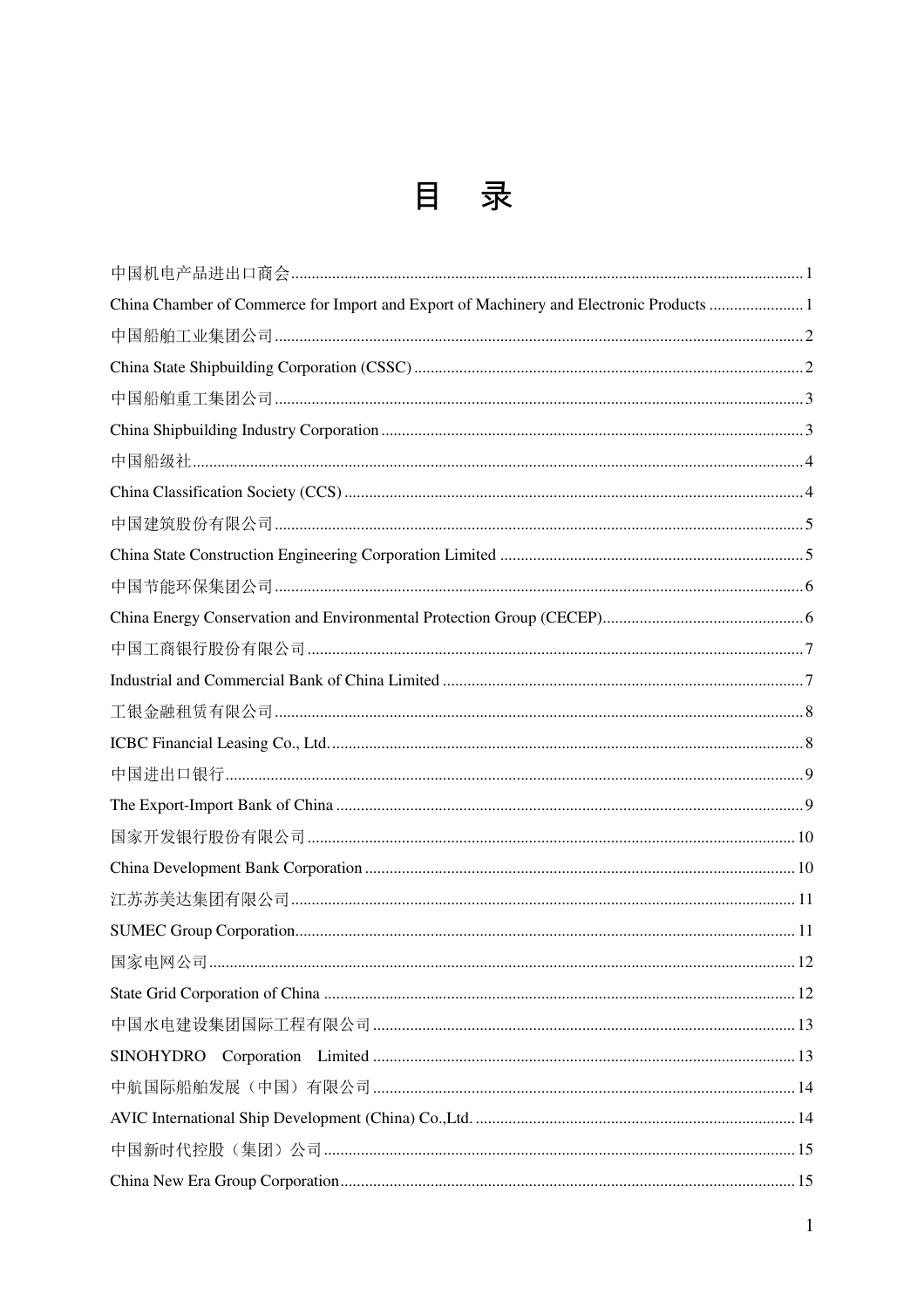# 目　录

中国机电产品进出口商会 ........ 1

China Chamber of Commerce for Import and Export of Machinery and Electronic Products ........ 1

中国船舶工业集团公司 ........ 2

China State Shipbuilding Corporation (CSSC) ........ 2

中国船舶重工集团公司 ........ 3

China Shipbuilding Industry Corporation ........ 3

中国船级社 ........ 4

China Classification Society (CCS) ........ 4

中国建筑股份有限公司 ........ 5

China State Construction Engineering Corporation Limited ........ 5

中国节能环保集团公司 ........ 6

China Energy Conservation and Environmental Protection Group (CECEP) ........ 6

中国工商银行股份有限公司 ........ 7

Industrial and Commercial Bank of China Limited ........ 7

工银金融租赁有限公司 ........ 8

ICBC Financial Leasing Co., Ltd. ........ 8

中国进出口银行 ........ 9

The Export-Import Bank of China ........ 9

国家开发银行股份有限公司 ........ 10

China Development Bank Corporation ........ 10

江苏苏美达集团有限公司 ........ 11

SUMEC Group Corporation ........ 11

国家电网公司 ........ 12

State Grid Corporation of China ........ 12

中国水电建设集团国际工程有限公司 ........ 13

SINOHYDRO Corporation Limited ........ 13

中航国际船舶发展（中国）有限公司 ........ 14

AVIC International Ship Development (China) Co.,Ltd. ........ 14

中国新时代控股（集团）公司 ........ 15

China New Era Group Corporation ........ 15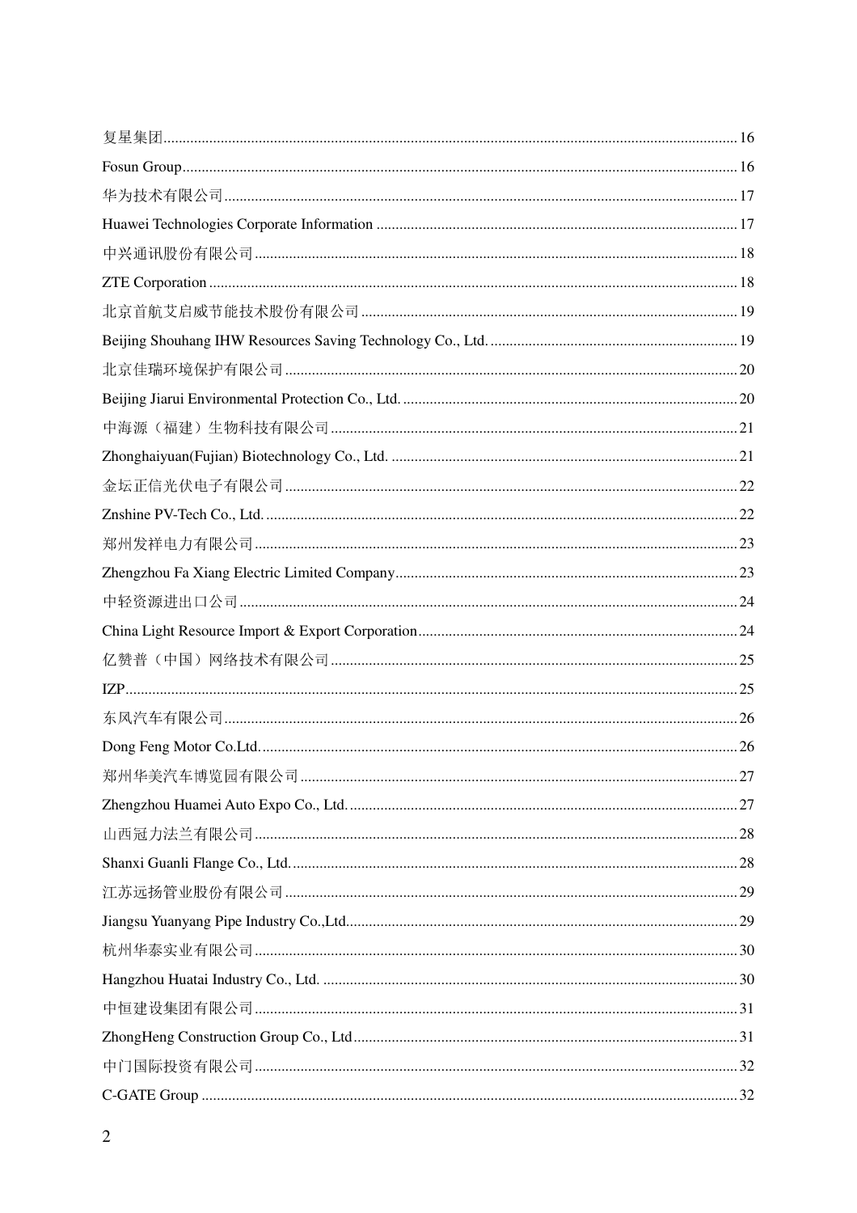复星集团........................................................................................................................................16

Fosun Group...................................................................................................................................16

华为技术有限公司.........................................................................................................................17

Huawei Technologies Corporate Information ..............................................................................17

中兴通讯股份有限公司.................................................................................................................18

ZTE Corporation ...........................................................................................................................18

北京首航艾启威节能技术股份有限公司......................................................................................19

Beijing Shouhang IHW Resources Saving Technology Co., Ltd. ..................................................19

北京佳瑞环境保护有限公司..........................................................................................................20

Beijing Jiarui Environmental Protection Co., Ltd. .........................................................................20

中海源（福建）生物科技有限公司..............................................................................................21

Zhonghaiyuan(Fujian) Biotechnology Co., Ltd. ............................................................................21

金坛正信光伏电子有限公司..........................................................................................................22

Znshine PV-Tech Co., Ltd. ............................................................................................................22

郑州发祥电力有限公司.................................................................................................................23

Zhengzhou Fa Xiang Electric Limited Company...........................................................................23

中轻资源进出口公司.....................................................................................................................24

China Light Resource Import & Export Corporation.....................................................................24

亿赞普（中国）网络技术有限公司..............................................................................................25

IZP................................................................................................................................................25

东风汽车有限公司.........................................................................................................................26

Dong Feng Motor Co.Ltd...............................................................................................................26

郑州华美汽车博览园有限公司......................................................................................................27

Zhengzhou Huamei Auto Expo Co., Ltd. .......................................................................................27

山西冠力法兰有限公司.................................................................................................................28

Shanxi Guanli Flange Co., Ltd. ......................................................................................................28

江苏远扬管业股份有限公司..........................................................................................................29

Jiangsu Yuanyang Pipe Industry Co.,Ltd........................................................................................29

杭州华泰实业有限公司.................................................................................................................30

Hangzhou Huatai Industry Co., Ltd. ..............................................................................................30

中恒建设集团有限公司.................................................................................................................31

ZhongHeng Construction Group Co., Ltd......................................................................................31

中门国际投资有限公司.................................................................................................................32

C-GATE Group .............................................................................................................................32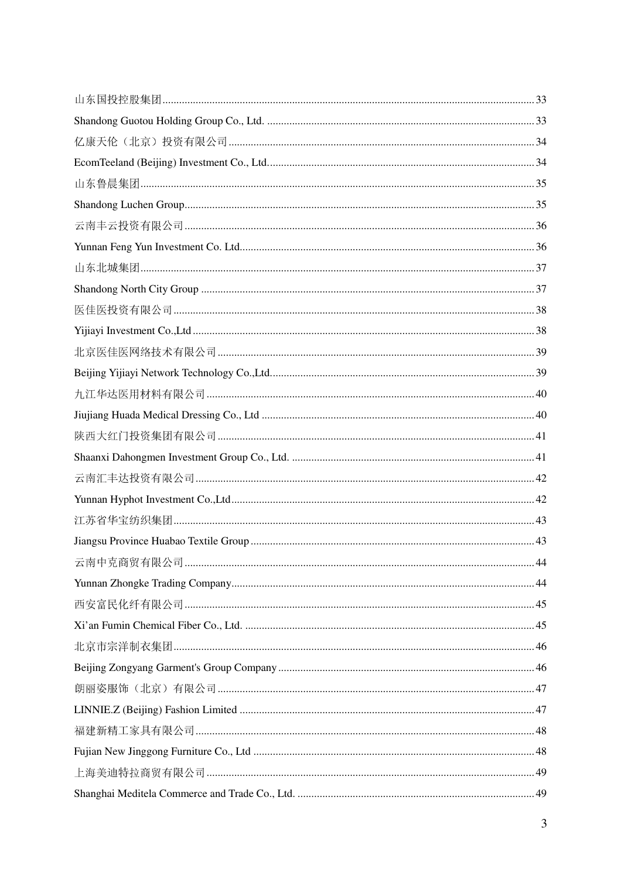山东国投控股集团.......................................................................................................................33
Shandong Guotou Holding Group Co., Ltd. ..................................................................................33
亿康天伦（北京）投资有限公司...............................................................................................34
EcomTeeland (Beijing) Investment Co., Ltd...................................................................................34
山东鲁晨集团..............................................................................................................................35
Shandong Luchen Group................................................................................................................35
云南丰云投资有限公司...............................................................................................................36
Yunnan Feng Yun Investment Co. Ltd............................................................................................36
山东北城集团..............................................................................................................................37
Shandong North City Group ...........................................................................................................37
医佳医投资有限公司...................................................................................................................38
Yijiayi Investment Co.,Ltd ..............................................................................................................38
北京医佳医网络技术有限公司...................................................................................................39
Beijing Yijiayi Network Technology Co.,Ltd..................................................................................39
九江华达医用材料有限公司.......................................................................................................40
Jiujiang Huada Medical Dressing Co., Ltd .....................................................................................40
陕西大红门投资集团有限公司...................................................................................................41
Shaanxi Dahongmen Investment Group Co., Ltd. ..........................................................................41
云南汇丰达投资有限公司...........................................................................................................42
Yunnan Hyphot Investment Co.,Ltd................................................................................................42
江苏省华宝纺织集团...................................................................................................................43
Jiangsu Province Huabao Textile Group .........................................................................................43
云南中克商贸有限公司...............................................................................................................44
Yunnan Zhongke Trading Company................................................................................................44
西安富民化纤有限公司...............................................................................................................45
Xi'an Fumin Chemical Fiber Co., Ltd. ............................................................................................45
北京市宗洋制衣集团...................................................................................................................46
Beijing Zongyang Garment's Group Company ................................................................................46
朗丽姿服饰（北京）有限公司...................................................................................................47
LINNIE.Z (Beijing) Fashion Limited ..............................................................................................47
福建新精工家具有限公司...........................................................................................................48
Fujian New Jinggong Furniture Co., Ltd ........................................................................................48
上海美迪特拉商贸有限公司.......................................................................................................49
Shanghai Meditela Commerce and Trade Co., Ltd. .........................................................................49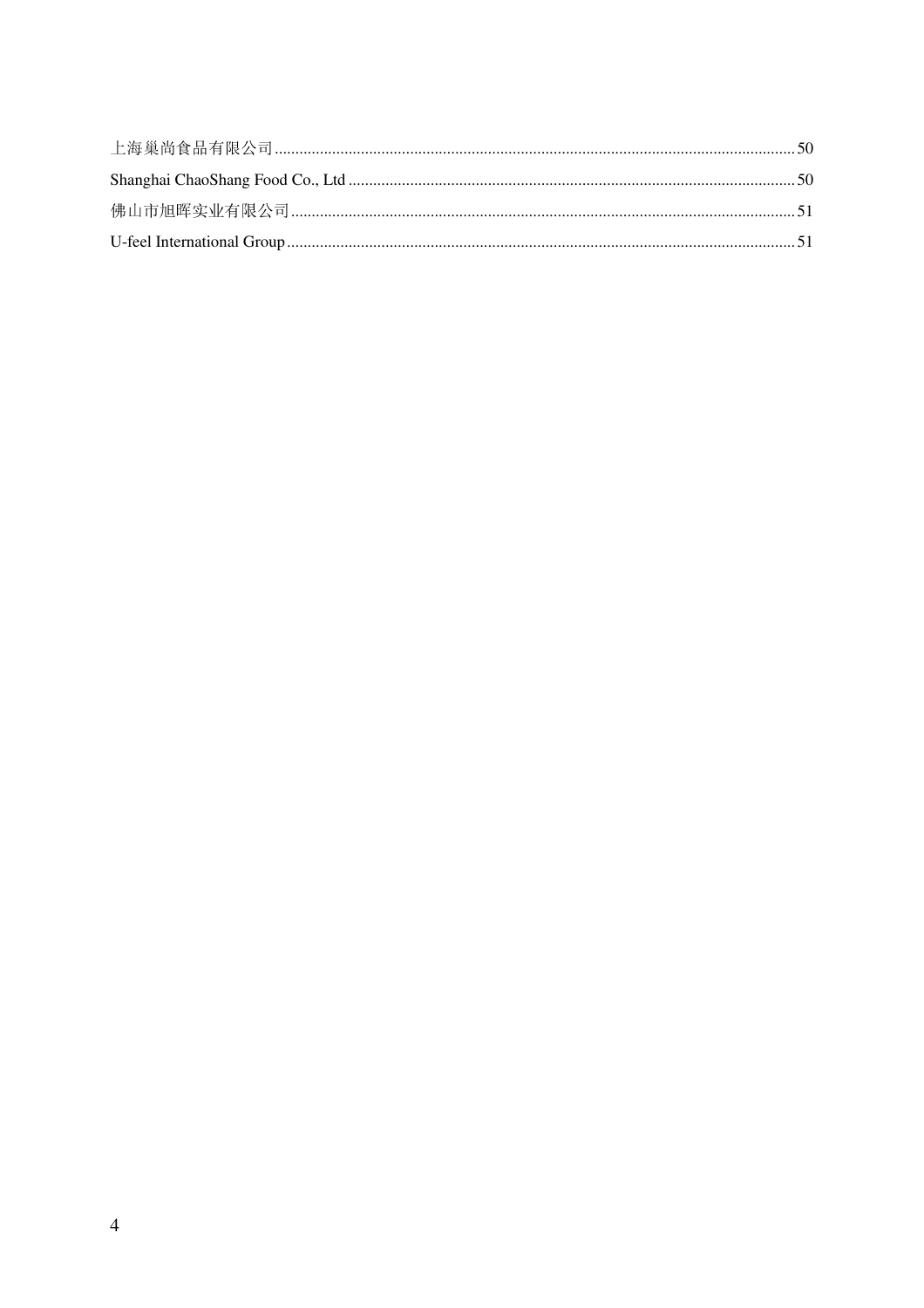上海巢尚食品有限公司 ........................................................................ 50

Shanghai ChaoShang Food Co., Ltd ........................................................ 50

佛山市旭晖实业有限公司 .................................................................... 51

U-feel International Group ................................................................ 51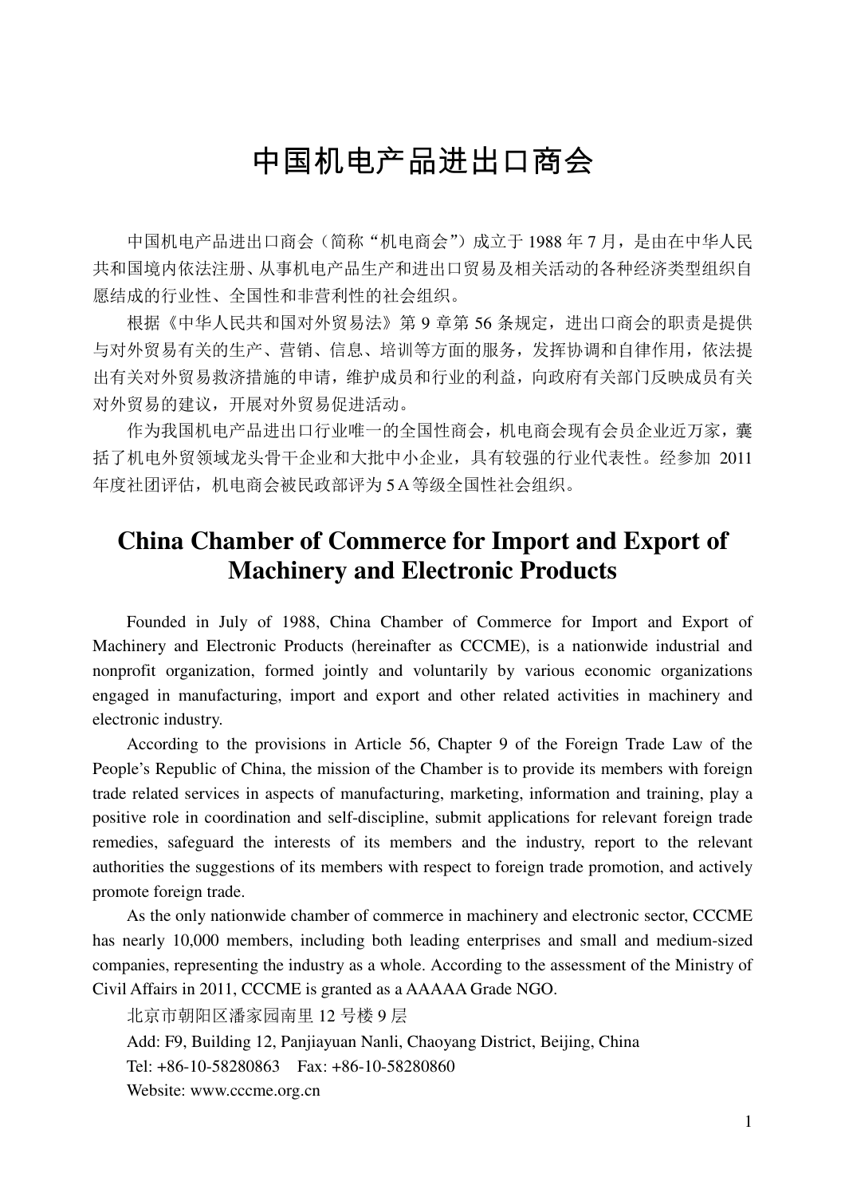# 中国机电产品进出口商会

中国机电产品进出口商会（简称“机电商会”）成立于 1988 年 7 月，是由在中华人民共和国境内依法注册、从事机电产品生产和进出口贸易及相关活动的各种经济类型组织自愿结成的行业性、全国性和非营利性的社会组织。

根据《中华人民共和国对外贸易法》第 9 章第 56 条规定，进出口商会的职责是提供与对外贸易有关的生产、营销、信息、培训等方面的服务，发挥协调和自律作用，依法提出有关对外贸易救济措施的申请，维护成员和行业的利益，向政府有关部门反映成员有关对外贸易的建议，开展对外贸易促进活动。

作为我国机电产品进出口行业唯一的全国性商会，机电商会现有会员企业近万家，囊括了机电外贸领域龙头骨干企业和大批中小企业，具有较强的行业代表性。经参加 2011 年度社团评估，机电商会被民政部评为 5A 等级全国性社会组织。

# China Chamber of Commerce for Import and Export of Machinery and Electronic Products

Founded in July of 1988, China Chamber of Commerce for Import and Export of Machinery and Electronic Products (hereinafter as CCCME), is a nationwide industrial and nonprofit organization, formed jointly and voluntarily by various economic organizations engaged in manufacturing, import and export and other related activities in machinery and electronic industry.

According to the provisions in Article 56, Chapter 9 of the Foreign Trade Law of the People's Republic of China, the mission of the Chamber is to provide its members with foreign trade related services in aspects of manufacturing, marketing, information and training, play a positive role in coordination and self-discipline, submit applications for relevant foreign trade remedies, safeguard the interests of its members and the industry, report to the relevant authorities the suggestions of its members with respect to foreign trade promotion, and actively promote foreign trade.

As the only nationwide chamber of commerce in machinery and electronic sector, CCCME has nearly 10,000 members, including both leading enterprises and small and medium-sized companies, representing the industry as a whole. According to the assessment of the Ministry of Civil Affairs in 2011, CCCME is granted as a AAAAA Grade NGO.

北京市朝阳区潘家园南里 12 号楼 9 层

Add: F9, Building 12, Panjiayuan Nanli, Chaoyang District, Beijing, China

Tel: +86-10-58280863　Fax: +86-10-58280860

Website: www.cccme.org.cn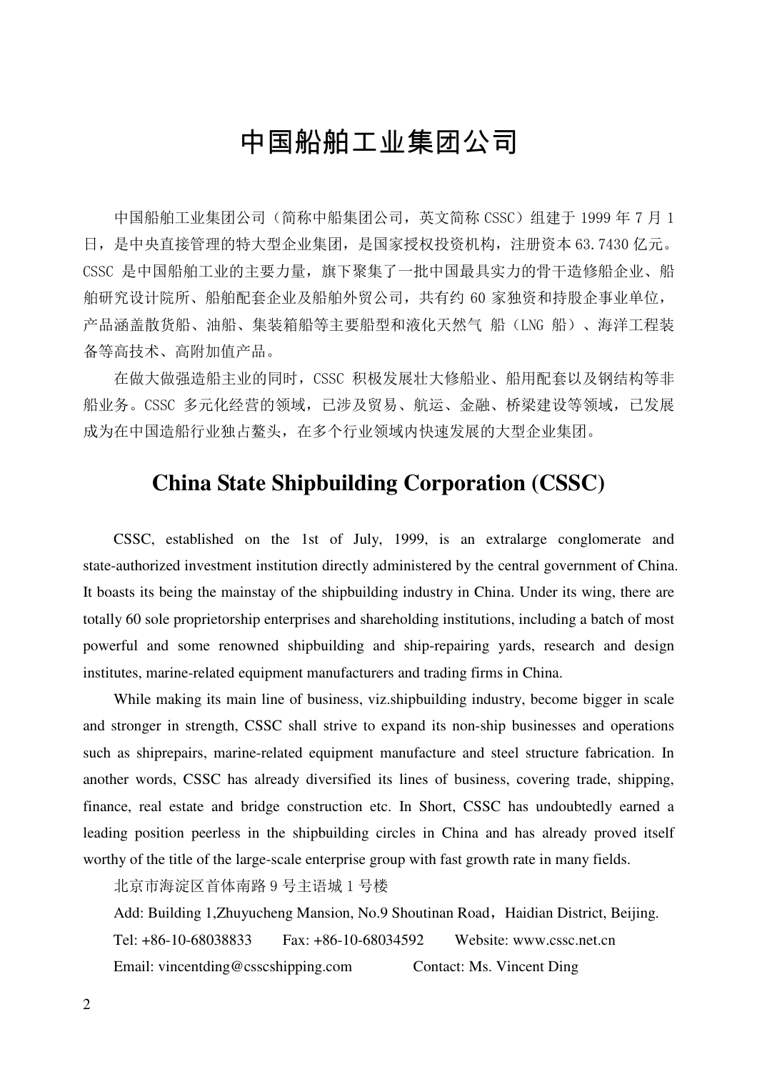# 中国船舶工业集团公司

中国船舶工业集团公司（简称中船集团公司，英文简称 CSSC）组建于 1999 年 7 月 1 日，是中央直接管理的特大型企业集团，是国家授权投资机构，注册资本 63.7430 亿元。CSSC 是中国船舶工业的主要力量，旗下聚集了一批中国最具实力的骨干造修船企业、船舶研究设计院所、船舶配套企业及船舶外贸公司，共有约 60 家独资和持股企事业单位，产品涵盖散货船、油船、集装箱船等主要船型和液化天然气 船（LNG 船）、海洋工程装备等高技术、高附加值产品。

在做大做强造船主业的同时，CSSC 积极发展壮大修船业、船用配套以及钢结构等非船业务。CSSC 多元化经营的领域，已涉及贸易、航运、金融、桥梁建设等领域，已发展成为在中国造船行业独占鳌头，在多个行业领域内快速发展的大型企业集团。

# China State Shipbuilding Corporation (CSSC)

CSSC, established on the 1st of July, 1999, is an extralarge conglomerate and state-authorized investment institution directly administered by the central government of China. It boasts its being the mainstay of the shipbuilding industry in China. Under its wing, there are totally 60 sole proprietorship enterprises and shareholding institutions, including a batch of most powerful and some renowned shipbuilding and ship-repairing yards, research and design institutes, marine-related equipment manufacturers and trading firms in China.

While making its main line of business, viz.shipbuilding industry, become bigger in scale and stronger in strength, CSSC shall strive to expand its non-ship businesses and operations such as shiprepairs, marine-related equipment manufacture and steel structure fabrication. In another words, CSSC has already diversified its lines of business, covering trade, shipping, finance, real estate and bridge construction etc. In Short, CSSC has undoubtedly earned a leading position peerless in the shipbuilding circles in China and has already proved itself worthy of the title of the large-scale enterprise group with fast growth rate in many fields.

北京市海淀区首体南路 9 号主语城 1 号楼

Add: Building 1,Zhuyucheng Mansion, No.9 Shoutinan Road，Haidian District, Beijing.

Tel: +86-10-68038833　Fax: +86-10-68034592　Website: www.cssc.net.cn

Email: vincentding@csscshipping.com　Contact: Ms. Vincent Ding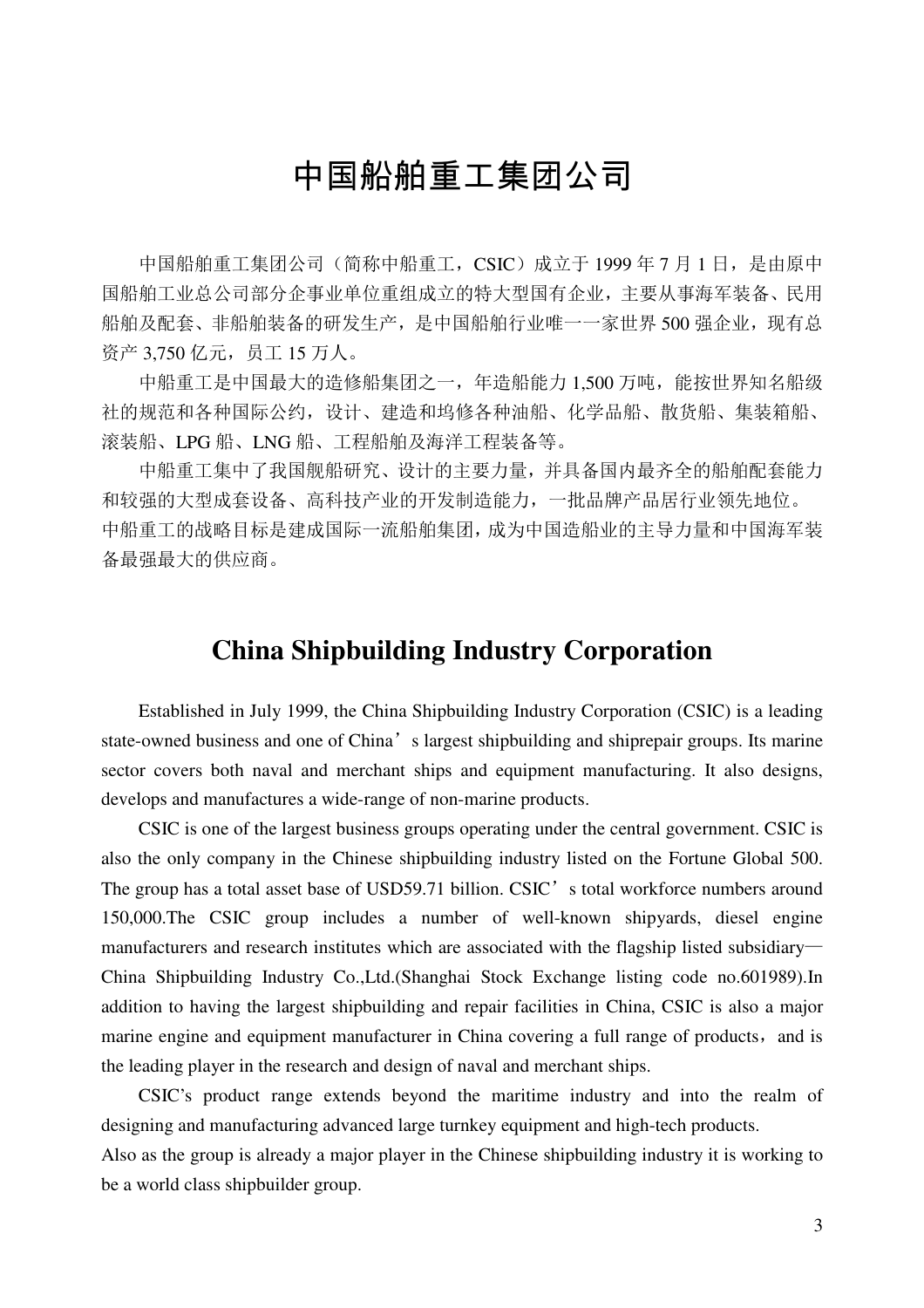# 中国船舶重工集团公司

中国船舶重工集团公司（简称中船重工，CSIC）成立于 1999 年 7 月 1 日，是由原中国船舶工业总公司部分企事业单位重组成立的特大型国有企业，主要从事海军装备、民用船舶及配套、非船舶装备的研发生产，是中国船舶行业唯一一家世界 500 强企业，现有总资产 3,750 亿元，员工 15 万人。

中船重工是中国最大的造修船集团之一，年造船能力 1,500 万吨，能按世界知名船级社的规范和各种国际公约，设计、建造和坞修各种油船、化学品船、散货船、集装箱船、滚装船、LPG 船、LNG 船、工程船舶及海洋工程装备等。

中船重工集中了我国舰船研究、设计的主要力量，并具备国内最齐全的船舶配套能力和较强的大型成套设备、高科技产业的开发制造能力，一批品牌产品居行业领先地位。

中船重工的战略目标是建成国际一流船舶集团，成为中国造船业的主导力量和中国海军装备最强最大的供应商。

# China Shipbuilding Industry Corporation

Established in July 1999, the China Shipbuilding Industry Corporation (CSIC) is a leading state-owned business and one of China's largest shipbuilding and shiprepair groups. Its marine sector covers both naval and merchant ships and equipment manufacturing. It also designs, develops and manufactures a wide-range of non-marine products.

CSIC is one of the largest business groups operating under the central government. CSIC is also the only company in the Chinese shipbuilding industry listed on the Fortune Global 500. The group has a total asset base of USD59.71 billion. CSIC's total workforce numbers around 150,000.The CSIC group includes a number of well-known shipyards, diesel engine manufacturers and research institutes which are associated with the flagship listed subsidiary—China Shipbuilding Industry Co.,Ltd.(Shanghai Stock Exchange listing code no.601989).In addition to having the largest shipbuilding and repair facilities in China, CSIC is also a major marine engine and equipment manufacturer in China covering a full range of products，and is the leading player in the research and design of naval and merchant ships.

CSIC's product range extends beyond the maritime industry and into the realm of designing and manufacturing advanced large turnkey equipment and high-tech products.

Also as the group is already a major player in the Chinese shipbuilding industry it is working to be a world class shipbuilder group.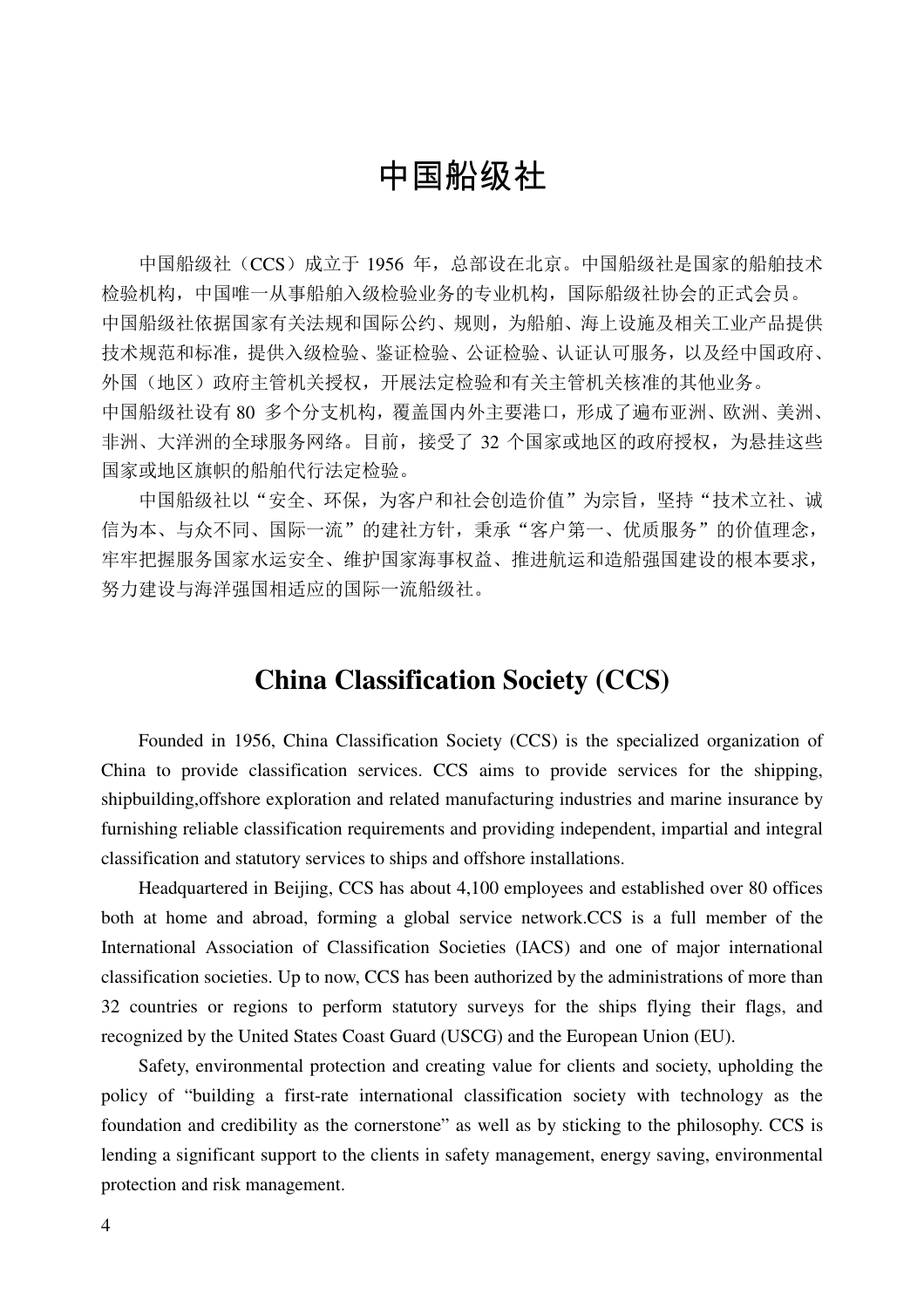# 中国船级社

中国船级社（CCS）成立于 1956 年，总部设在北京。中国船级社是国家的船舶技术检验机构，中国唯一从事船舶入级检验业务的专业机构，国际船级社协会的正式会员。

中国船级社依据国家有关法规和国际公约、规则，为船舶、海上设施及相关工业产品提供技术规范和标准，提供入级检验、鉴证检验、公证检验、认证认可服务，以及经中国政府、外国（地区）政府主管机关授权，开展法定检验和有关主管机关核准的其他业务。

中国船级社设有 80 多个分支机构，覆盖国内外主要港口，形成了遍布亚洲、欧洲、美洲、非洲、大洋洲的全球服务网络。目前，接受了 32 个国家或地区的政府授权，为悬挂这些国家或地区旗帜的船舶代行法定检验。

中国船级社以“安全、环保，为客户和社会创造价值”为宗旨，坚持“技术立社、诚信为本、与众不同、国际一流”的建社方针，秉承“客户第一、优质服务”的价值理念，牢牢把握服务国家水运安全、维护国家海事权益、推进航运和造船强国建设的根本要求，努力建设与海洋强国相适应的国际一流船级社。

# China Classification Society (CCS)

Founded in 1956, China Classification Society (CCS) is the specialized organization of China to provide classification services. CCS aims to provide services for the shipping, shipbuilding,offshore exploration and related manufacturing industries and marine insurance by furnishing reliable classification requirements and providing independent, impartial and integral classification and statutory services to ships and offshore installations.

Headquartered in Beijing, CCS has about 4,100 employees and established over 80 offices both at home and abroad, forming a global service network.CCS is a full member of the International Association of Classification Societies (IACS) and one of major international classification societies. Up to now, CCS has been authorized by the administrations of more than 32 countries or regions to perform statutory surveys for the ships flying their flags, and recognized by the United States Coast Guard (USCG) and the European Union (EU).

Safety, environmental protection and creating value for clients and society, upholding the policy of “building a first-rate international classification society with technology as the foundation and credibility as the cornerstone” as well as by sticking to the philosophy. CCS is lending a significant support to the clients in safety management, energy saving, environmental protection and risk management.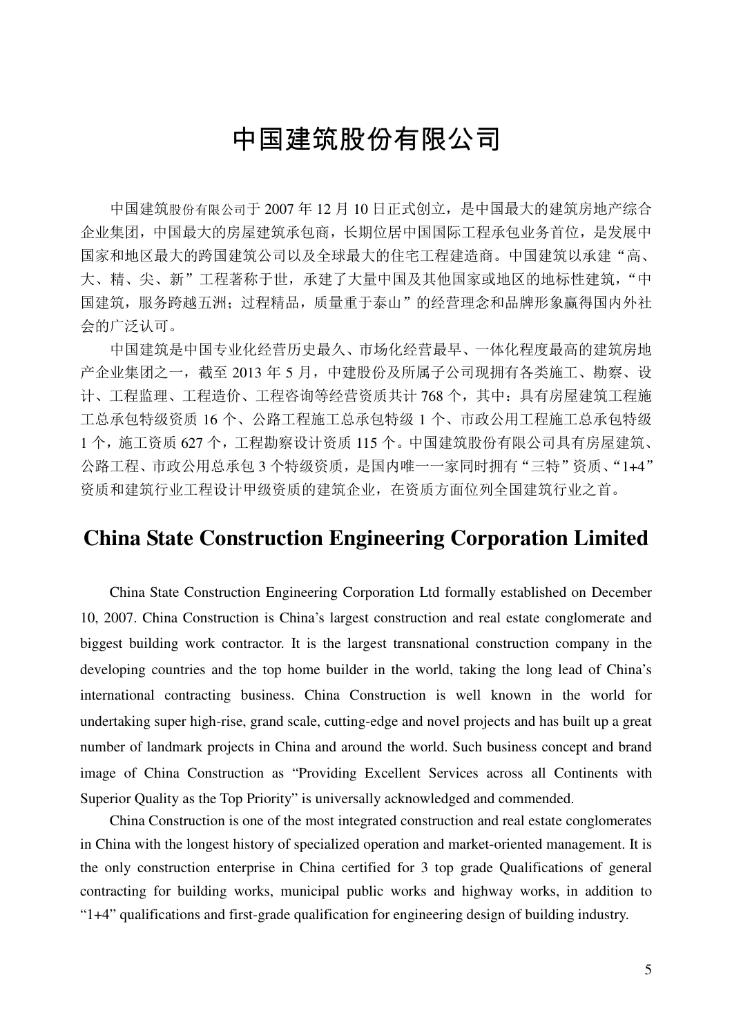# 中国建筑股份有限公司

中国建筑股份有限公司于 2007 年 12 月 10 日正式创立，是中国最大的建筑房地产综合企业集团，中国最大的房屋建筑承包商，长期位居中国国际工程承包业务首位，是发展中国家和地区最大的跨国建筑公司以及全球最大的住宅工程建造商。中国建筑以承建“高、大、精、尖、新”工程著称于世，承建了大量中国及其他国家或地区的地标性建筑，“中国建筑，服务跨越五洲；过程精品，质量重于泰山”的经营理念和品牌形象赢得国内外社会的广泛认可。

中国建筑是中国专业化经营历史最久、市场化经营最早、一体化程度最高的建筑房地产企业集团之一，截至 2013 年 5 月，中建股份及所属子公司现拥有各类施工、勘察、设计、工程监理、工程造价、工程咨询等经营资质共计 768 个，其中：具有房屋建筑工程施工总承包特级资质 16 个、公路工程施工总承包特级 1 个、市政公用工程施工总承包特级 1 个，施工资质 627 个，工程勘察设计资质 115 个。中国建筑股份有限公司具有房屋建筑、公路工程、市政公用总承包 3 个特级资质，是国内唯一一家同时拥有“三特”资质、“1+4”资质和建筑行业工程设计甲级资质的建筑企业，在资质方面位列全国建筑行业之首。

# China State Construction Engineering Corporation Limited

China State Construction Engineering Corporation Ltd formally established on December 10, 2007. China Construction is China’s largest construction and real estate conglomerate and biggest building work contractor. It is the largest transnational construction company in the developing countries and the top home builder in the world, taking the long lead of China’s international contracting business. China Construction is well known in the world for undertaking super high-rise, grand scale, cutting-edge and novel projects and has built up a great number of landmark projects in China and around the world. Such business concept and brand image of China Construction as “Providing Excellent Services across all Continents with Superior Quality as the Top Priority” is universally acknowledged and commended.

China Construction is one of the most integrated construction and real estate conglomerates in China with the longest history of specialized operation and market-oriented management. It is the only construction enterprise in China certified for 3 top grade Qualifications of general contracting for building works, municipal public works and highway works, in addition to “1+4” qualifications and first-grade qualification for engineering design of building industry.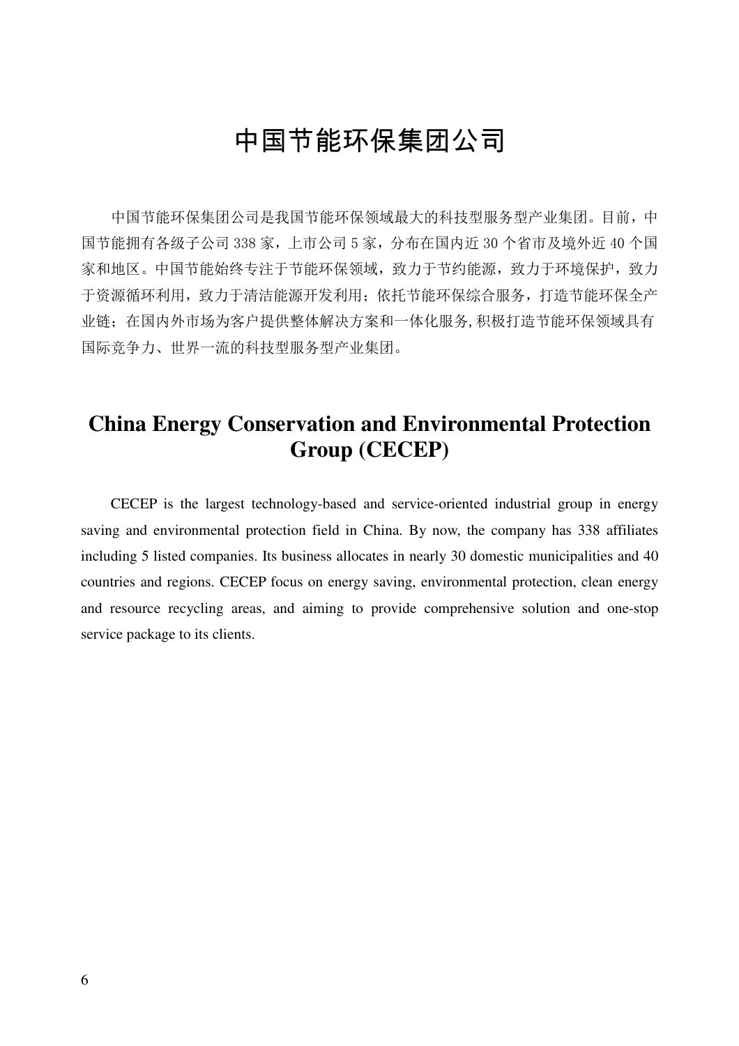# 中国节能环保集团公司

中国节能环保集团公司是我国节能环保领域最大的科技型服务型产业集团。目前，中国节能拥有各级子公司 338 家，上市公司 5 家，分布在国内近 30 个省市及境外近 40 个国家和地区。中国节能始终专注于节能环保领域，致力于节约能源，致力于环境保护，致力于资源循环利用，致力于清洁能源开发利用；依托节能环保综合服务，打造节能环保全产业链；在国内外市场为客户提供整体解决方案和一体化服务, 积极打造节能环保领域具有国际竞争力、世界一流的科技型服务型产业集团。

# China Energy Conservation and Environmental Protection Group (CECEP)

CECEP is the largest technology-based and service-oriented industrial group in energy saving and environmental protection field in China. By now, the company has 338 affiliates including 5 listed companies. Its business allocates in nearly 30 domestic municipalities and 40 countries and regions. CECEP focus on energy saving, environmental protection, clean energy and resource recycling areas, and aiming to provide comprehensive solution and one-stop service package to its clients.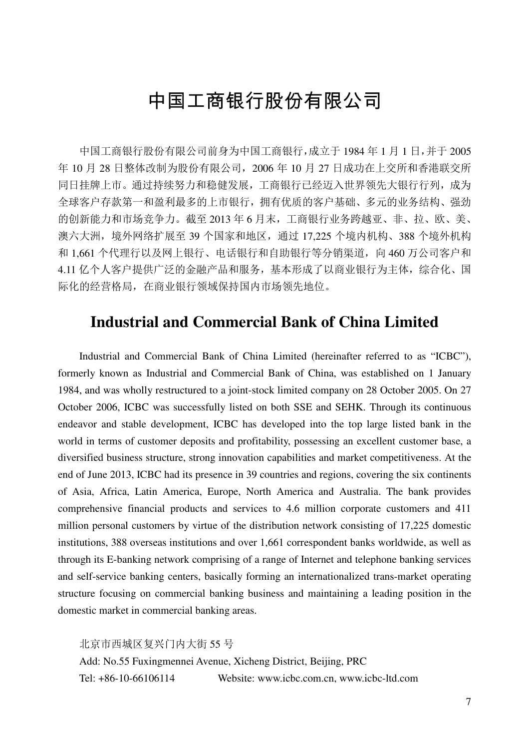# 中国工商银行股份有限公司

中国工商银行股份有限公司前身为中国工商银行，成立于 1984 年 1 月 1 日，并于 2005 年 10 月 28 日整体改制为股份有限公司，2006 年 10 月 27 日成功在上交所和香港联交所同日挂牌上市。通过持续努力和稳健发展，工商银行已经迈入世界领先大银行行列，成为全球客户存款第一和盈利最多的上市银行，拥有优质的客户基础、多元的业务结构、强劲的创新能力和市场竞争力。截至 2013 年 6 月末，工商银行业务跨越亚、非、拉、欧、美、澳六大洲，境外网络扩展至 39 个国家和地区，通过 17,225 个境内机构、388 个境外机构和 1,661 个代理行以及网上银行、电话银行和自助银行等分销渠道，向 460 万公司客户和 4.11 亿个人客户提供广泛的金融产品和服务，基本形成了以商业银行为主体，综合化、国际化的经营格局，在商业银行领域保持国内市场领先地位。

# Industrial and Commercial Bank of China Limited

Industrial and Commercial Bank of China Limited (hereinafter referred to as "ICBC"), formerly known as Industrial and Commercial Bank of China, was established on 1 January 1984, and was wholly restructured to a joint-stock limited company on 28 October 2005. On 27 October 2006, ICBC was successfully listed on both SSE and SEHK. Through its continuous endeavor and stable development, ICBC has developed into the top large listed bank in the world in terms of customer deposits and profitability, possessing an excellent customer base, a diversified business structure, strong innovation capabilities and market competitiveness. At the end of June 2013, ICBC had its presence in 39 countries and regions, covering the six continents of Asia, Africa, Latin America, Europe, North America and Australia. The bank provides comprehensive financial products and services to 4.6 million corporate customers and 411 million personal customers by virtue of the distribution network consisting of 17,225 domestic institutions, 388 overseas institutions and over 1,661 correspondent banks worldwide, as well as through its E-banking network comprising of a range of Internet and telephone banking services and self-service banking centers, basically forming an internationalized trans-market operating structure focusing on commercial banking business and maintaining a leading position in the domestic market in commercial banking areas.

北京市西城区复兴门内大街 55 号

Add: No.55 Fuxingmennei Avenue, Xicheng District, Beijing, PRC

Tel: +86-10-66106114 Website: www.icbc.com.cn, www.icbc-ltd.com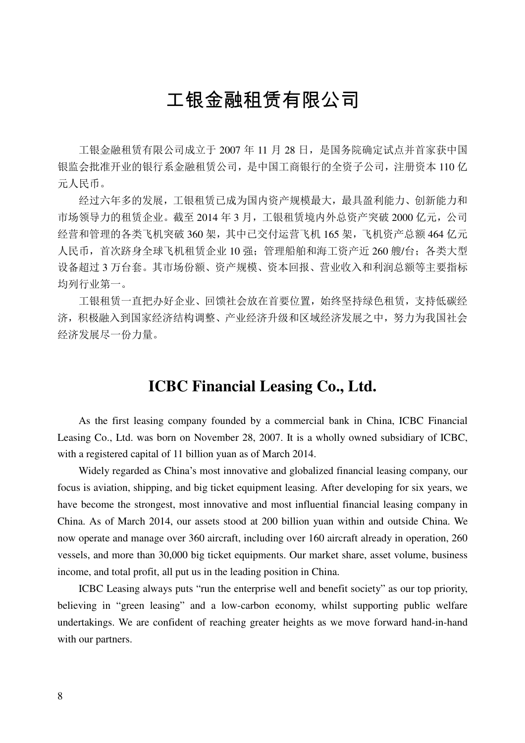# 工银金融租赁有限公司

工银金融租赁有限公司成立于 2007 年 11 月 28 日，是国务院确定试点并首家获中国银监会批准开业的银行系金融租赁公司，是中国工商银行的全资子公司，注册资本 110 亿元人民币。

经过六年多的发展，工银租赁已成为国内资产规模最大，最具盈利能力、创新能力和市场领导力的租赁企业。截至 2014 年 3 月，工银租赁境内外总资产突破 2000 亿元，公司经营和管理的各类飞机突破 360 架，其中已交付运营飞机 165 架，飞机资产总额 464 亿元人民币，首次跻身全球飞机租赁企业 10 强；管理船舶和海工资产近 260 艘/台；各类大型设备超过 3 万台套。其市场份额、资产规模、资本回报、营业收入和利润总额等主要指标均列行业第一。

工银租赁一直把办好企业、回馈社会放在首要位置，始终坚持绿色租赁，支持低碳经济，积极融入到国家经济结构调整、产业经济升级和区域经济发展之中，努力为我国社会经济发展尽一份力量。

# ICBC Financial Leasing Co., Ltd.

As the first leasing company founded by a commercial bank in China, ICBC Financial Leasing Co., Ltd. was born on November 28, 2007. It is a wholly owned subsidiary of ICBC, with a registered capital of 11 billion yuan as of March 2014.

Widely regarded as China's most innovative and globalized financial leasing company, our focus is aviation, shipping, and big ticket equipment leasing. After developing for six years, we have become the strongest, most innovative and most influential financial leasing company in China. As of March 2014, our assets stood at 200 billion yuan within and outside China. We now operate and manage over 360 aircraft, including over 160 aircraft already in operation, 260 vessels, and more than 30,000 big ticket equipments. Our market share, asset volume, business income, and total profit, all put us in the leading position in China.

ICBC Leasing always puts "run the enterprise well and benefit society" as our top priority, believing in "green leasing" and a low-carbon economy, whilst supporting public welfare undertakings. We are confident of reaching greater heights as we move forward hand-in-hand with our partners.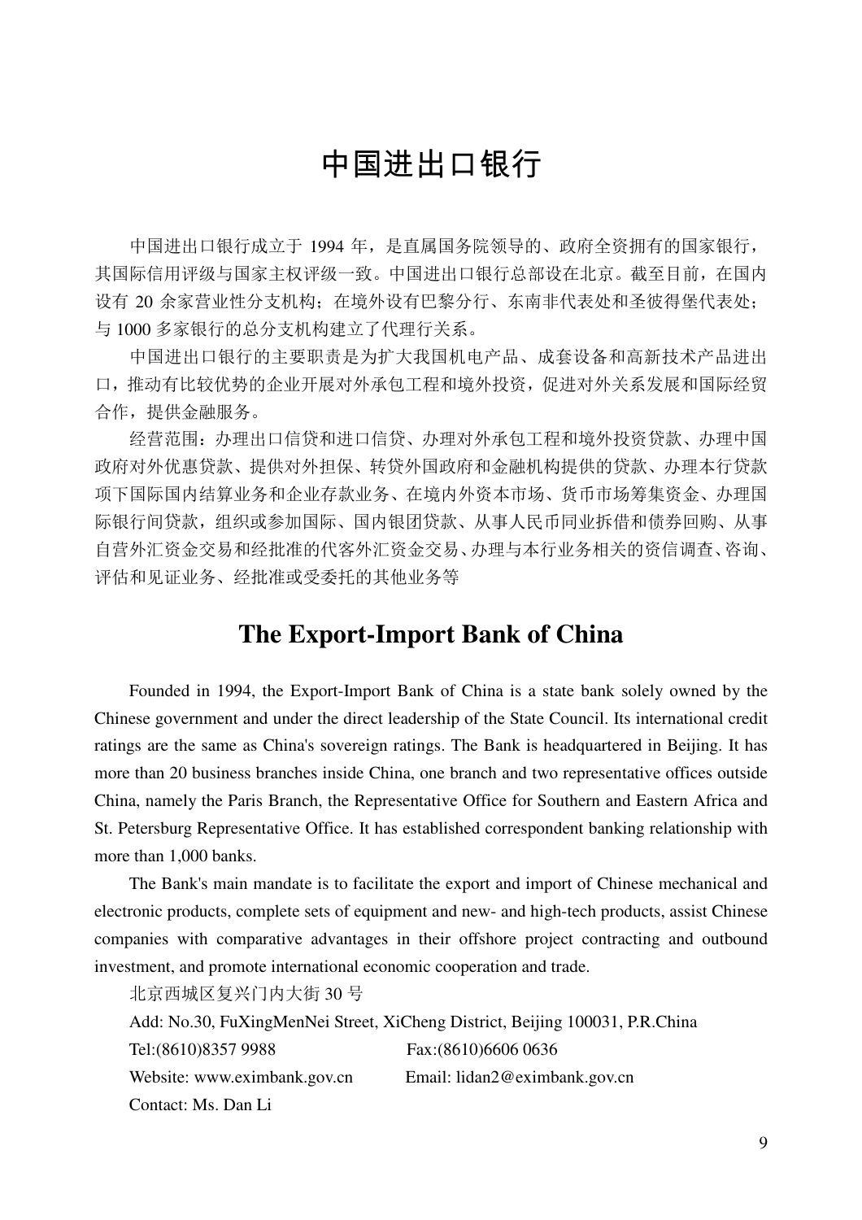# 中国进出口银行

中国进出口银行成立于 1994 年，是直属国务院领导的、政府全资拥有的国家银行，其国际信用评级与国家主权评级一致。中国进出口银行总部设在北京。截至目前，在国内设有 20 余家营业性分支机构；在境外设有巴黎分行、东南非代表处和圣彼得堡代表处；与 1000 多家银行的总分支机构建立了代理行关系。

中国进出口银行的主要职责是为扩大我国机电产品、成套设备和高新技术产品进出口，推动有比较优势的企业开展对外承包工程和境外投资，促进对外关系发展和国际经贸合作，提供金融服务。

经营范围：办理出口信贷和进口信贷、办理对外承包工程和境外投资贷款、办理中国政府对外优惠贷款、提供对外担保、转贷外国政府和金融机构提供的贷款、办理本行贷款项下国际国内结算业务和企业存款业务、在境内外资本市场、货币市场筹集资金、办理国际银行间贷款，组织或参加国际、国内银团贷款、从事人民币同业拆借和债券回购、从事自营外汇资金交易和经批准的代客外汇资金交易、办理与本行业务相关的资信调查、咨询、评估和见证业务、经批准或受委托的其他业务等

# The Export-Import Bank of China

Founded in 1994, the Export-Import Bank of China is a state bank solely owned by the Chinese government and under the direct leadership of the State Council. Its international credit ratings are the same as China's sovereign ratings. The Bank is headquartered in Beijing. It has more than 20 business branches inside China, one branch and two representative offices outside China, namely the Paris Branch, the Representative Office for Southern and Eastern Africa and St. Petersburg Representative Office. It has established correspondent banking relationship with more than 1,000 banks.

The Bank's main mandate is to facilitate the export and import of Chinese mechanical and electronic products, complete sets of equipment and new- and high-tech products, assist Chinese companies with comparative advantages in their offshore project contracting and outbound investment, and promote international economic cooperation and trade.

北京西城区复兴门内大街 30 号

Add: No.30, FuXingMenNei Street, XiCheng District, Beijing 100031, P.R.China

Tel:(8610)8357 9988　　Fax:(8610)6606 0636

Website: www.eximbank.gov.cn　　Email: lidan2@eximbank.gov.cn

Contact: Ms. Dan Li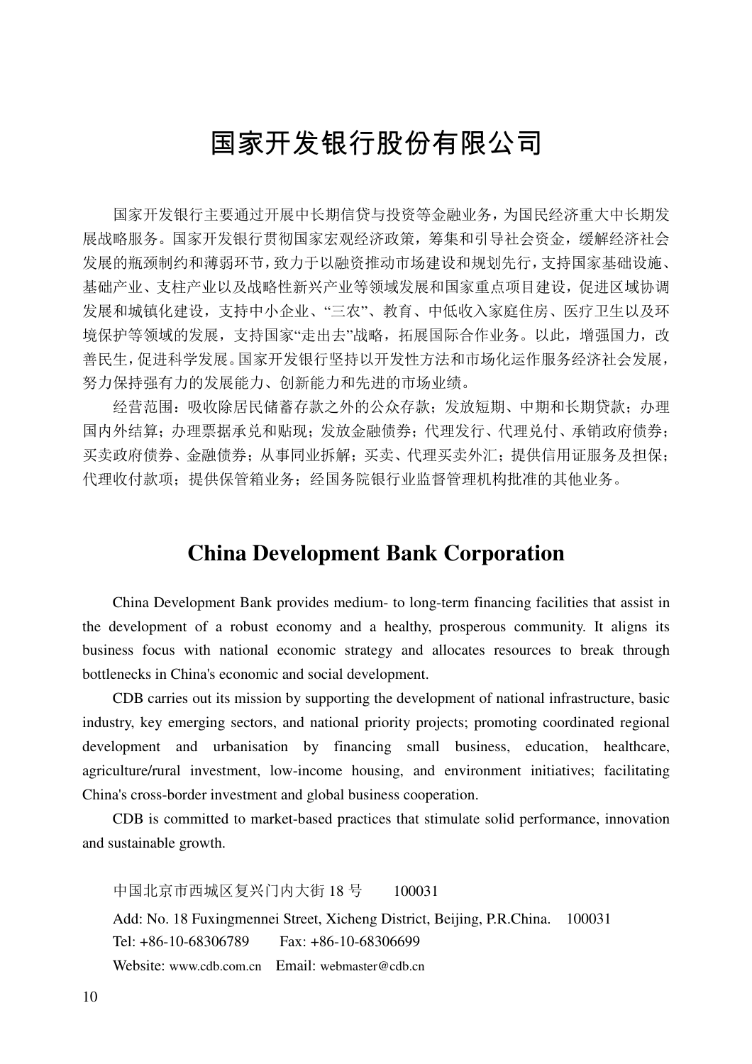# 国家开发银行股份有限公司

国家开发银行主要通过开展中长期信贷与投资等金融业务，为国民经济重大中长期发展战略服务。国家开发银行贯彻国家宏观经济政策，筹集和引导社会资金，缓解经济社会发展的瓶颈制约和薄弱环节，致力于以融资推动市场建设和规划先行，支持国家基础设施、基础产业、支柱产业以及战略性新兴产业等领域发展和国家重点项目建设，促进区域协调发展和城镇化建设，支持中小企业、“三农”、教育、中低收入家庭住房、医疗卫生以及环境保护等领域的发展，支持国家“走出去”战略，拓展国际合作业务。以此，增强国力，改善民生，促进科学发展。国家开发银行坚持以开发性方法和市场化运作服务经济社会发展，努力保持强有力的发展能力、创新能力和先进的市场业绩。

经营范围：吸收除居民储蓄存款之外的公众存款；发放短期、中期和长期贷款；办理国内外结算；办理票据承兑和贴现；发放金融债券；代理发行、代理兑付、承销政府债券；买卖政府债券、金融债券；从事同业拆解；买卖、代理买卖外汇；提供信用证服务及担保；代理收付款项；提供保管箱业务；经国务院银行业监督管理机构批准的其他业务。

# China Development Bank Corporation

China Development Bank provides medium- to long-term financing facilities that assist in the development of a robust economy and a healthy, prosperous community. It aligns its business focus with national economic strategy and allocates resources to break through bottlenecks in China's economic and social development.

CDB carries out its mission by supporting the development of national infrastructure, basic industry, key emerging sectors, and national priority projects; promoting coordinated regional development and urbanisation by financing small business, education, healthcare, agriculture/rural investment, low-income housing, and environment initiatives; facilitating China's cross-border investment and global business cooperation.

CDB is committed to market-based practices that stimulate solid performance, innovation and sustainable growth.

中国北京市西城区复兴门内大街 18 号　　100031

Add: No. 18 Fuxingmennei Street, Xicheng District, Beijing, P.R.China.　100031

Tel: +86-10-68306789　　Fax: +86-10-68306699

Website: www.cdb.com.cn　Email: webmaster@cdb.cn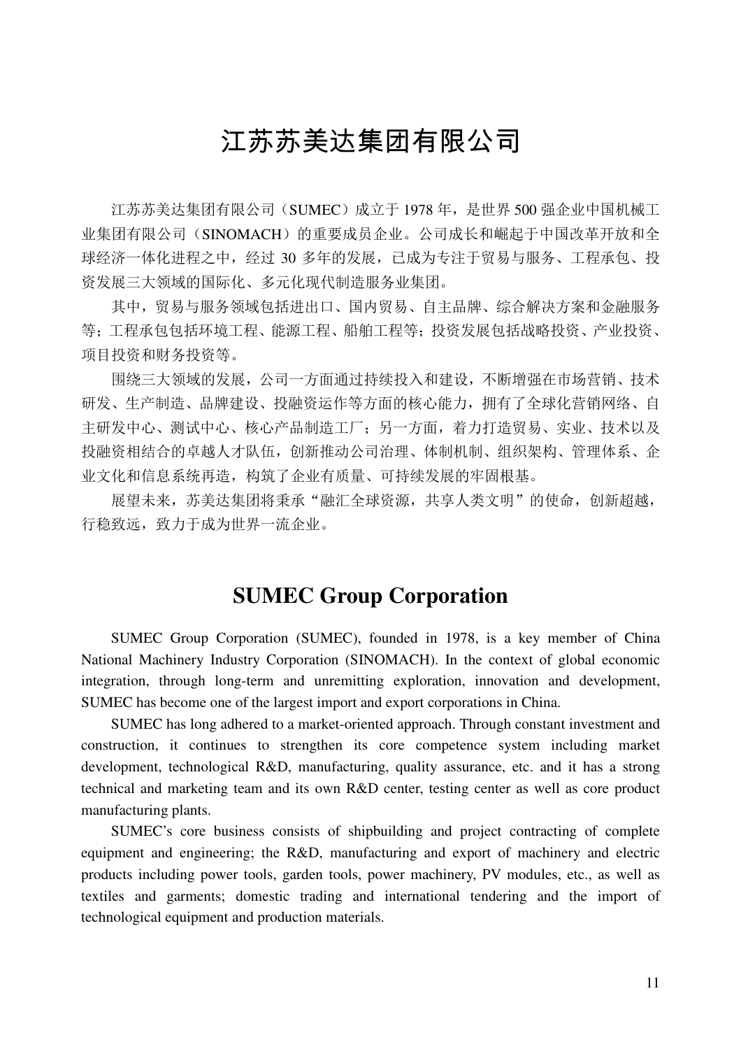# 江苏苏美达集团有限公司

江苏苏美达集团有限公司（SUMEC）成立于 1978 年，是世界 500 强企业中国机械工业集团有限公司（SINOMACH）的重要成员企业。公司成长和崛起于中国改革开放和全球经济一体化进程之中，经过 30 多年的发展，已成为专注于贸易与服务、工程承包、投资发展三大领域的国际化、多元化现代制造服务业集团。

其中，贸易与服务领域包括进出口、国内贸易、自主品牌、综合解决方案和金融服务等；工程承包包括环境工程、能源工程、船舶工程等；投资发展包括战略投资、产业投资、项目投资和财务投资等。

围绕三大领域的发展，公司一方面通过持续投入和建设，不断增强在市场营销、技术研发、生产制造、品牌建设、投融资运作等方面的核心能力，拥有了全球化营销网络、自主研发中心、测试中心、核心产品制造工厂；另一方面，着力打造贸易、实业、技术以及投融资相结合的卓越人才队伍，创新推动公司治理、体制机制、组织架构、管理体系、企业文化和信息系统再造，构筑了企业有质量、可持续发展的牢固根基。

展望未来，苏美达集团将秉承“融汇全球资源，共享人类文明”的使命，创新超越，行稳致远，致力于成为世界一流企业。

# SUMEC Group Corporation

SUMEC Group Corporation (SUMEC), founded in 1978, is a key member of China National Machinery Industry Corporation (SINOMACH). In the context of global economic integration, through long-term and unremitting exploration, innovation and development, SUMEC has become one of the largest import and export corporations in China.

SUMEC has long adhered to a market-oriented approach. Through constant investment and construction, it continues to strengthen its core competence system including market development, technological R&D, manufacturing, quality assurance, etc. and it has a strong technical and marketing team and its own R&D center, testing center as well as core product manufacturing plants.

SUMEC's core business consists of shipbuilding and project contracting of complete equipment and engineering; the R&D, manufacturing and export of machinery and electric products including power tools, garden tools, power machinery, PV modules, etc., as well as textiles and garments; domestic trading and international tendering and the import of technological equipment and production materials.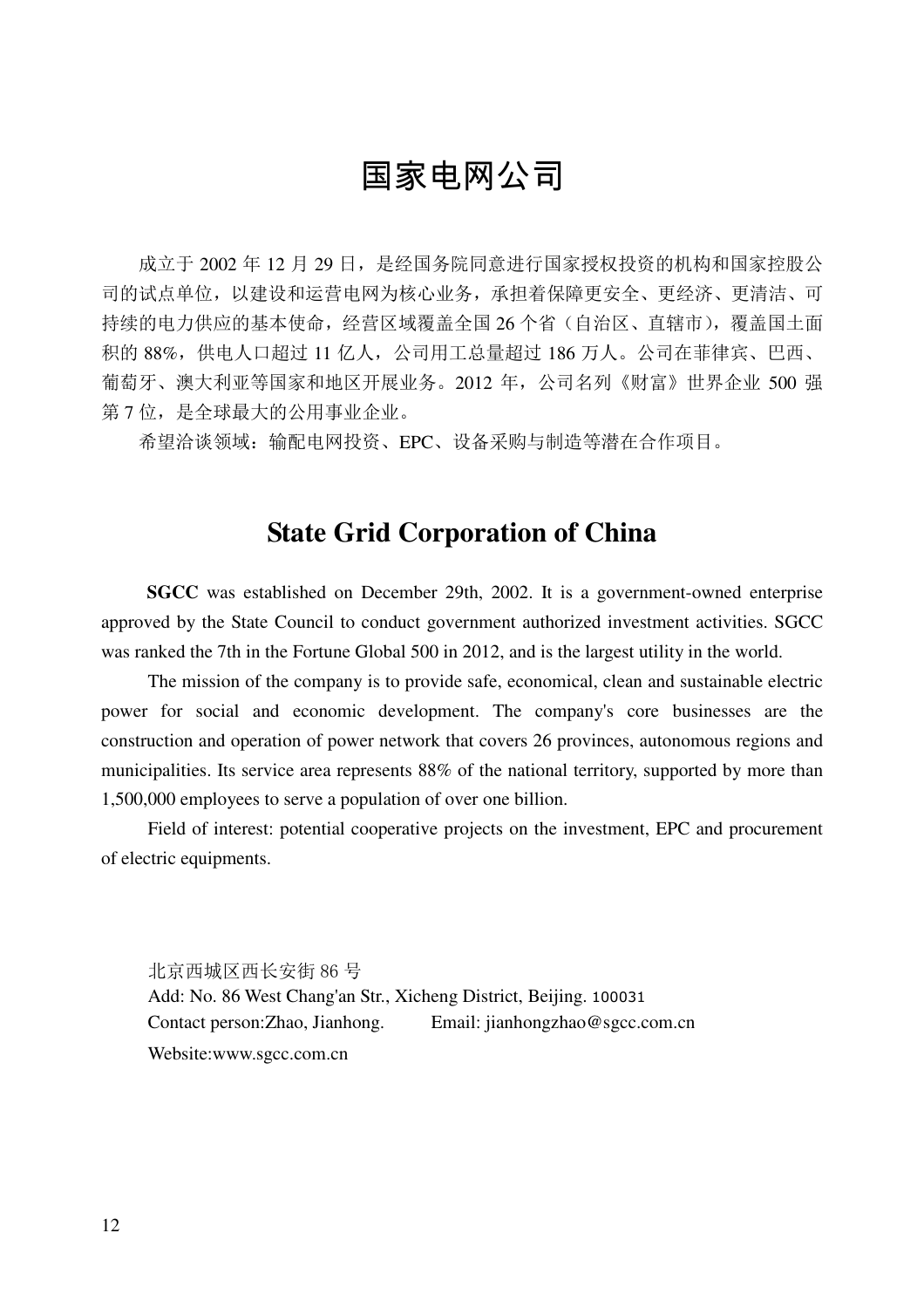# 国家电网公司

成立于 2002 年 12 月 29 日，是经国务院同意进行国家授权投资的机构和国家控股公司的试点单位，以建设和运营电网为核心业务，承担着保障更安全、更经济、更清洁、可持续的电力供应的基本使命，经营区域覆盖全国 26 个省（自治区、直辖市），覆盖国土面积的 88%，供电人口超过 11 亿人，公司用工总量超过 186 万人。公司在菲律宾、巴西、葡萄牙、澳大利亚等国家和地区开展业务。2012 年，公司名列《财富》世界企业 500 强第 7 位，是全球最大的公用事业企业。

希望洽谈领域：输配电网投资、EPC、设备采购与制造等潜在合作项目。

# State Grid Corporation of China

**SGCC** was established on December 29th, 2002. It is a government-owned enterprise approved by the State Council to conduct government authorized investment activities. SGCC was ranked the 7th in the Fortune Global 500 in 2012, and is the largest utility in the world.

The mission of the company is to provide safe, economical, clean and sustainable electric power for social and economic development. The company's core businesses are the construction and operation of power network that covers 26 provinces, autonomous regions and municipalities. Its service area represents 88% of the national territory, supported by more than 1,500,000 employees to serve a population of over one billion.

Field of interest: potential cooperative projects on the investment, EPC and procurement of electric equipments.

北京西城区西长安街 86 号

Add: No. 86 West Chang'an Str., Xicheng District, Beijing. 100031

Contact person:Zhao, Jianhong. Email: jianhongzhao@sgcc.com.cn

Website:www.sgcc.com.cn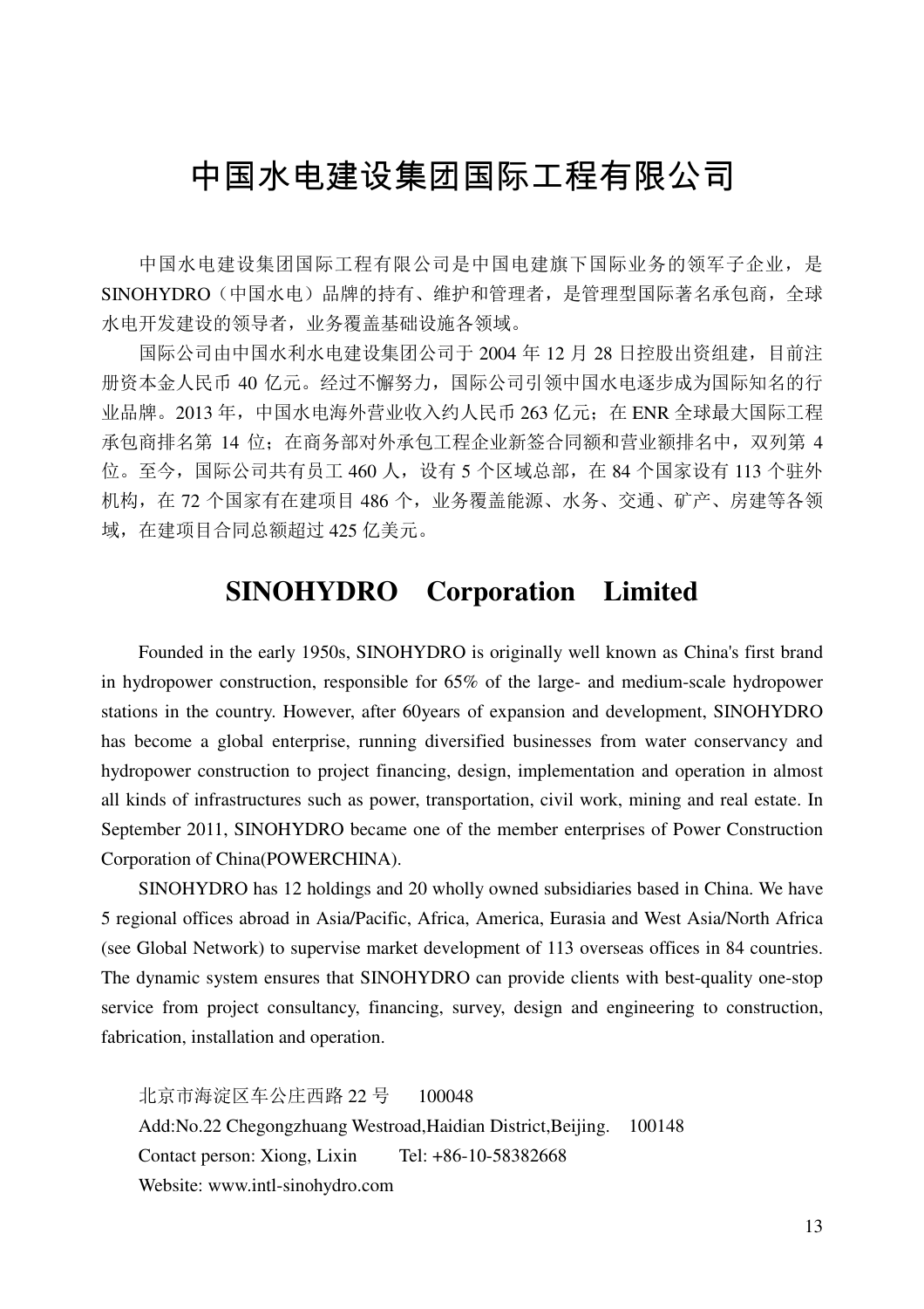# 中国水电建设集团国际工程有限公司

中国水电建设集团国际工程有限公司是中国电建旗下国际业务的领军子企业，是SINOHYDRO（中国水电）品牌的持有、维护和管理者，是管理型国际著名承包商，全球水电开发建设的领导者，业务覆盖基础设施各领域。

国际公司由中国水利水电建设集团公司于 2004 年 12 月 28 日控股出资组建，目前注册资本金人民币 40 亿元。经过不懈努力，国际公司引领中国水电逐步成为国际知名的行业品牌。2013 年，中国水电海外营业收入约人民币 263 亿元；在 ENR 全球最大国际工程承包商排名第 14 位；在商务部对外承包工程企业新签合同额和营业额排名中，双列第 4 位。至今，国际公司共有员工 460 人，设有 5 个区域总部，在 84 个国家设有 113 个驻外机构，在 72 个国家有在建项目 486 个，业务覆盖能源、水务、交通、矿产、房建等各领域，在建项目合同总额超过 425 亿美元。

## SINOHYDRO Corporation Limited

Founded in the early 1950s, SINOHYDRO is originally well known as China's first brand in hydropower construction, responsible for 65% of the large- and medium-scale hydropower stations in the country. However, after 60years of expansion and development, SINOHYDRO has become a global enterprise, running diversified businesses from water conservancy and hydropower construction to project financing, design, implementation and operation in almost all kinds of infrastructures such as power, transportation, civil work, mining and real estate. In September 2011, SINOHYDRO became one of the member enterprises of Power Construction Corporation of China(POWERCHINA).

SINOHYDRO has 12 holdings and 20 wholly owned subsidiaries based in China. We have 5 regional offices abroad in Asia/Pacific, Africa, America, Eurasia and West Asia/North Africa (see Global Network) to supervise market development of 113 overseas offices in 84 countries. The dynamic system ensures that SINOHYDRO can provide clients with best-quality one-stop service from project consultancy, financing, survey, design and engineering to construction, fabrication, installation and operation.

北京市海淀区车公庄西路 22 号　100048

Add:No.22 Chegongzhuang Westroad,Haidian District,Beijing.　100148

Contact person: Xiong, Lixin　Tel: +86-10-58382668

Website: www.intl-sinohydro.com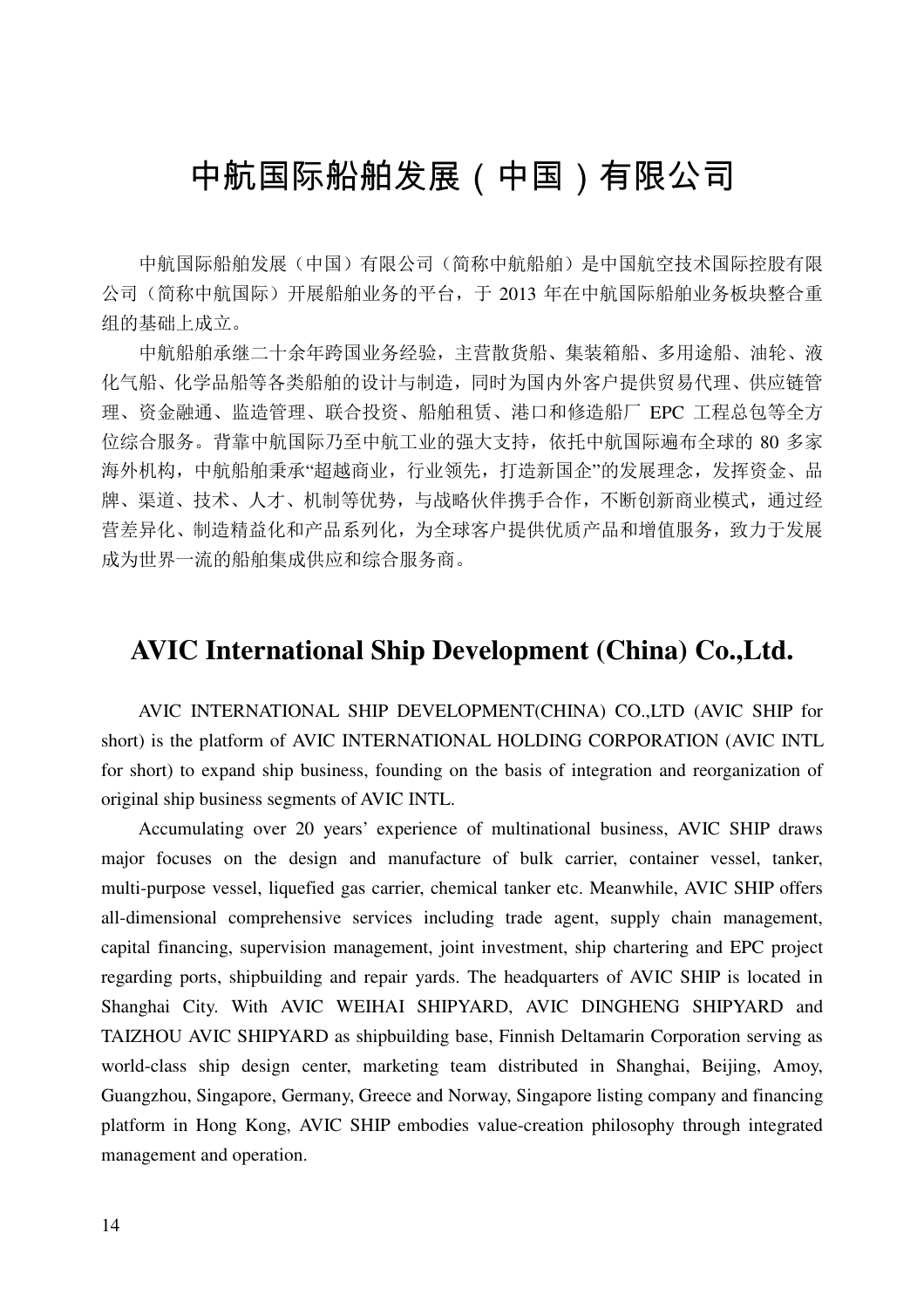# 中航国际船舶发展（中国）有限公司

中航国际船舶发展（中国）有限公司（简称中航船舶）是中国航空技术国际控股有限公司（简称中航国际）开展船舶业务的平台，于 2013 年在中航国际船舶业务板块整合重组的基础上成立。

中航船舶承继二十余年跨国业务经验，主营散货船、集装箱船、多用途船、油轮、液化气船、化学品船等各类船舶的设计与制造，同时为国内外客户提供贸易代理、供应链管理、资金融通、监造管理、联合投资、船舶租赁、港口和修造船厂 EPC 工程总包等全方位综合服务。背靠中航国际乃至中航工业的强大支持，依托中航国际遍布全球的 80 多家海外机构，中航船舶秉承"超越商业，行业领先，打造新国企"的发展理念，发挥资金、品牌、渠道、技术、人才、机制等优势，与战略伙伴携手合作，不断创新商业模式，通过经营差异化、制造精益化和产品系列化，为全球客户提供优质产品和增值服务，致力于发展成为世界一流的船舶集成供应和综合服务商。

# AVIC International Ship Development (China) Co.,Ltd.

AVIC INTERNATIONAL SHIP DEVELOPMENT(CHINA) CO.,LTD (AVIC SHIP for short) is the platform of AVIC INTERNATIONAL HOLDING CORPORATION (AVIC INTL for short) to expand ship business, founding on the basis of integration and reorganization of original ship business segments of AVIC INTL.

Accumulating over 20 years' experience of multinational business, AVIC SHIP draws major focuses on the design and manufacture of bulk carrier, container vessel, tanker, multi-purpose vessel, liquefied gas carrier, chemical tanker etc. Meanwhile, AVIC SHIP offers all-dimensional comprehensive services including trade agent, supply chain management, capital financing, supervision management, joint investment, ship chartering and EPC project regarding ports, shipbuilding and repair yards. The headquarters of AVIC SHIP is located in Shanghai City. With AVIC WEIHAI SHIPYARD, AVIC DINGHENG SHIPYARD and TAIZHOU AVIC SHIPYARD as shipbuilding base, Finnish Deltamarin Corporation serving as world-class ship design center, marketing team distributed in Shanghai, Beijing, Amoy, Guangzhou, Singapore, Germany, Greece and Norway, Singapore listing company and financing platform in Hong Kong, AVIC SHIP embodies value-creation philosophy through integrated management and operation.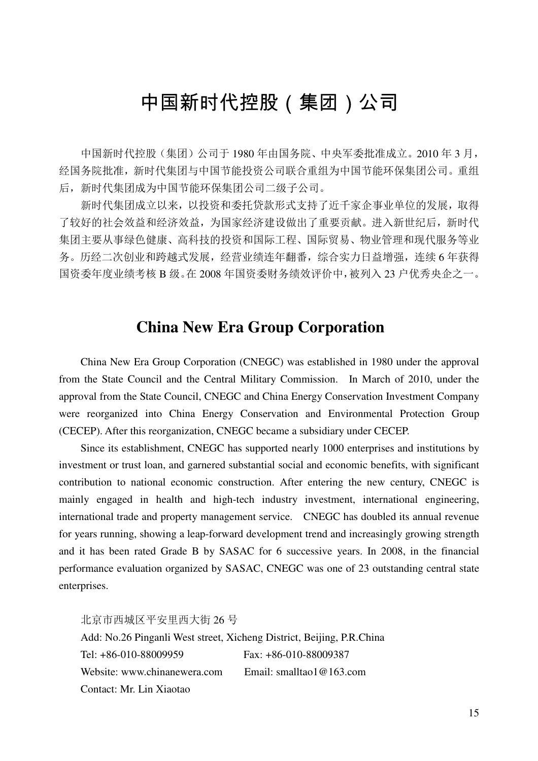# 中国新时代控股（集团）公司

中国新时代控股（集团）公司于 1980 年由国务院、中央军委批准成立。2010 年 3 月，经国务院批准，新时代集团与中国节能投资公司联合重组为中国节能环保集团公司。重组后，新时代集团成为中国节能环保集团公司二级子公司。

新时代集团成立以来，以投资和委托贷款形式支持了近千家企事业单位的发展，取得了较好的社会效益和经济效益，为国家经济建设做出了重要贡献。进入新世纪后，新时代集团主要从事绿色健康、高科技的投资和国际工程、国际贸易、物业管理和现代服务等业务。历经二次创业和跨越式发展，经营业绩连年翻番，综合实力日益增强，连续 6 年获得国资委年度业绩考核 B 级。在 2008 年国资委财务绩效评价中，被列入 23 户优秀央企之一。

# China New Era Group Corporation

China New Era Group Corporation (CNEGC) was established in 1980 under the approval from the State Council and the Central Military Commission. In March of 2010, under the approval from the State Council, CNEGC and China Energy Conservation Investment Company were reorganized into China Energy Conservation and Environmental Protection Group (CECEP). After this reorganization, CNEGC became a subsidiary under CECEP.

Since its establishment, CNEGC has supported nearly 1000 enterprises and institutions by investment or trust loan, and garnered substantial social and economic benefits, with significant contribution to national economic construction. After entering the new century, CNEGC is mainly engaged in health and high-tech industry investment, international engineering, international trade and property management service. CNEGC has doubled its annual revenue for years running, showing a leap-forward development trend and increasingly growing strength and it has been rated Grade B by SASAC for 6 successive years. In 2008, in the financial performance evaluation organized by SASAC, CNEGC was one of 23 outstanding central state enterprises.

北京市西城区平安里西大街 26 号

Add: No.26 Pinganli West street, Xicheng District, Beijing, P.R.China

Tel: +86-010-88009959 Fax: +86-010-88009387

Website: www.chinanewera.com Email: smalltao1@163.com

Contact: Mr. Lin Xiaotao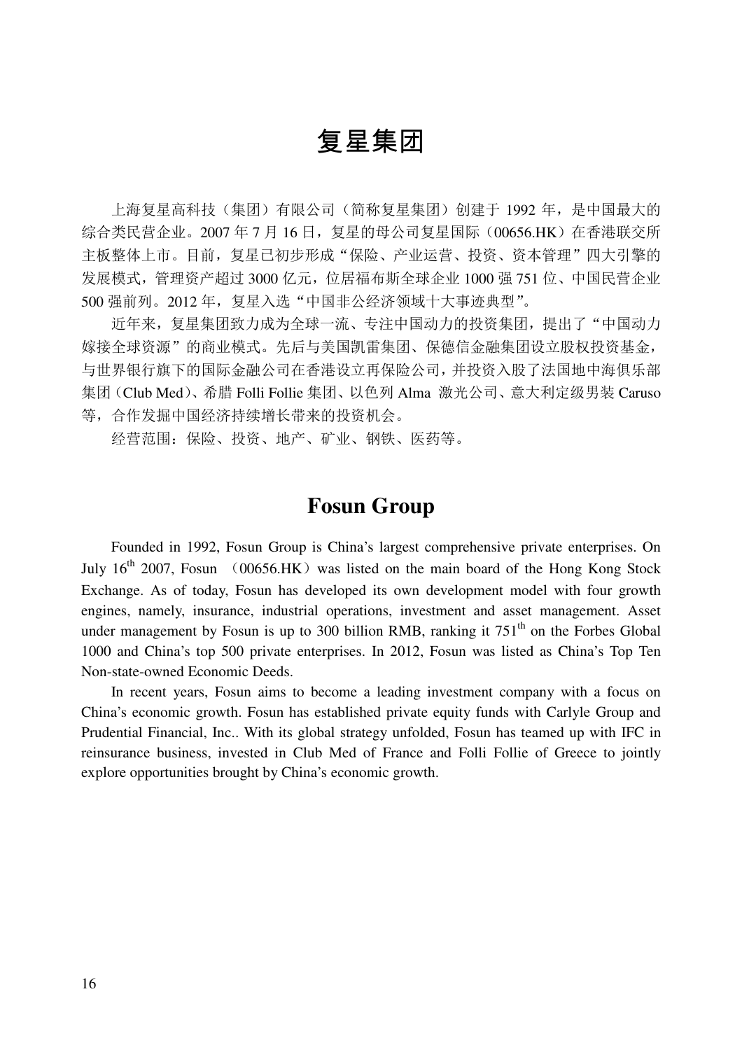# 复星集团

上海复星高科技（集团）有限公司（简称复星集团）创建于 1992 年，是中国最大的综合类民营企业。2007 年 7 月 16 日，复星的母公司复星国际（00656.HK）在香港联交所主板整体上市。目前，复星已初步形成“保险、产业运营、投资、资本管理”四大引擎的发展模式，管理资产超过 3000 亿元，位居福布斯全球企业 1000 强 751 位、中国民营企业 500 强前列。2012 年，复星入选“中国非公经济领域十大事迹典型”。

近年来，复星集团致力成为全球一流、专注中国动力的投资集团，提出了“中国动力嫁接全球资源”的商业模式。先后与美国凯雷集团、保德信金融集团设立股权投资基金，与世界银行旗下的国际金融公司在香港设立再保险公司，并投资入股了法国地中海俱乐部集团（Club Med）、希腊 Folli Follie 集团、以色列 Alma 激光公司、意大利定级男装 Caruso 等，合作发掘中国经济持续增长带来的投资机会。

经营范围：保险、投资、地产、矿业、钢铁、医药等。

# Fosun Group

Founded in 1992, Fosun Group is China's largest comprehensive private enterprises. On July 16th 2007, Fosun （00656.HK）was listed on the main board of the Hong Kong Stock Exchange. As of today, Fosun has developed its own development model with four growth engines, namely, insurance, industrial operations, investment and asset management. Asset under management by Fosun is up to 300 billion RMB, ranking it 751th on the Forbes Global 1000 and China's top 500 private enterprises. In 2012, Fosun was listed as China's Top Ten Non-state-owned Economic Deeds.

In recent years, Fosun aims to become a leading investment company with a focus on China's economic growth. Fosun has established private equity funds with Carlyle Group and Prudential Financial, Inc.. With its global strategy unfolded, Fosun has teamed up with IFC in reinsurance business, invested in Club Med of France and Folli Follie of Greece to jointly explore opportunities brought by China's economic growth.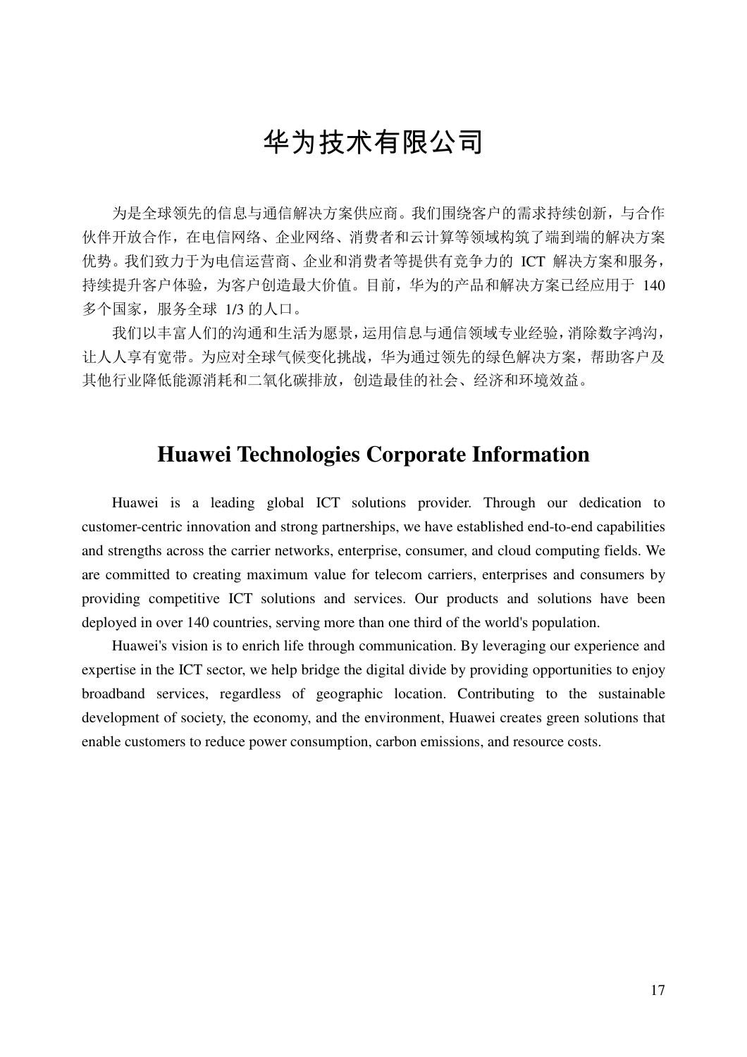# 华为技术有限公司

为是全球领先的信息与通信解决方案供应商。我们围绕客户的需求持续创新，与合作伙伴开放合作，在电信网络、企业网络、消费者和云计算等领域构筑了端到端的解决方案优势。我们致力于为电信运营商、企业和消费者等提供有竞争力的 ICT 解决方案和服务，持续提升客户体验，为客户创造最大价值。目前，华为的产品和解决方案已经应用于 140 多个国家，服务全球 1/3 的人口。

我们以丰富人们的沟通和生活为愿景，运用信息与通信领域专业经验，消除数字鸿沟，让人人享有宽带。为应对全球气候变化挑战，华为通过领先的绿色解决方案，帮助客户及其他行业降低能源消耗和二氧化碳排放，创造最佳的社会、经济和环境效益。

# Huawei Technologies Corporate Information

Huawei is a leading global ICT solutions provider. Through our dedication to customer-centric innovation and strong partnerships, we have established end-to-end capabilities and strengths across the carrier networks, enterprise, consumer, and cloud computing fields. We are committed to creating maximum value for telecom carriers, enterprises and consumers by providing competitive ICT solutions and services. Our products and solutions have been deployed in over 140 countries, serving more than one third of the world's population.

Huawei's vision is to enrich life through communication. By leveraging our experience and expertise in the ICT sector, we help bridge the digital divide by providing opportunities to enjoy broadband services, regardless of geographic location. Contributing to the sustainable development of society, the economy, and the environment, Huawei creates green solutions that enable customers to reduce power consumption, carbon emissions, and resource costs.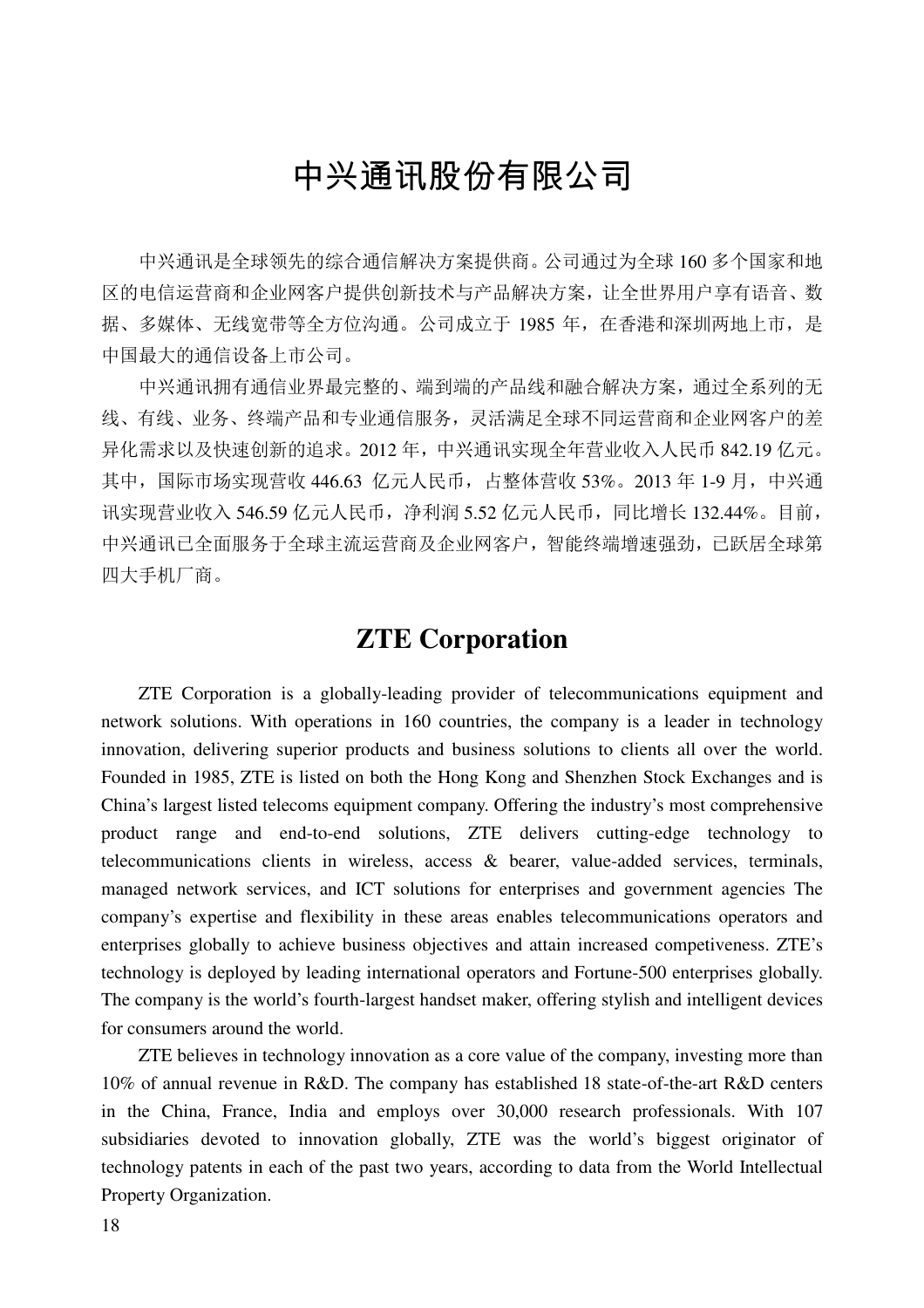# 中兴通讯股份有限公司

中兴通讯是全球领先的综合通信解决方案提供商。公司通过为全球 160 多个国家和地区的电信运营商和企业网客户提供创新技术与产品解决方案，让全世界用户享有语音、数据、多媒体、无线宽带等全方位沟通。公司成立于 1985 年，在香港和深圳两地上市，是中国最大的通信设备上市公司。

中兴通讯拥有通信业界最完整的、端到端的产品线和融合解决方案，通过全系列的无线、有线、业务、终端产品和专业通信服务，灵活满足全球不同运营商和企业网客户的差异化需求以及快速创新的追求。2012 年，中兴通讯实现全年营业收入人民币 842.19 亿元。其中，国际市场实现营收 446.63 亿元人民币，占整体营收 53%。2013 年 1-9 月，中兴通讯实现营业收入 546.59 亿元人民币，净利润 5.52 亿元人民币，同比增长 132.44%。目前，中兴通讯已全面服务于全球主流运营商及企业网客户，智能终端增速强劲，已跃居全球第四大手机厂商。

# ZTE Corporation

ZTE Corporation is a globally-leading provider of telecommunications equipment and network solutions. With operations in 160 countries, the company is a leader in technology innovation, delivering superior products and business solutions to clients all over the world. Founded in 1985, ZTE is listed on both the Hong Kong and Shenzhen Stock Exchanges and is China's largest listed telecoms equipment company. Offering the industry's most comprehensive product range and end-to-end solutions, ZTE delivers cutting-edge technology to telecommunications clients in wireless, access & bearer, value-added services, terminals, managed network services, and ICT solutions for enterprises and government agencies The company's expertise and flexibility in these areas enables telecommunications operators and enterprises globally to achieve business objectives and attain increased competiveness. ZTE's technology is deployed by leading international operators and Fortune-500 enterprises globally. The company is the world's fourth-largest handset maker, offering stylish and intelligent devices for consumers around the world.

ZTE believes in technology innovation as a core value of the company, investing more than 10% of annual revenue in R&D. The company has established 18 state-of-the-art R&D centers in the China, France, India and employs over 30,000 research professionals. With 107 subsidiaries devoted to innovation globally, ZTE was the world's biggest originator of technology patents in each of the past two years, according to data from the World Intellectual Property Organization.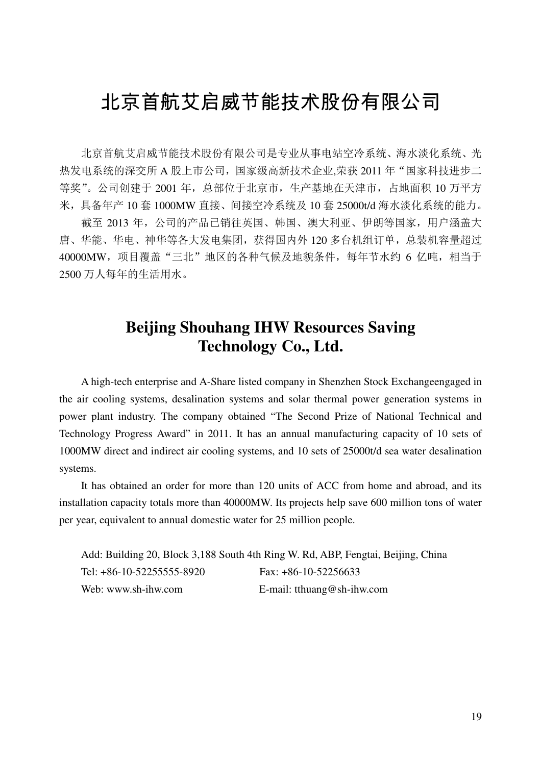# 北京首航艾启威节能技术股份有限公司

北京首航艾启威节能技术股份有限公司是专业从事电站空冷系统、海水淡化系统、光热发电系统的深交所 A 股上市公司，国家级高新技术企业,荣获 2011 年“国家科技进步二等奖”。公司创建于 2001 年，总部位于北京市，生产基地在天津市，占地面积 10 万平方米，具备年产 10 套 1000MW 直接、间接空冷系统及 10 套 25000t/d 海水淡化系统的能力。

截至 2013 年，公司的产品已销往英国、韩国、澳大利亚、伊朗等国家，用户涵盖大唐、华能、华电、神华等各大发电集团，获得国内外 120 多台机组订单，总装机容量超过 40000MW，项目覆盖“三北”地区的各种气候及地貌条件，每年节水约 6 亿吨，相当于 2500 万人每年的生活用水。

# Beijing Shouhang IHW Resources Saving Technology Co., Ltd.

A high-tech enterprise and A-Share listed company in Shenzhen Stock Exchangeengaged in the air cooling systems, desalination systems and solar thermal power generation systems in power plant industry. The company obtained “The Second Prize of National Technical and Technology Progress Award” in 2011. It has an annual manufacturing capacity of 10 sets of 1000MW direct and indirect air cooling systems, and 10 sets of 25000t/d sea water desalination systems.

It has obtained an order for more than 120 units of ACC from home and abroad, and its installation capacity totals more than 40000MW. Its projects help save 600 million tons of water per year, equivalent to annual domestic water for 25 million people.

Add: Building 20, Block 3,188 South 4th Ring W. Rd, ABP, Fengtai, Beijing, China

Tel: +86-10-52255555-8920　　Fax: +86-10-52256633

Web: www.sh-ihw.com　　E-mail: tthuang@sh-ihw.com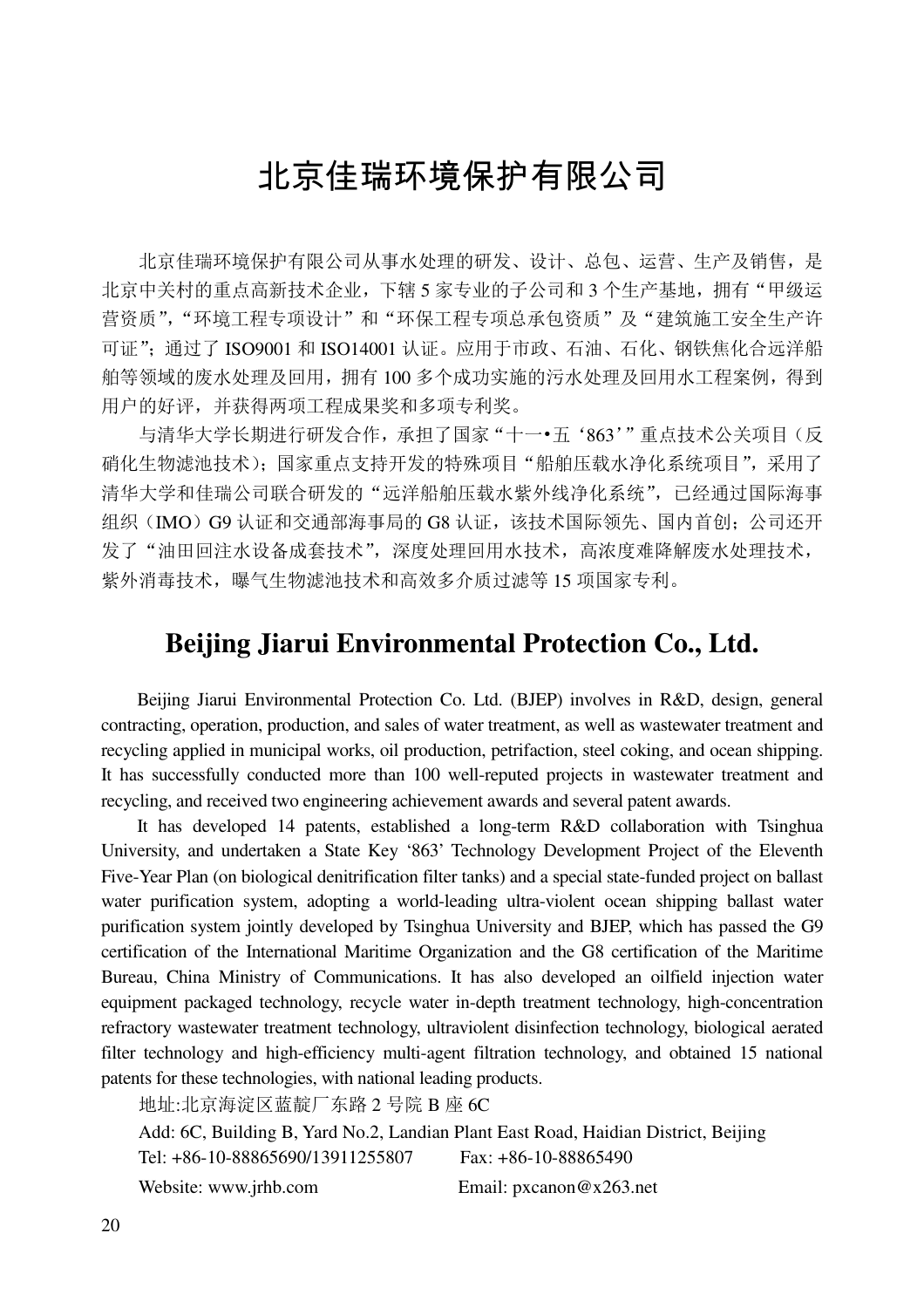# 北京佳瑞环境保护有限公司

北京佳瑞环境保护有限公司从事水处理的研发、设计、总包、运营、生产及销售，是北京中关村的重点高新技术企业，下辖 5 家专业的子公司和 3 个生产基地，拥有“甲级运营资质”，“环境工程专项设计”和“环保工程专项总承包资质”及“建筑施工安全生产许可证”；通过了 ISO9001 和 ISO14001 认证。应用于市政、石油、石化、钢铁焦化合远洋船舶等领域的废水处理及回用，拥有 100 多个成功实施的污水处理及回用水工程案例，得到用户的好评，并获得两项工程成果奖和多项专利奖。

与清华大学长期进行研发合作，承担了国家“十一•五‘863’”重点技术公关项目（反硝化生物滤池技术）；国家重点支持开发的特殊项目“船舶压载水净化系统项目”，采用了清华大学和佳瑞公司联合研发的“远洋船舶压载水紫外线净化系统”，已经通过国际海事组织（IMO）G9 认证和交通部海事局的 G8 认证，该技术国际领先、国内首创；公司还开发了“油田回注水设备成套技术”，深度处理回用水技术，高浓度难降解废水处理技术，紫外消毒技术，曝气生物滤池技术和高效多介质过滤等 15 项国家专利。

# Beijing Jiarui Environmental Protection Co., Ltd.

Beijing Jiarui Environmental Protection Co. Ltd. (BJEP) involves in R&D, design, general contracting, operation, production, and sales of water treatment, as well as wastewater treatment and recycling applied in municipal works, oil production, petrifaction, steel coking, and ocean shipping. It has successfully conducted more than 100 well-reputed projects in wastewater treatment and recycling, and received two engineering achievement awards and several patent awards.

It has developed 14 patents, established a long-term R&D collaboration with Tsinghua University, and undertaken a State Key ‘863’ Technology Development Project of the Eleventh Five-Year Plan (on biological denitrification filter tanks) and a special state-funded project on ballast water purification system, adopting a world-leading ultra-violent ocean shipping ballast water purification system jointly developed by Tsinghua University and BJEP, which has passed the G9 certification of the International Maritime Organization and the G8 certification of the Maritime Bureau, China Ministry of Communications. It has also developed an oilfield injection water equipment packaged technology, recycle water in-depth treatment technology, high-concentration refractory wastewater treatment technology, ultraviolent disinfection technology, biological aerated filter technology and high-efficiency multi-agent filtration technology, and obtained 15 national patents for these technologies, with national leading products.

地址:北京海淀区蓝靛厂东路 2 号院 B 座 6C

Add: 6C, Building B, Yard No.2, Landian Plant East Road, Haidian District, Beijing

Tel: +86-10-88865690/13911255807 Fax: +86-10-88865490

Website: www.jrhb.com Email: pxcanon@x263.net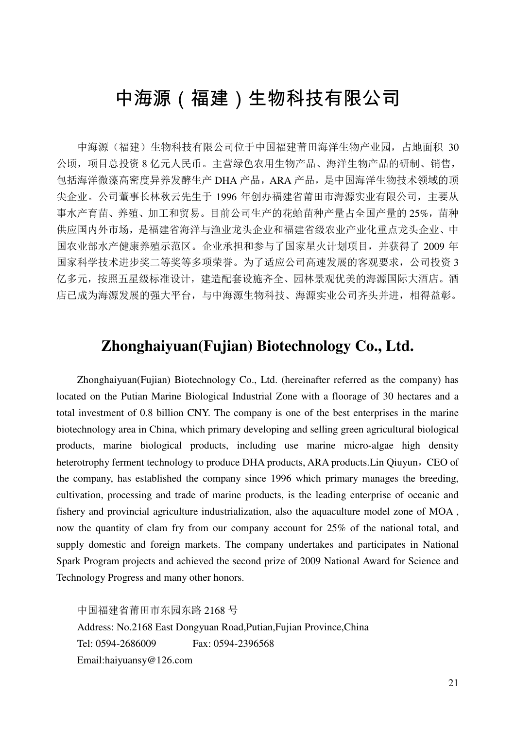# 中海源（福建）生物科技有限公司

中海源（福建）生物科技有限公司位于中国福建莆田海洋生物产业园，占地面积 30 公顷，项目总投资 8 亿元人民币。主营绿色农用生物产品、海洋生物产品的研制、销售，包括海洋微藻高密度异养发酵生产 DHA 产品，ARA 产品，是中国海洋生物技术领域的顶尖企业。公司董事长林秋云先生于 1996 年创办福建省莆田市海源实业有限公司，主要从事水产育苗、养殖、加工和贸易。目前公司生产的花蛤苗种产量占全国产量的 25%，苗种供应国内外市场，是福建省海洋与渔业龙头企业和福建省级农业产业化重点龙头企业、中国农业部水产健康养殖示范区。企业承担和参与了国家星火计划项目，并获得了 2009 年国家科学技术进步奖二等奖等多项荣誉。为了适应公司高速发展的客观要求，公司投资 3 亿多元，按照五星级标准设计，建造配套设施齐全、园林景观优美的海源国际大酒店。酒店已成为海源发展的强大平台，与中海源生物科技、海源实业公司齐头并进，相得益彰。

# Zhonghaiyuan(Fujian) Biotechnology Co., Ltd.

Zhonghaiyuan(Fujian) Biotechnology Co., Ltd. (hereinafter referred as the company) has located on the Putian Marine Biological Industrial Zone with a floorage of 30 hectares and a total investment of 0.8 billion CNY. The company is one of the best enterprises in the marine biotechnology area in China, which primary developing and selling green agricultural biological products, marine biological products, including use marine micro-algae high density heterotrophy ferment technology to produce DHA products, ARA products.Lin Qiuyun，CEO of the company, has established the company since 1996 which primary manages the breeding, cultivation, processing and trade of marine products, is the leading enterprise of oceanic and fishery and provincial agriculture industrialization, also the aquaculture model zone of MOA , now the quantity of clam fry from our company account for 25% of the national total, and supply domestic and foreign markets. The company undertakes and participates in National Spark Program projects and achieved the second prize of 2009 National Award for Science and Technology Progress and many other honors.

中国福建省莆田市东园东路 2168 号

Address: No.2168 East Dongyuan Road,Putian,Fujian Province,China

Tel: 0594-2686009　　　Fax: 0594-2396568

Email:haiyuansy@126.com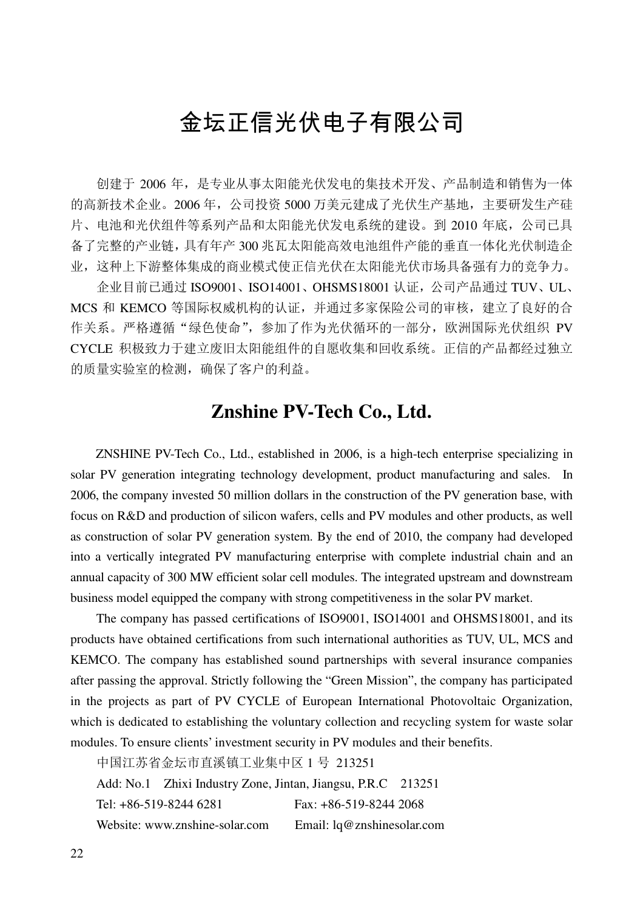# 金坛正信光伏电子有限公司

创建于 2006 年，是专业从事太阳能光伏发电的集技术开发、产品制造和销售为一体的高新技术企业。2006 年，公司投资 5000 万美元建成了光伏生产基地，主要研发生产硅片、电池和光伏组件等系列产品和太阳能光伏发电系统的建设。到 2010 年底，公司已具备了完整的产业链，具有年产 300 兆瓦太阳能高效电池组件产能的垂直一体化光伏制造企业，这种上下游整体集成的商业模式使正信光伏在太阳能光伏市场具备强有力的竞争力。

企业目前已通过 ISO9001、ISO14001、OHSMS18001 认证，公司产品通过 TUV、UL、MCS 和 KEMCO 等国际权威机构的认证，并通过多家保险公司的审核，建立了良好的合作关系。严格遵循“绿色使命”，参加了作为光伏循环的一部分，欧洲国际光伏组织 PV CYCLE 积极致力于建立废旧太阳能组件的自愿收集和回收系统。正信的产品都经过独立的质量实验室的检测，确保了客户的利益。

# Znshine PV-Tech Co., Ltd.

ZNSHINE PV-Tech Co., Ltd., established in 2006, is a high-tech enterprise specializing in solar PV generation integrating technology development, product manufacturing and sales. In 2006, the company invested 50 million dollars in the construction of the PV generation base, with focus on R&D and production of silicon wafers, cells and PV modules and other products, as well as construction of solar PV generation system. By the end of 2010, the company had developed into a vertically integrated PV manufacturing enterprise with complete industrial chain and an annual capacity of 300 MW efficient solar cell modules. The integrated upstream and downstream business model equipped the company with strong competitiveness in the solar PV market.

The company has passed certifications of ISO9001, ISO14001 and OHSMS18001, and its products have obtained certifications from such international authorities as TUV, UL, MCS and KEMCO. The company has established sound partnerships with several insurance companies after passing the approval. Strictly following the “Green Mission”, the company has participated in the projects as part of PV CYCLE of European International Photovoltaic Organization, which is dedicated to establishing the voluntary collection and recycling system for waste solar modules. To ensure clients’ investment security in PV modules and their benefits.

中国江苏省金坛市直溪镇工业集中区 1 号 213251

Add: No.1 Zhixi Industry Zone, Jintan, Jiangsu, P.R.C 213251

Tel: +86-519-8244 6281 Fax: +86-519-8244 2068

Website: www.znshine-solar.com Email: lq@znshinesolar.com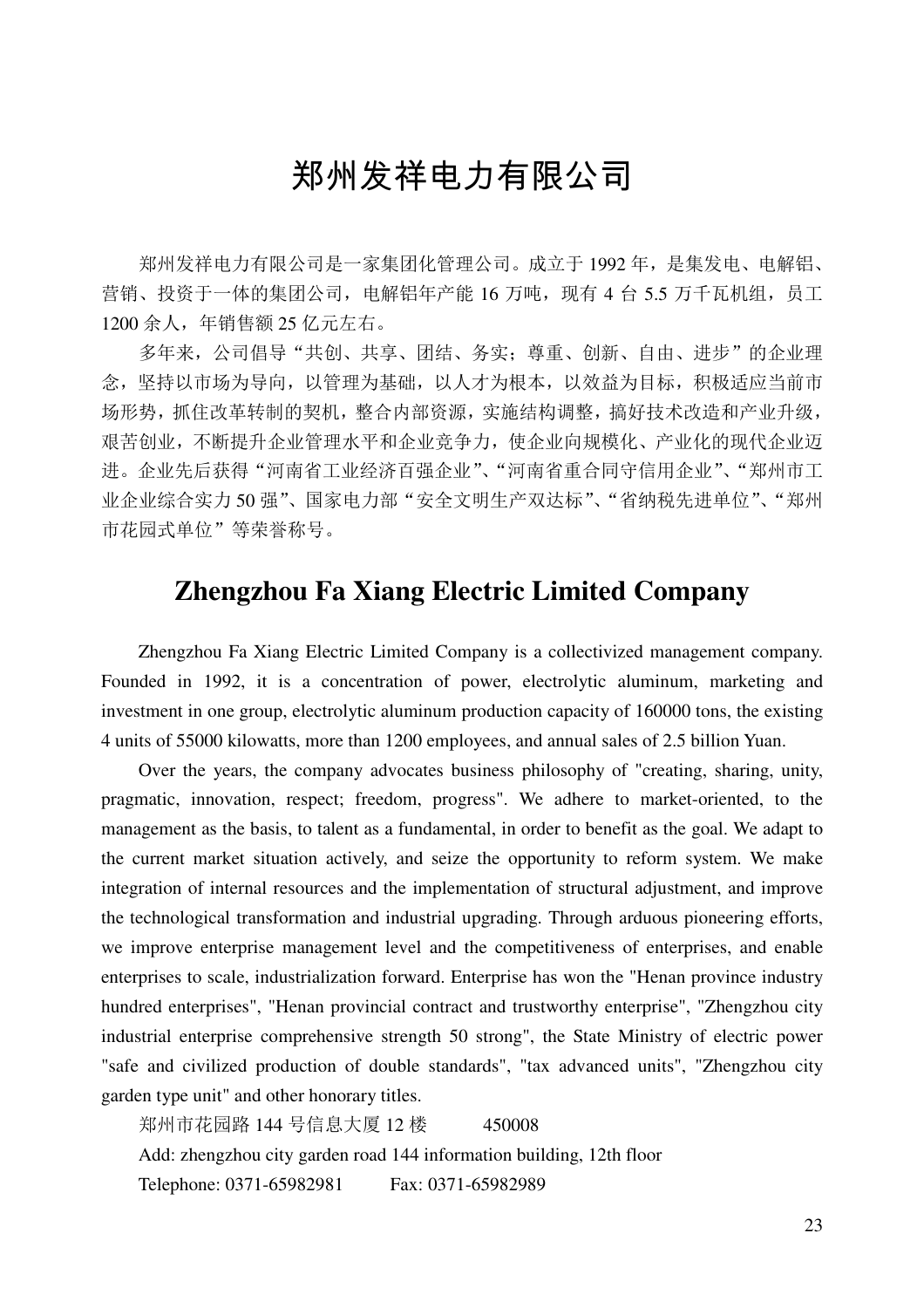# 郑州发祥电力有限公司

郑州发祥电力有限公司是一家集团化管理公司。成立于 1992 年，是集发电、电解铝、营销、投资于一体的集团公司，电解铝年产能 16 万吨，现有 4 台 5.5 万千瓦机组，员工 1200 余人，年销售额 25 亿元左右。

多年来，公司倡导"共创、共享、团结、务实；尊重、创新、自由、进步"的企业理念，坚持以市场为导向，以管理为基础，以人才为根本，以效益为目标，积极适应当前市场形势，抓住改革转制的契机，整合内部资源，实施结构调整，搞好技术改造和产业升级，艰苦创业，不断提升企业管理水平和企业竞争力，使企业向规模化、产业化的现代企业迈进。企业先后获得"河南省工业经济百强企业"、"河南省重合同守信用企业"、"郑州市工业企业综合实力 50 强"、国家电力部"安全文明生产双达标"、"省纳税先进单位"、"郑州市花园式单位"等荣誉称号。

## Zhengzhou Fa Xiang Electric Limited Company

Zhengzhou Fa Xiang Electric Limited Company is a collectivized management company. Founded in 1992, it is a concentration of power, electrolytic aluminum, marketing and investment in one group, electrolytic aluminum production capacity of 160000 tons, the existing 4 units of 55000 kilowatts, more than 1200 employees, and annual sales of 2.5 billion Yuan.

Over the years, the company advocates business philosophy of "creating, sharing, unity, pragmatic, innovation, respect; freedom, progress". We adhere to market-oriented, to the management as the basis, to talent as a fundamental, in order to benefit as the goal. We adapt to the current market situation actively, and seize the opportunity to reform system. We make integration of internal resources and the implementation of structural adjustment, and improve the technological transformation and industrial upgrading. Through arduous pioneering efforts, we improve enterprise management level and the competitiveness of enterprises, and enable enterprises to scale, industrialization forward. Enterprise has won the "Henan province industry hundred enterprises", "Henan provincial contract and trustworthy enterprise", "Zhengzhou city industrial enterprise comprehensive strength 50 strong", the State Ministry of electric power "safe and civilized production of double standards", "tax advanced units", "Zhengzhou city garden type unit" and other honorary titles.

郑州市花园路 144 号信息大厦 12 楼　　450008

Add: zhengzhou city garden road 144 information building, 12th floor

Telephone: 0371-65982981　　Fax: 0371-65982989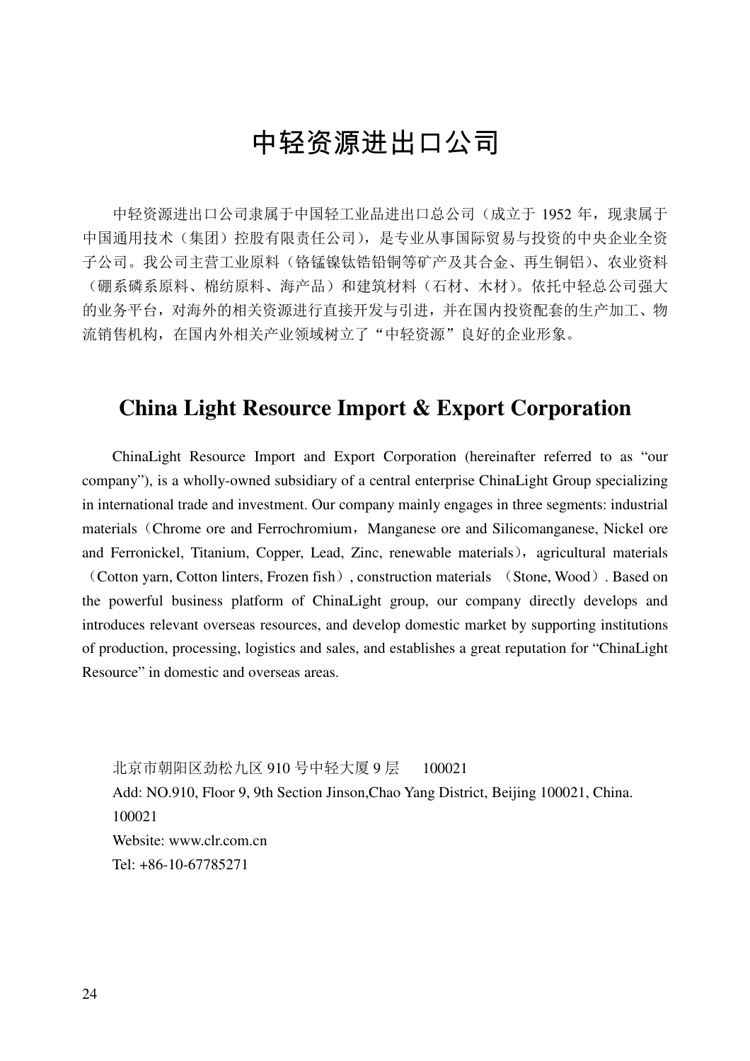# 中轻资源进出口公司

中轻资源进出口公司隶属于中国轻工业品进出口总公司（成立于 1952 年，现隶属于中国通用技术（集团）控股有限责任公司），是专业从事国际贸易与投资的中央企业全资子公司。我公司主营工业原料（铬锰镍钛锆铅铜等矿产及其合金、再生铜铝）、农业资料（硼系磷系原料、棉纺原料、海产品）和建筑材料（石材、木材）。依托中轻总公司强大的业务平台，对海外的相关资源进行直接开发与引进，并在国内投资配套的生产加工、物流销售机构，在国内外相关产业领域树立了“中轻资源”良好的企业形象。

# China Light Resource Import & Export Corporation

ChinaLight Resource Import and Export Corporation (hereinafter referred to as “our company”), is a wholly-owned subsidiary of a central enterprise ChinaLight Group specializing in international trade and investment. Our company mainly engages in three segments: industrial materials（Chrome ore and Ferrochromium，Manganese ore and Silicomanganese, Nickel ore and Ferronickel, Titanium, Copper, Lead, Zinc, renewable materials）, agricultural materials （Cotton yarn, Cotton linters, Frozen fish）, construction materials （Stone, Wood）. Based on the powerful business platform of ChinaLight group, our company directly develops and introduces relevant overseas resources, and develop domestic market by supporting institutions of production, processing, logistics and sales, and establishes a great reputation for “ChinaLight Resource” in domestic and overseas areas.

北京市朝阳区劲松九区 910 号中轻大厦 9 层　　100021

Add: NO.910, Floor 9, 9th Section Jinson,Chao Yang District, Beijing 100021, China. 100021

Website: www.clr.com.cn

Tel: +86-10-67785271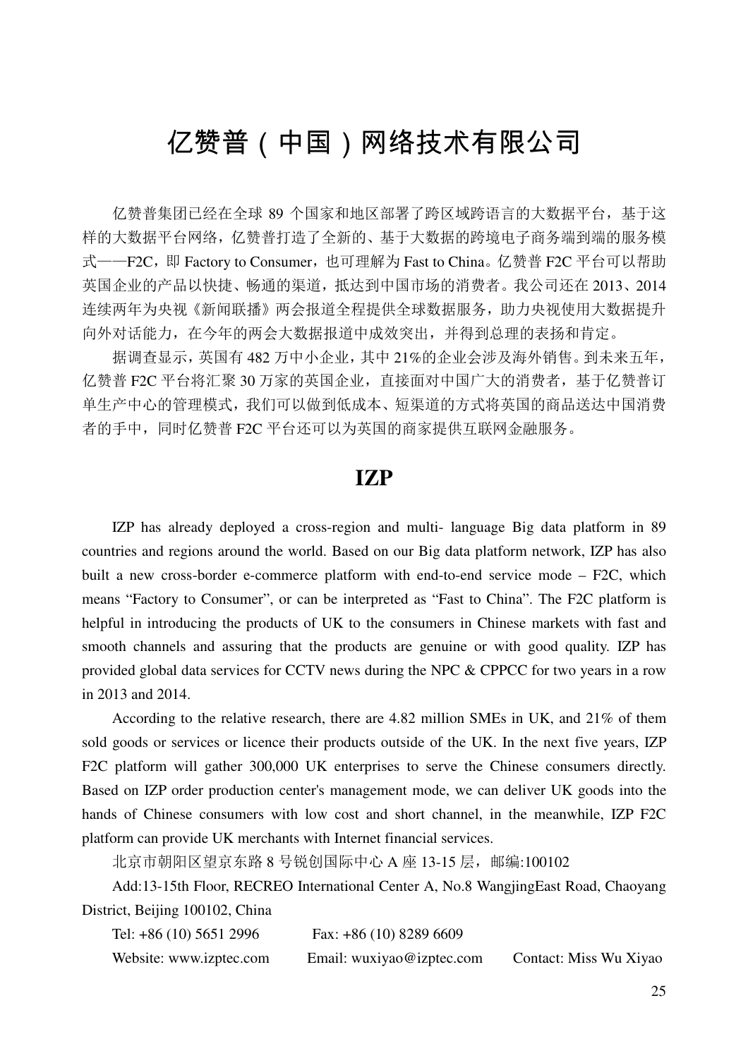# 亿赞普（中国）网络技术有限公司

亿赞普集团已经在全球 89 个国家和地区部署了跨区域跨语言的大数据平台，基于这样的大数据平台网络，亿赞普打造了全新的、基于大数据的跨境电子商务端到端的服务模式——F2C，即 Factory to Consumer，也可理解为 Fast to China。亿赞普 F2C 平台可以帮助英国企业的产品以快捷、畅通的渠道，抵达到中国市场的消费者。我公司还在 2013、2014 连续两年为央视《新闻联播》两会报道全程提供全球数据服务，助力央视使用大数据提升向外对话能力，在今年的两会大数据报道中成效突出，并得到总理的表扬和肯定。

据调查显示，英国有 482 万中小企业，其中 21%的企业会涉及海外销售。到未来五年，亿赞普 F2C 平台将汇聚 30 万家的英国企业，直接面对中国广大的消费者，基于亿赞普订单生产中心的管理模式，我们可以做到低成本、短渠道的方式将英国的商品送达中国消费者的手中，同时亿赞普 F2C 平台还可以为英国的商家提供互联网金融服务。

# IZP

IZP has already deployed a cross-region and multi- language Big data platform in 89 countries and regions around the world. Based on our Big data platform network, IZP has also built a new cross-border e-commerce platform with end-to-end service mode – F2C, which means "Factory to Consumer", or can be interpreted as "Fast to China". The F2C platform is helpful in introducing the products of UK to the consumers in Chinese markets with fast and smooth channels and assuring that the products are genuine or with good quality. IZP has provided global data services for CCTV news during the NPC & CPPCC for two years in a row in 2013 and 2014.

According to the relative research, there are 4.82 million SMEs in UK, and 21% of them sold goods or services or licence their products outside of the UK. In the next five years, IZP F2C platform will gather 300,000 UK enterprises to serve the Chinese consumers directly. Based on IZP order production center's management mode, we can deliver UK goods into the hands of Chinese consumers with low cost and short channel, in the meanwhile, IZP F2C platform can provide UK merchants with Internet financial services.

北京市朝阳区望京东路 8 号锐创国际中心 A 座 13-15 层，邮编:100102

Add:13-15th Floor, RECREO International Center A, No.8 WangjingEast Road, Chaoyang District, Beijing 100102, China

Tel: +86 (10) 5651 2996 Fax: +86 (10) 8289 6609

Website: www.izptec.com Email: wuxiyao@izptec.com Contact: Miss Wu Xiyao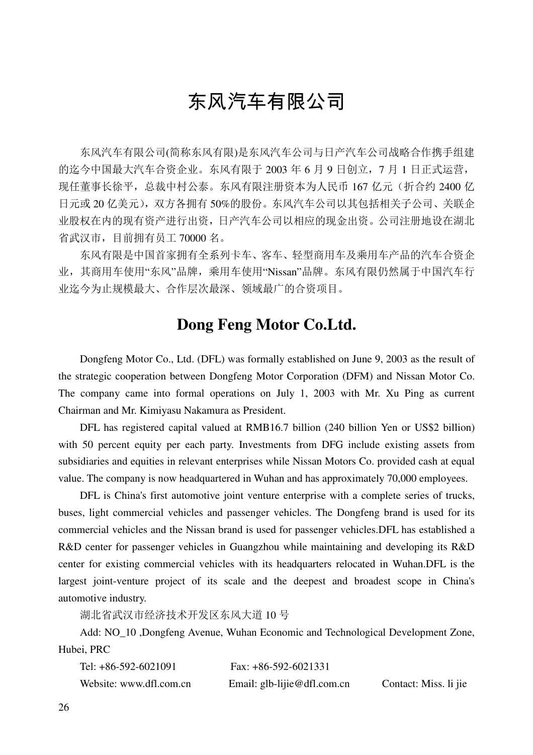# 东风汽车有限公司

东风汽车有限公司(简称东风有限)是东风汽车公司与日产汽车公司战略合作携手组建的迄今中国最大汽车合资企业。东风有限于 2003 年 6 月 9 日创立，7 月 1 日正式运营，现任董事长徐平，总裁中村公泰。东风有限注册资本为人民币 167 亿元（折合约 2400 亿日元或 20 亿美元），双方各拥有 50%的股份。东风汽车公司以其包括相关子公司、关联企业股权在内的现有资产进行出资，日产汽车公司以相应的现金出资。公司注册地设在湖北省武汉市，目前拥有员工 70000 名。

东风有限是中国首家拥有全系列卡车、客车、轻型商用车及乘用车产品的汽车合资企业，其商用车使用“东风”品牌，乘用车使用“Nissan”品牌。东风有限仍然属于中国汽车行业迄今为止规模最大、合作层次最深、领域最广的合资项目。

# Dong Feng Motor Co.Ltd.

Dongfeng Motor Co., Ltd. (DFL) was formally established on June 9, 2003 as the result of the strategic cooperation between Dongfeng Motor Corporation (DFM) and Nissan Motor Co. The company came into formal operations on July 1, 2003 with Mr. Xu Ping as current Chairman and Mr. Kimiyasu Nakamura as President.

DFL has registered capital valued at RMB16.7 billion (240 billion Yen or US$2 billion) with 50 percent equity per each party. Investments from DFG include existing assets from subsidiaries and equities in relevant enterprises while Nissan Motors Co. provided cash at equal value. The company is now headquartered in Wuhan and has approximately 70,000 employees.

DFL is China's first automotive joint venture enterprise with a complete series of trucks, buses, light commercial vehicles and passenger vehicles. The Dongfeng brand is used for its commercial vehicles and the Nissan brand is used for passenger vehicles.DFL has established a R&D center for passenger vehicles in Guangzhou while maintaining and developing its R&D center for existing commercial vehicles with its headquarters relocated in Wuhan.DFL is the largest joint-venture project of its scale and the deepest and broadest scope in China's automotive industry.

湖北省武汉市经济技术开发区东风大道 10 号

Add: NO_10 ,Dongfeng Avenue, Wuhan Economic and Technological Development Zone, Hubei, PRC

Tel: +86-592-6021091 Fax: +86-592-6021331

Website: www.dfl.com.cn Email: glb-lijie@dfl.com.cn Contact: Miss. li jie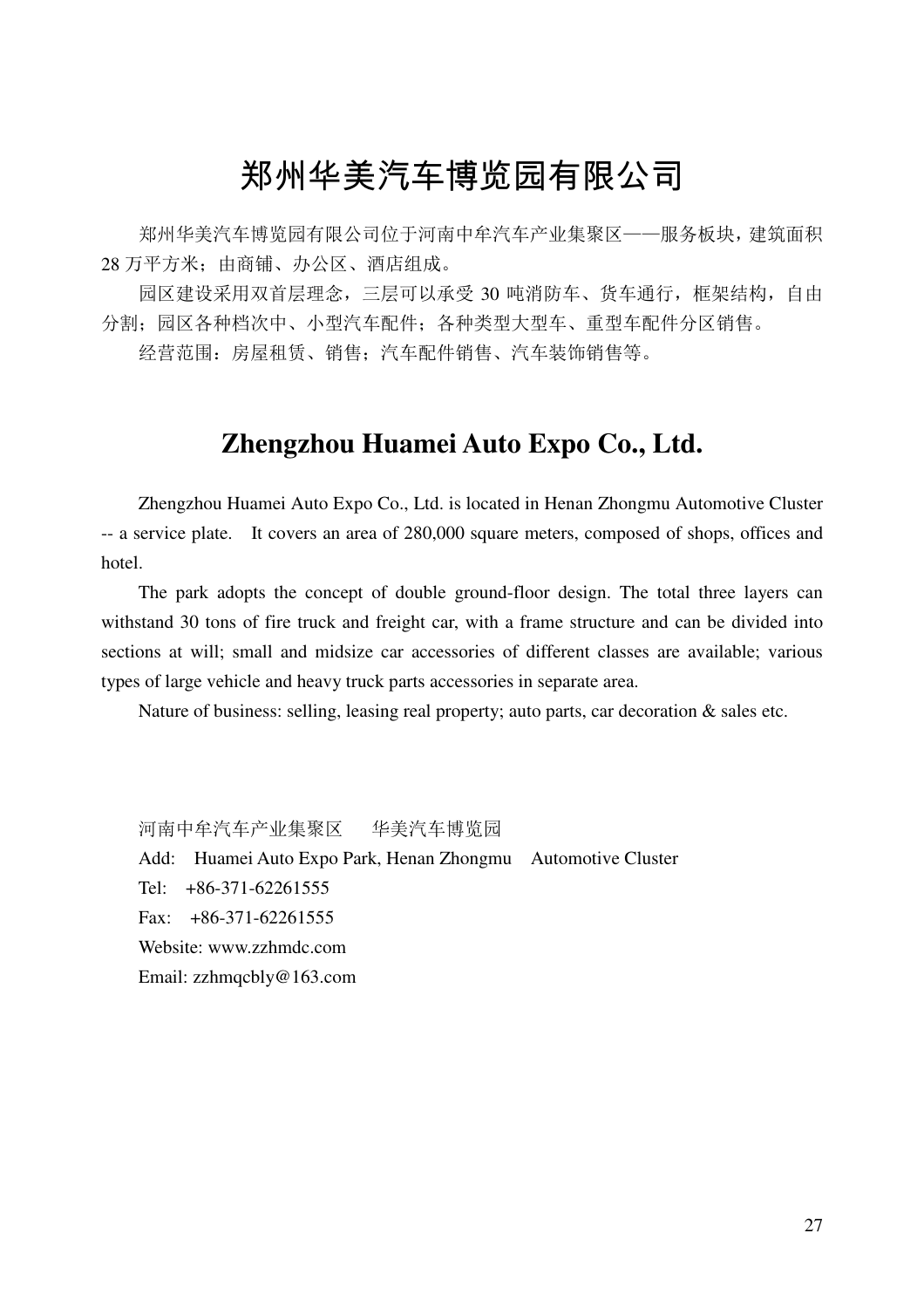# 郑州华美汽车博览园有限公司

郑州华美汽车博览园有限公司位于河南中牟汽车产业集聚区——服务板块，建筑面积 28 万平方米；由商铺、办公区、酒店组成。

园区建设采用双首层理念，三层可以承受 30 吨消防车、货车通行，框架结构，自由分割；园区各种档次中、小型汽车配件；各种类型大型车、重型车配件分区销售。

经营范围：房屋租赁、销售；汽车配件销售、汽车装饰销售等。

# Zhengzhou Huamei Auto Expo Co., Ltd.

Zhengzhou Huamei Auto Expo Co., Ltd. is located in Henan Zhongmu Automotive Cluster -- a service plate. It covers an area of 280,000 square meters, composed of shops, offices and hotel.

The park adopts the concept of double ground-floor design. The total three layers can withstand 30 tons of fire truck and freight car, with a frame structure and can be divided into sections at will; small and midsize car accessories of different classes are available; various types of large vehicle and heavy truck parts accessories in separate area.

Nature of business: selling, leasing real property; auto parts, car decoration & sales etc.

河南中牟汽车产业集聚区　华美汽车博览园

Add: Huamei Auto Expo Park, Henan Zhongmu Automotive Cluster

Tel: +86-371-62261555

Fax: +86-371-62261555

Website: www.zzhmdc.com

Email: zzhmqcbly@163.com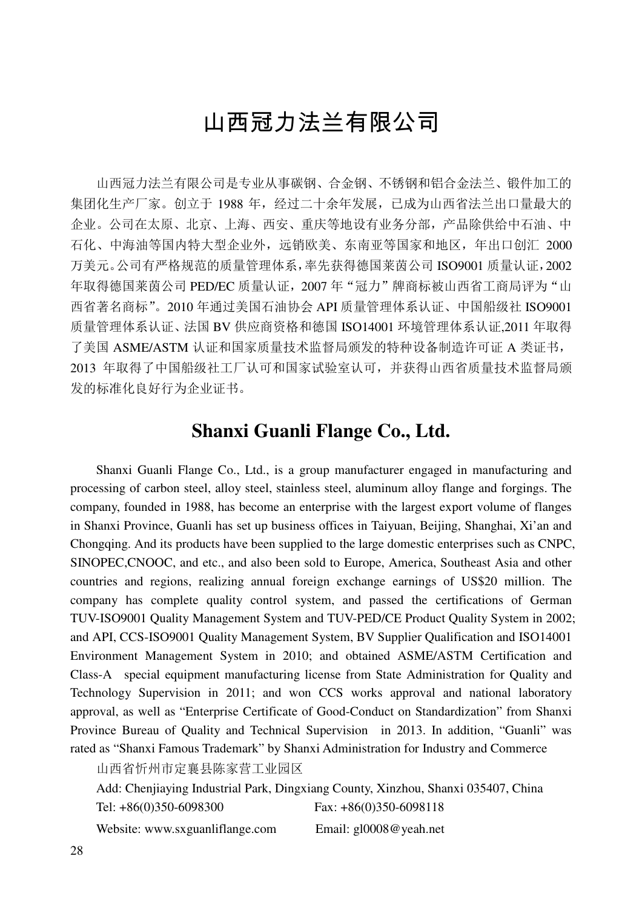# 山西冠力法兰有限公司

山西冠力法兰有限公司是专业从事碳钢、合金钢、不锈钢和铝合金法兰、锻件加工的集团化生产厂家。创立于 1988 年，经过二十余年发展，已成为山西省法兰出口量最大的企业。公司在太原、北京、上海、西安、重庆等地设有业务分部，产品除供给中石油、中石化、中海油等国内特大型企业外，远销欧美、东南亚等国家和地区，年出口创汇 2000 万美元。公司有严格规范的质量管理体系，率先获得德国莱茵公司 ISO9001 质量认证，2002 年取得德国莱茵公司 PED/EC 质量认证，2007 年“冠力”牌商标被山西省工商局评为“山西省著名商标”。2010 年通过美国石油协会 API 质量管理体系认证、中国船级社 ISO9001 质量管理体系认证、法国 BV 供应商资格和德国 ISO14001 环境管理体系认证,2011 年取得了美国 ASME/ASTM 认证和国家质量技术监督局颁发的特种设备制造许可证 A 类证书，2013 年取得了中国船级社工厂认可和国家试验室认可，并获得山西省质量技术监督局颁发的标准化良好行为企业证书。

# Shanxi Guanli Flange Co., Ltd.

Shanxi Guanli Flange Co., Ltd., is a group manufacturer engaged in manufacturing and processing of carbon steel, alloy steel, stainless steel, aluminum alloy flange and forgings. The company, founded in 1988, has become an enterprise with the largest export volume of flanges in Shanxi Province, Guanli has set up business offices in Taiyuan, Beijing, Shanghai, Xi’an and Chongqing. And its products have been supplied to the large domestic enterprises such as CNPC, SINOPEC,CNOOC, and etc., and also been sold to Europe, America, Southeast Asia and other countries and regions, realizing annual foreign exchange earnings of US$20 million. The company has complete quality control system, and passed the certifications of German TUV-ISO9001 Quality Management System and TUV-PED/CE Product Quality System in 2002; and API, CCS-ISO9001 Quality Management System, BV Supplier Qualification and ISO14001 Environment Management System in 2010; and obtained ASME/ASTM Certification and Class-A special equipment manufacturing license from State Administration for Quality and Technology Supervision in 2011; and won CCS works approval and national laboratory approval, as well as “Enterprise Certificate of Good-Conduct on Standardization” from Shanxi Province Bureau of Quality and Technical Supervision in 2013. In addition, “Guanli” was rated as “Shanxi Famous Trademark” by Shanxi Administration for Industry and Commerce

山西省忻州市定襄县陈家营工业园区

Add: Chenjiaying Industrial Park, Dingxiang County, Xinzhou, Shanxi 035407, China

Tel: +86(0)350-6098300 Fax: +86(0)350-6098118

Website: www.sxguanliflange.com Email: gl0008@yeah.net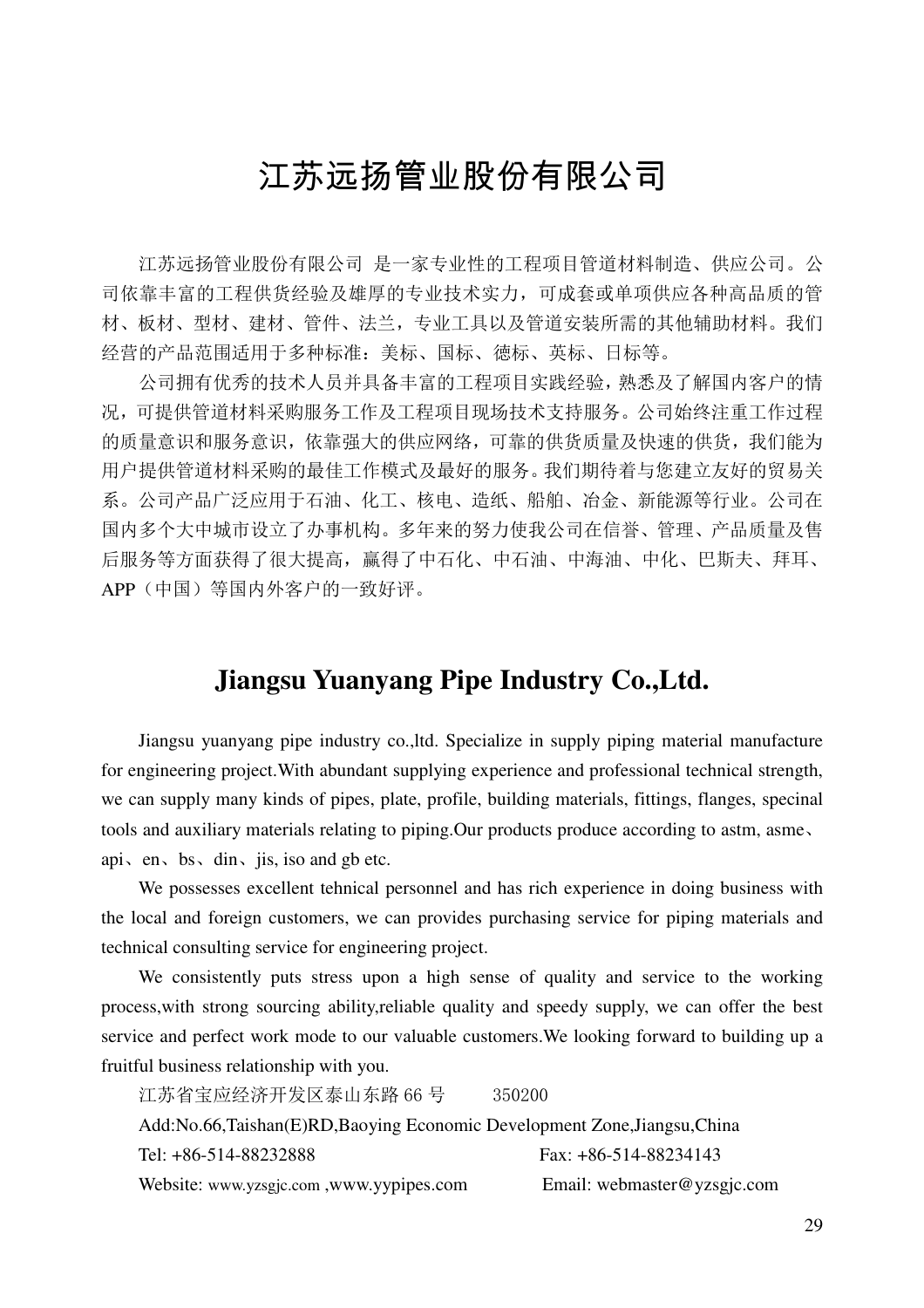# 江苏远扬管业股份有限公司

江苏远扬管业股份有限公司 是一家专业性的工程项目管道材料制造、供应公司。公司依靠丰富的工程供货经验及雄厚的专业技术实力，可成套或单项供应各种高品质的管材、板材、型材、建材、管件、法兰，专业工具以及管道安装所需的其他辅助材料。我们经营的产品范围适用于多种标准：美标、国标、德标、英标、日标等。

公司拥有优秀的技术人员并具备丰富的工程项目实践经验，熟悉及了解国内客户的情况，可提供管道材料采购服务工作及工程项目现场技术支持服务。公司始终注重工作过程的质量意识和服务意识，依靠强大的供应网络，可靠的供货质量及快速的供货，我们能为用户提供管道材料采购的最佳工作模式及最好的服务。我们期待着与您建立友好的贸易关系。公司产品广泛应用于石油、化工、核电、造纸、船舶、冶金、新能源等行业。公司在国内多个大中城市设立了办事机构。多年来的努力使我公司在信誉、管理、产品质量及售后服务等方面获得了很大提高，赢得了中石化、中石油、中海油、中化、巴斯夫、拜耳、APP（中国）等国内外客户的一致好评。

# Jiangsu Yuanyang Pipe Industry Co.,Ltd.

Jiangsu yuanyang pipe industry co.,ltd. Specialize in supply piping material manufacture for engineering project.With abundant supplying experience and professional technical strength, we can supply many kinds of pipes, plate, profile, building materials, fittings, flanges, specinal tools and auxiliary materials relating to piping.Our products produce according to astm, asme、api、en、bs、din、jis, iso and gb etc.

We possesses excellent tehnical personnel and has rich experience in doing business with the local and foreign customers, we can provides purchasing service for piping materials and technical consulting service for engineering project.

We consistently puts stress upon a high sense of quality and service to the working process,with strong sourcing ability,reliable quality and speedy supply, we can offer the best service and perfect work mode to our valuable customers.We looking forward to building up a fruitful business relationship with you.

江苏省宝应经济开发区泰山东路 66 号　　350200

Add:No.66,Taishan(E)RD,Baoying Economic Development Zone,Jiangsu,China

Tel: +86-514-88232888　　Fax: +86-514-88234143

Website: www.yzsgjc.com ,www.yypipes.com　　Email: webmaster@yzsgjc.com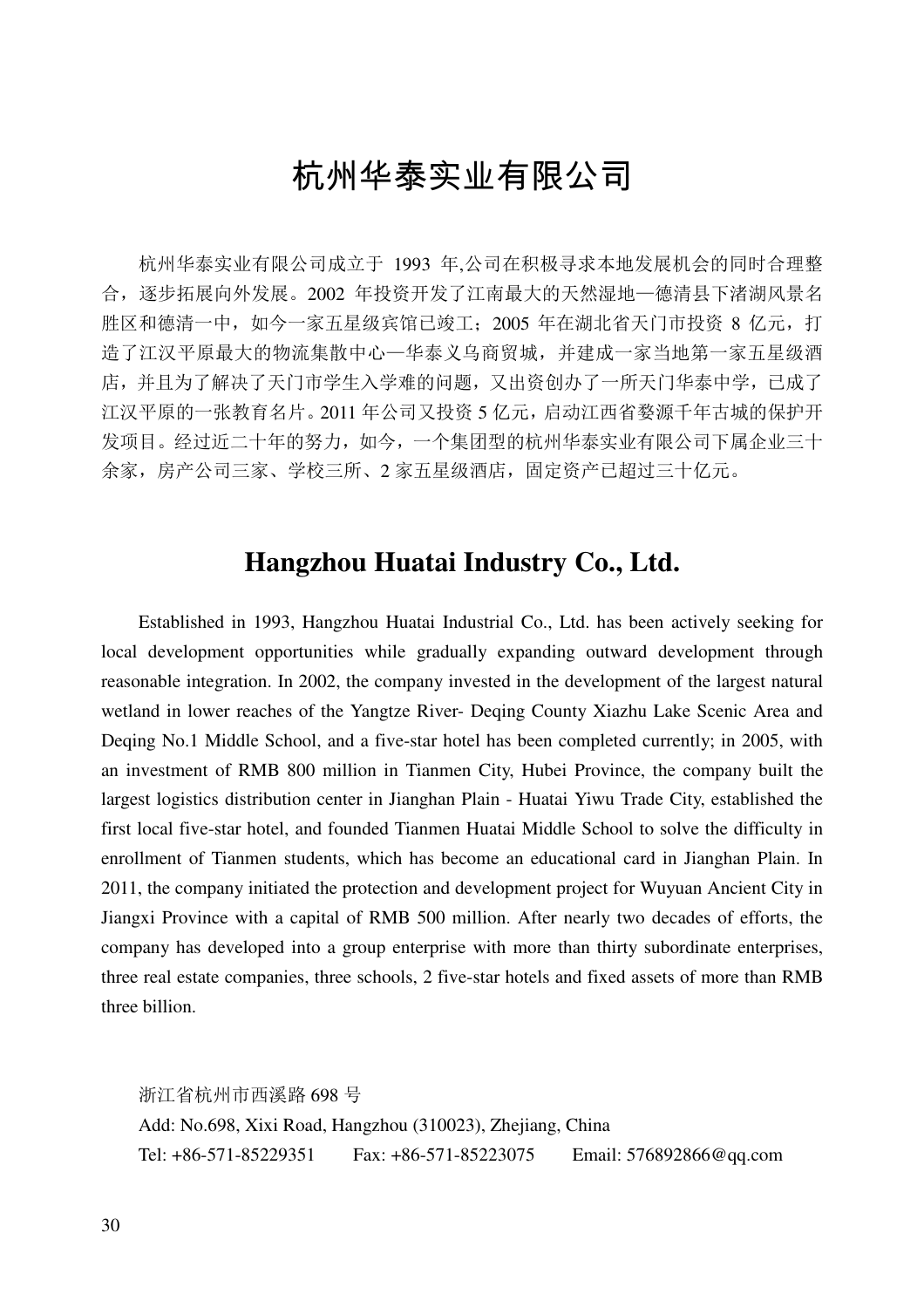# 杭州华泰实业有限公司

杭州华泰实业有限公司成立于 1993 年,公司在积极寻求本地发展机会的同时合理整合，逐步拓展向外发展。2002 年投资开发了江南最大的天然湿地—德清县下渚湖风景名胜区和德清一中，如今一家五星级宾馆已竣工；2005 年在湖北省天门市投资 8 亿元，打造了江汉平原最大的物流集散中心—华泰义乌商贸城，并建成一家当地第一家五星级酒店，并且为了解决了天门市学生入学难的问题，又出资创办了一所天门华泰中学，已成了江汉平原的一张教育名片。2011 年公司又投资 5 亿元，启动江西省婺源千年古城的保护开发项目。经过近二十年的努力，如今，一个集团型的杭州华泰实业有限公司下属企业三十余家，房产公司三家、学校三所、2 家五星级酒店，固定资产已超过三十亿元。

# Hangzhou Huatai Industry Co., Ltd.

Established in 1993, Hangzhou Huatai Industrial Co., Ltd. has been actively seeking for local development opportunities while gradually expanding outward development through reasonable integration. In 2002, the company invested in the development of the largest natural wetland in lower reaches of the Yangtze River- Deqing County Xiazhu Lake Scenic Area and Deqing No.1 Middle School, and a five-star hotel has been completed currently; in 2005, with an investment of RMB 800 million in Tianmen City, Hubei Province, the company built the largest logistics distribution center in Jianghan Plain - Huatai Yiwu Trade City, established the first local five-star hotel, and founded Tianmen Huatai Middle School to solve the difficulty in enrollment of Tianmen students, which has become an educational card in Jianghan Plain. In 2011, the company initiated the protection and development project for Wuyuan Ancient City in Jiangxi Province with a capital of RMB 500 million. After nearly two decades of efforts, the company has developed into a group enterprise with more than thirty subordinate enterprises, three real estate companies, three schools, 2 five-star hotels and fixed assets of more than RMB three billion.

浙江省杭州市西溪路 698 号

Add: No.698, Xixi Road, Hangzhou (310023), Zhejiang, China

Tel: +86-571-85229351 Fax: +86-571-85223075 Email: 576892866@qq.com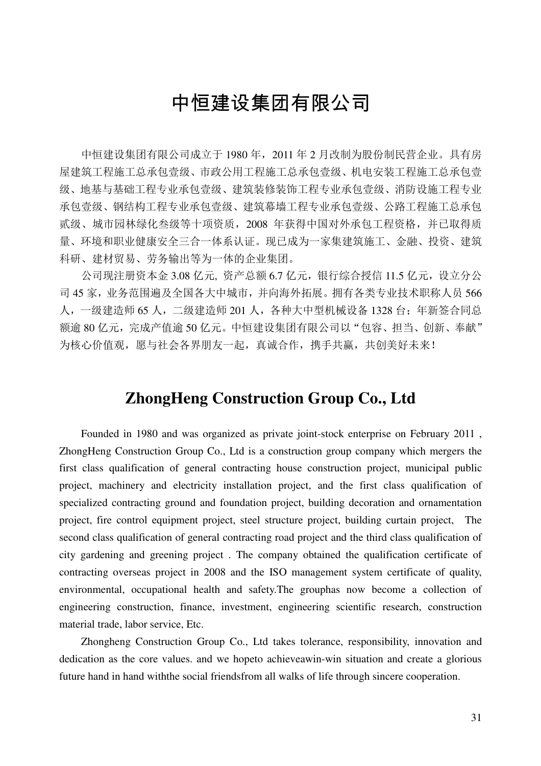# 中恒建设集团有限公司

中恒建设集团有限公司成立于 1980 年，2011 年 2 月改制为股份制民营企业。具有房屋建筑工程施工总承包壹级、市政公用工程施工总承包壹级、机电安装工程施工总承包壹级、地基与基础工程专业承包壹级、建筑装修装饰工程专业承包壹级、消防设施工程专业承包壹级、钢结构工程专业承包壹级、建筑幕墙工程专业承包壹级、公路工程施工总承包贰级、城市园林绿化叁级等十项资质，2008 年获得中国对外承包工程资格，并已取得质量、环境和职业健康安全三合一体系认证。现已成为一家集建筑施工、金融、投资、建筑科研、建材贸易、劳务输出等为一体的企业集团。

公司现注册资本金 3.08 亿元, 资产总额 6.7 亿元，银行综合授信 11.5 亿元，设立分公司 45 家，业务范围遍及全国各大中城市，并向海外拓展。拥有各类专业技术职称人员 566 人，一级建造师 65 人，二级建造师 201 人，各种大中型机械设备 1328 台；年新签合同总额逾 80 亿元，完成产值逾 50 亿元。中恒建设集团有限公司以“包容、担当、创新、奉献”为核心价值观，愿与社会各界朋友一起，真诚合作，携手共赢，共创美好未来！

# ZhongHeng Construction Group Co., Ltd

Founded in 1980 and was organized as private joint-stock enterprise on February 2011 , ZhongHeng Construction Group Co., Ltd is a construction group company which mergers the first class qualification of general contracting house construction project, municipal public project, machinery and electricity installation project, and the first class qualification of specialized contracting ground and foundation project, building decoration and ornamentation project, fire control equipment project, steel structure project, building curtain project, The second class qualification of general contracting road project and the third class qualification of city gardening and greening project . The company obtained the qualification certificate of contracting overseas project in 2008 and the ISO management system certificate of quality, environmental, occupational health and safety.The grouphas now become a collection of engineering construction, finance, investment, engineering scientific research, construction material trade, labor service, Etc.

Zhongheng Construction Group Co., Ltd takes tolerance, responsibility, innovation and dedication as the core values. and we hopeto achieveawin-win situation and create a glorious future hand in hand withthe social friendsfrom all walks of life through sincere cooperation.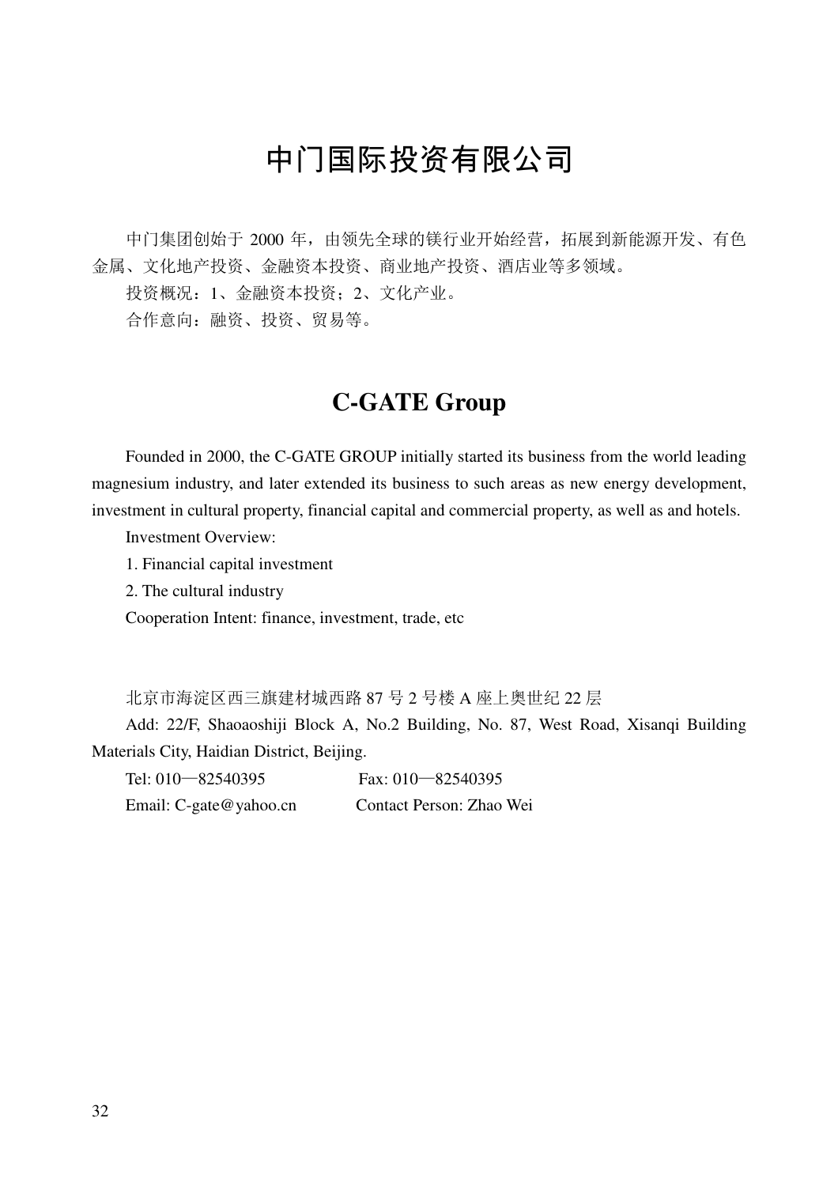# 中门国际投资有限公司

中门集团创始于 2000 年，由领先全球的镁行业开始经营，拓展到新能源开发、有色金属、文化地产投资、金融资本投资、商业地产投资、酒店业等多领域。

投资概况：1、金融资本投资；2、文化产业。

合作意向：融资、投资、贸易等。

# C-GATE Group

Founded in 2000, the C-GATE GROUP initially started its business from the world leading magnesium industry, and later extended its business to such areas as new energy development, investment in cultural property, financial capital and commercial property, as well as and hotels.

Investment Overview:

1. Financial capital investment
2. The cultural industry

Cooperation Intent: finance, investment, trade, etc

北京市海淀区西三旗建材城西路 87 号 2 号楼 A 座上奥世纪 22 层

Add: 22/F, Shaoaoshiji Block A, No.2 Building, No. 87, West Road, Xisanqi Building Materials City, Haidian District, Beijing.

Tel: 010—82540395　　　　Fax: 010—82540395

Email: C-gate@yahoo.cn　　　　Contact Person: Zhao Wei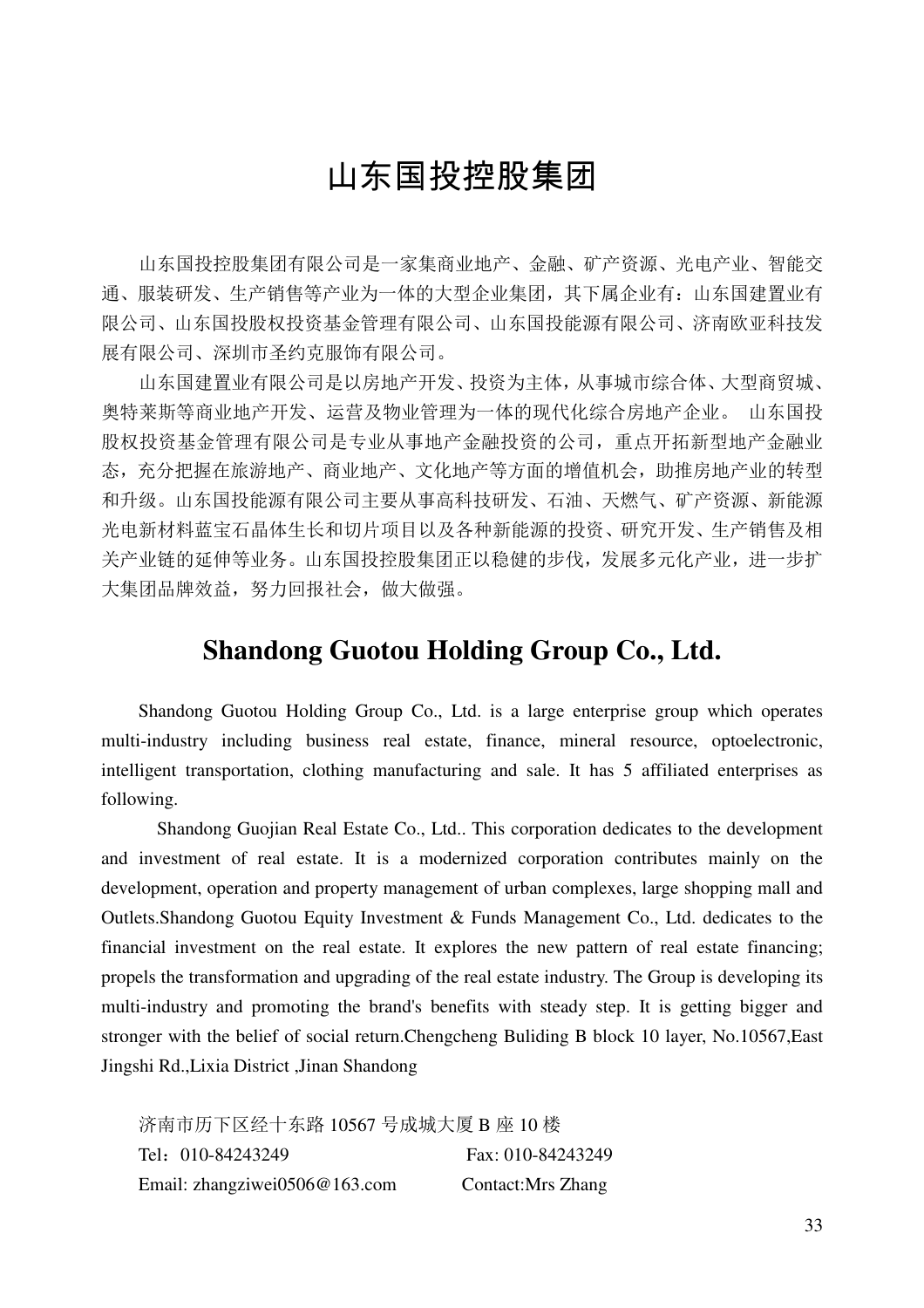# 山东国投控股集团

山东国投控股集团有限公司是一家集商业地产、金融、矿产资源、光电产业、智能交通、服装研发、生产销售等产业为一体的大型企业集团，其下属企业有：山东国建置业有限公司、山东国投股权投资基金管理有限公司、山东国投能源有限公司、济南欧亚科技发展有限公司、深圳市圣约克服饰有限公司。

山东国建置业有限公司是以房地产开发、投资为主体，从事城市综合体、大型商贸城、奥特莱斯等商业地产开发、运营及物业管理为一体的现代化综合房地产企业。 山东国投股权投资基金管理有限公司是专业从事地产金融投资的公司，重点开拓新型地产金融业态，充分把握在旅游地产、商业地产、文化地产等方面的增值机会，助推房地产业的转型和升级。山东国投能源有限公司主要从事高科技研发、石油、天然气、矿产资源、新能源光电新材料蓝宝石晶体生长和切片项目以及各种新能源的投资、研究开发、生产销售及相关产业链的延伸等业务。山东国投控股集团正以稳健的步伐，发展多元化产业，进一步扩大集团品牌效益，努力回报社会，做大做强。

## Shandong Guotou Holding Group Co., Ltd.

Shandong Guotou Holding Group Co., Ltd. is a large enterprise group which operates multi-industry including business real estate, finance, mineral resource, optoelectronic, intelligent transportation, clothing manufacturing and sale. It has 5 affiliated enterprises as following.

Shandong Guojian Real Estate Co., Ltd.. This corporation dedicates to the development and investment of real estate. It is a modernized corporation contributes mainly on the development, operation and property management of urban complexes, large shopping mall and Outlets.Shandong Guotou Equity Investment & Funds Management Co., Ltd. dedicates to the financial investment on the real estate. It explores the new pattern of real estate financing; propels the transformation and upgrading of the real estate industry. The Group is developing its multi-industry and promoting the brand's benefits with steady step. It is getting bigger and stronger with the belief of social return.Chengcheng Buliding B block 10 layer, No.10567,East Jingshi Rd.,Lixia District ,Jinan Shandong

济南市历下区经十东路 10567 号成城大厦 B 座 10 楼

Tel：010-84243249　　Fax: 010-84243249

Email: zhangziwei0506@163.com　　Contact:Mrs Zhang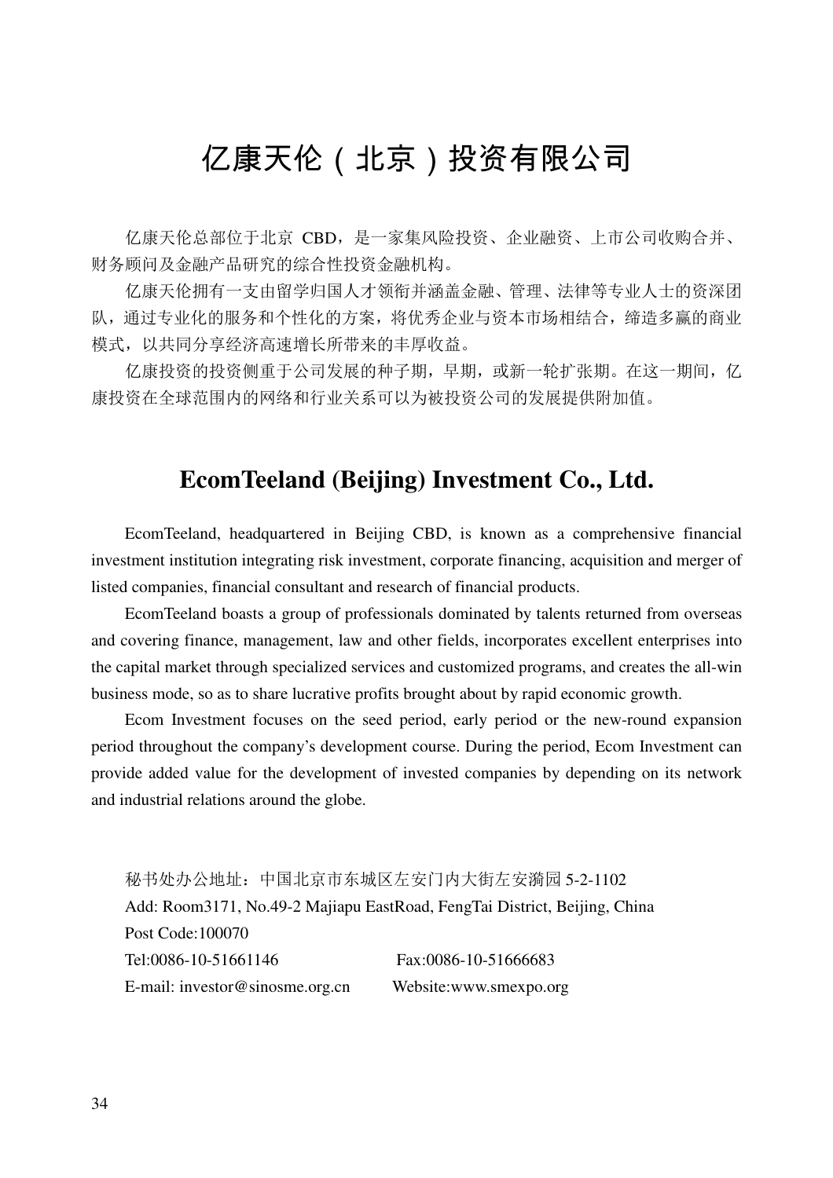# 亿康天伦（北京）投资有限公司

亿康天伦总部位于北京 CBD，是一家集风险投资、企业融资、上市公司收购合并、财务顾问及金融产品研究的综合性投资金融机构。

亿康天伦拥有一支由留学归国人才领衔并涵盖金融、管理、法律等专业人士的资深团队，通过专业化的服务和个性化的方案，将优秀企业与资本市场相结合，缔造多赢的商业模式，以共同分享经济高速增长所带来的丰厚收益。

亿康投资的投资侧重于公司发展的种子期，早期，或新一轮扩张期。在这一期间，亿康投资在全球范围内的网络和行业关系可以为被投资公司的发展提供附加值。

# EcomTeeland (Beijing) Investment Co., Ltd.

EcomTeeland, headquartered in Beijing CBD, is known as a comprehensive financial investment institution integrating risk investment, corporate financing, acquisition and merger of listed companies, financial consultant and research of financial products.

EcomTeeland boasts a group of professionals dominated by talents returned from overseas and covering finance, management, law and other fields, incorporates excellent enterprises into the capital market through specialized services and customized programs, and creates the all-win business mode, so as to share lucrative profits brought about by rapid economic growth.

Ecom Investment focuses on the seed period, early period or the new-round expansion period throughout the company's development course. During the period, Ecom Investment can provide added value for the development of invested companies by depending on its network and industrial relations around the globe.

秘书处办公地址：中国北京市东城区左安门内大街左安漪园 5-2-1102

Add: Room3171, No.49-2 Majiapu EastRoad, FengTai District, Beijing, China

Post Code:100070

Tel:0086-10-51661146 Fax:0086-10-51666683

E-mail: investor@sinosme.org.cn Website:www.smexpo.org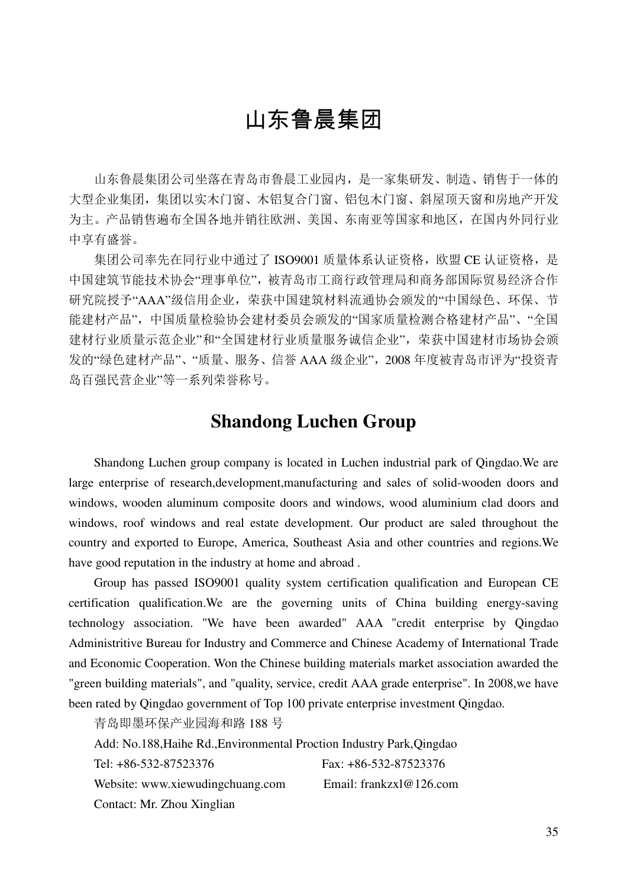# 山东鲁晨集团

山东鲁晨集团公司坐落在青岛市鲁晨工业园内，是一家集研发、制造、销售于一体的大型企业集团，集团以实木门窗、木铝复合门窗、铝包木门窗、斜屋顶天窗和房地产开发为主。产品销售遍布全国各地并销往欧洲、美国、东南亚等国家和地区，在国内外同行业中享有盛誉。

集团公司率先在同行业中通过了 ISO9001 质量体系认证资格，欧盟 CE 认证资格，是中国建筑节能技术协会“理事单位”，被青岛市工商行政管理局和商务部国际贸易经济合作研究院授予“AAA”级信用企业，荣获中国建筑材料流通协会颁发的“中国绿色、环保、节能建材产品”，中国质量检验协会建材委员会颁发的“国家质量检测合格建材产品”、“全国建材行业质量示范企业”和“全国建材行业质量服务诚信企业”，荣获中国建材市场协会颁发的“绿色建材产品”、“质量、服务、信誉 AAA 级企业”，2008 年度被青岛市评为“投资青岛百强民营企业”等一系列荣誉称号。

# Shandong Luchen Group

Shandong Luchen group company is located in Luchen industrial park of Qingdao.We are large enterprise of research,development,manufacturing and sales of solid-wooden doors and windows, wooden aluminum composite doors and windows, wood aluminium clad doors and windows, roof windows and real estate development. Our product are saled throughout the country and exported to Europe, America, Southeast Asia and other countries and regions.We have good reputation in the industry at home and abroad .

Group has passed ISO9001 quality system certification qualification and European CE certification qualification.We are the governing units of China building energy-saving technology association. "We have been awarded" AAA "credit enterprise by Qingdao Administritive Bureau for Industry and Commerce and Chinese Academy of International Trade and Economic Cooperation. Won the Chinese building materials market association awarded the "green building materials", and "quality, service, credit AAA grade enterprise". In 2008,we have been rated by Qingdao government of Top 100 private enterprise investment Qingdao.

青岛即墨环保产业园海和路 188 号

Add: No.188,Haihe Rd.,Environmental Proction Industry Park,Qingdao

Tel: +86-532-87523376 Fax: +86-532-87523376

Website: www.xiewudingchuang.com Email: frankzxl@126.com

Contact: Mr. Zhou Xinglian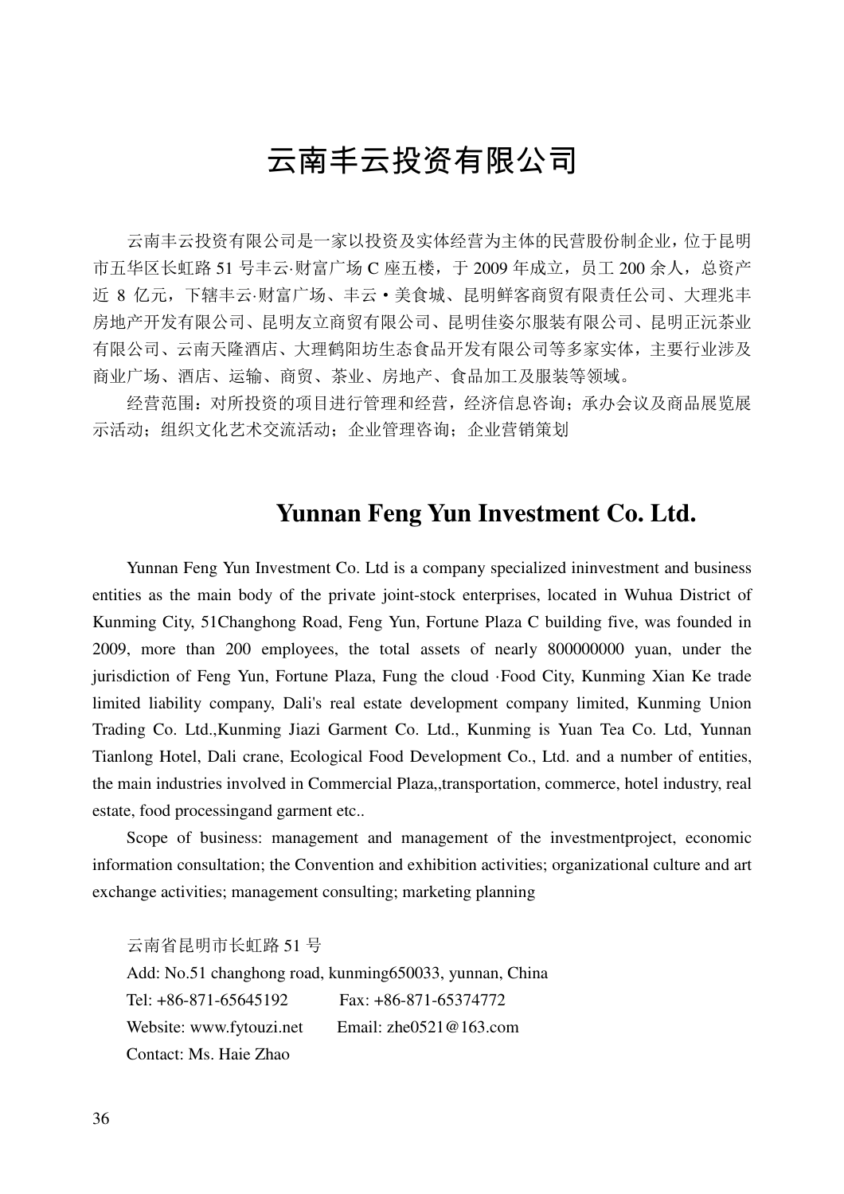# 云南丰云投资有限公司

云南丰云投资有限公司是一家以投资及实体经营为主体的民营股份制企业，位于昆明市五华区长虹路 51 号丰云·财富广场 C 座五楼，于 2009 年成立，员工 200 余人，总资产近 8 亿元，下辖丰云·财富广场、丰云•美食城、昆明鲜客商贸有限责任公司、大理兆丰房地产开发有限公司、昆明友立商贸有限公司、昆明佳姿尔服装有限公司、昆明正沅茶业有限公司、云南天隆酒店、大理鹤阳坊生态食品开发有限公司等多家实体，主要行业涉及商业广场、酒店、运输、商贸、茶业、房地产、食品加工及服装等领域。

经营范围：对所投资的项目进行管理和经营，经济信息咨询；承办会议及商品展览展示活动；组织文化艺术交流活动；企业管理咨询；企业营销策划

## Yunnan Feng Yun Investment Co. Ltd.

Yunnan Feng Yun Investment Co. Ltd is a company specialized ininvestment and business entities as the main body of the private joint-stock enterprises, located in Wuhua District of Kunming City, 51Changhong Road, Feng Yun, Fortune Plaza C building five, was founded in 2009, more than 200 employees, the total assets of nearly 800000000 yuan, under the jurisdiction of Feng Yun, Fortune Plaza, Fung the cloud ·Food City, Kunming Xian Ke trade limited liability company, Dali's real estate development company limited, Kunming Union Trading Co. Ltd.,Kunming Jiazi Garment Co. Ltd., Kunming is Yuan Tea Co. Ltd, Yunnan Tianlong Hotel, Dali crane, Ecological Food Development Co., Ltd. and a number of entities, the main industries involved in Commercial Plaza,,transportation, commerce, hotel industry, real estate, food processingand garment etc..

Scope of business: management and management of the investmentproject, economic information consultation; the Convention and exhibition activities; organizational culture and art exchange activities; management consulting; marketing planning

云南省昆明市长虹路 51 号

Add: No.51 changhong road, kunming650033, yunnan, China

Tel: +86-871-65645192　　Fax: +86-871-65374772

Website: www.fytouzi.net　　Email: zhe0521@163.com

Contact: Ms. Haie Zhao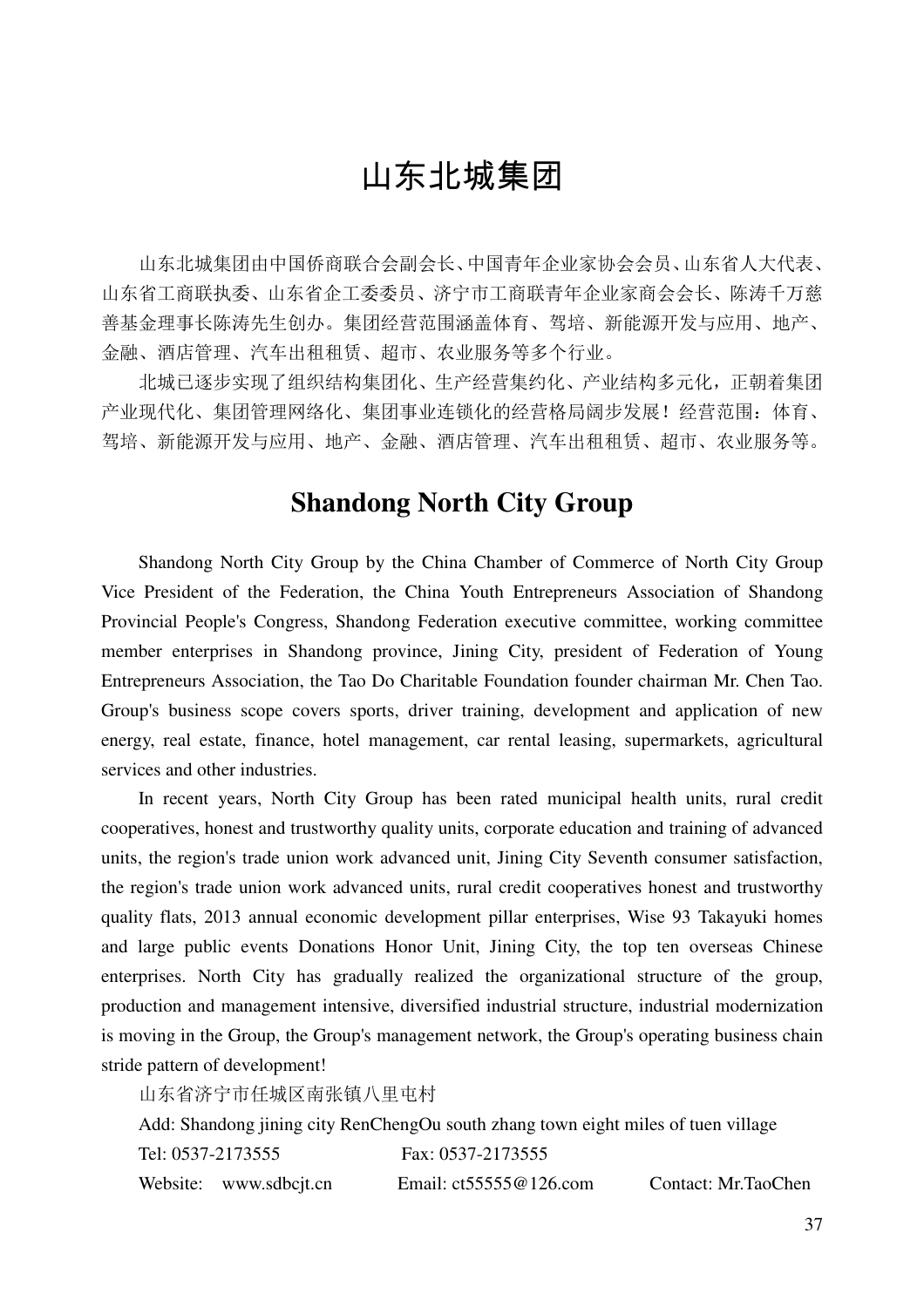# 山东北城集团

山东北城集团由中国侨商联合会副会长、中国青年企业家协会会员、山东省人大代表、山东省工商联执委、山东省企工委委员、济宁市工商联青年企业家商会会长、陈涛千万慈善基金理事长陈涛先生创办。集团经营范围涵盖体育、驾培、新能源开发与应用、地产、金融、酒店管理、汽车出租租赁、超市、农业服务等多个行业。

北城已逐步实现了组织结构集团化、生产经营集约化、产业结构多元化，正朝着集团产业现代化、集团管理网络化、集团事业连锁化的经营格局阔步发展！经营范围：体育、驾培、新能源开发与应用、地产、金融、酒店管理、汽车出租租赁、超市、农业服务等。

# Shandong North City Group

Shandong North City Group by the China Chamber of Commerce of North City Group Vice President of the Federation, the China Youth Entrepreneurs Association of Shandong Provincial People's Congress, Shandong Federation executive committee, working committee member enterprises in Shandong province, Jining City, president of Federation of Young Entrepreneurs Association, the Tao Do Charitable Foundation founder chairman Mr. Chen Tao. Group's business scope covers sports, driver training, development and application of new energy, real estate, finance, hotel management, car rental leasing, supermarkets, agricultural services and other industries.

In recent years, North City Group has been rated municipal health units, rural credit cooperatives, honest and trustworthy quality units, corporate education and training of advanced units, the region's trade union work advanced unit, Jining City Seventh consumer satisfaction, the region's trade union work advanced units, rural credit cooperatives honest and trustworthy quality flats, 2013 annual economic development pillar enterprises, Wise 93 Takayuki homes and large public events Donations Honor Unit, Jining City, the top ten overseas Chinese enterprises. North City has gradually realized the organizational structure of the group, production and management intensive, diversified industrial structure, industrial modernization is moving in the Group, the Group's management network, the Group's operating business chain stride pattern of development!

山东省济宁市任城区南张镇八里屯村

Add: Shandong jining city RenChengOu south zhang town eight miles of tuen village

Tel: 0537-2173555　　Fax: 0537-2173555

Website: www.sdbcjt.cn　　Email: ct55555@126.com　　Contact: Mr.TaoChen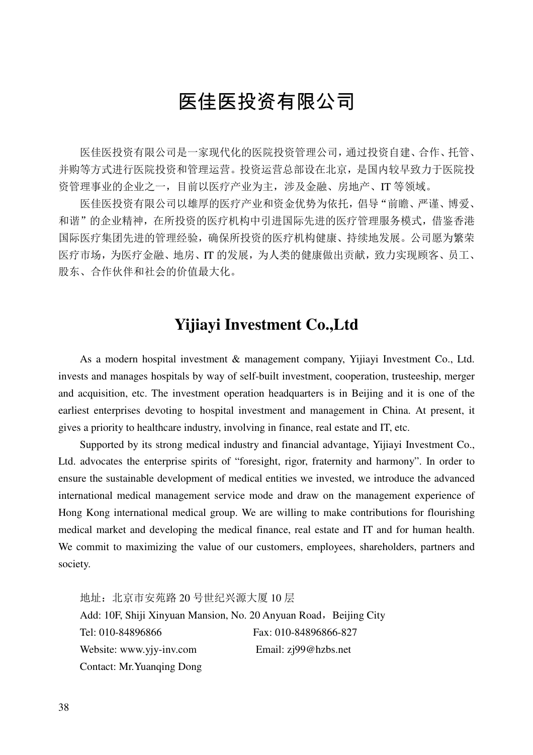# 医佳医投资有限公司

医佳医投资有限公司是一家现代化的医院投资管理公司，通过投资自建、合作、托管、并购等方式进行医院投资和管理运营。投资运营总部设在北京，是国内较早致力于医院投资管理事业的企业之一，目前以医疗产业为主，涉及金融、房地产、IT 等领域。

医佳医投资有限公司以雄厚的医疗产业和资金优势为依托，倡导"前瞻、严谨、博爱、和谐"的企业精神，在所投资的医疗机构中引进国际先进的医疗管理服务模式，借鉴香港国际医疗集团先进的管理经验，确保所投资的医疗机构健康、持续地发展。公司愿为繁荣医疗市场，为医疗金融、地房、IT 的发展，为人类的健康做出贡献，致力实现顾客、员工、股东、合作伙伴和社会的价值最大化。

# Yijiayi Investment Co.,Ltd

As a modern hospital investment & management company, Yijiayi Investment Co., Ltd. invests and manages hospitals by way of self-built investment, cooperation, trusteeship, merger and acquisition, etc. The investment operation headquarters is in Beijing and it is one of the earliest enterprises devoting to hospital investment and management in China. At present, it gives a priority to healthcare industry, involving in finance, real estate and IT, etc.

Supported by its strong medical industry and financial advantage, Yijiayi Investment Co., Ltd. advocates the enterprise spirits of "foresight, rigor, fraternity and harmony". In order to ensure the sustainable development of medical entities we invested, we introduce the advanced international medical management service mode and draw on the management experience of Hong Kong international medical group. We are willing to make contributions for flourishing medical market and developing the medical finance, real estate and IT and for human health. We commit to maximizing the value of our customers, employees, shareholders, partners and society.

地址：北京市安苑路 20 号世纪兴源大厦 10 层

Add: 10F, Shiji Xinyuan Mansion, No. 20 Anyuan Road，Beijing City

Tel: 010-84896866　　Fax: 010-84896866-827

Website: www.yjy-inv.com　　Email: zj99@hzbs.net

Contact: Mr.Yuanqing Dong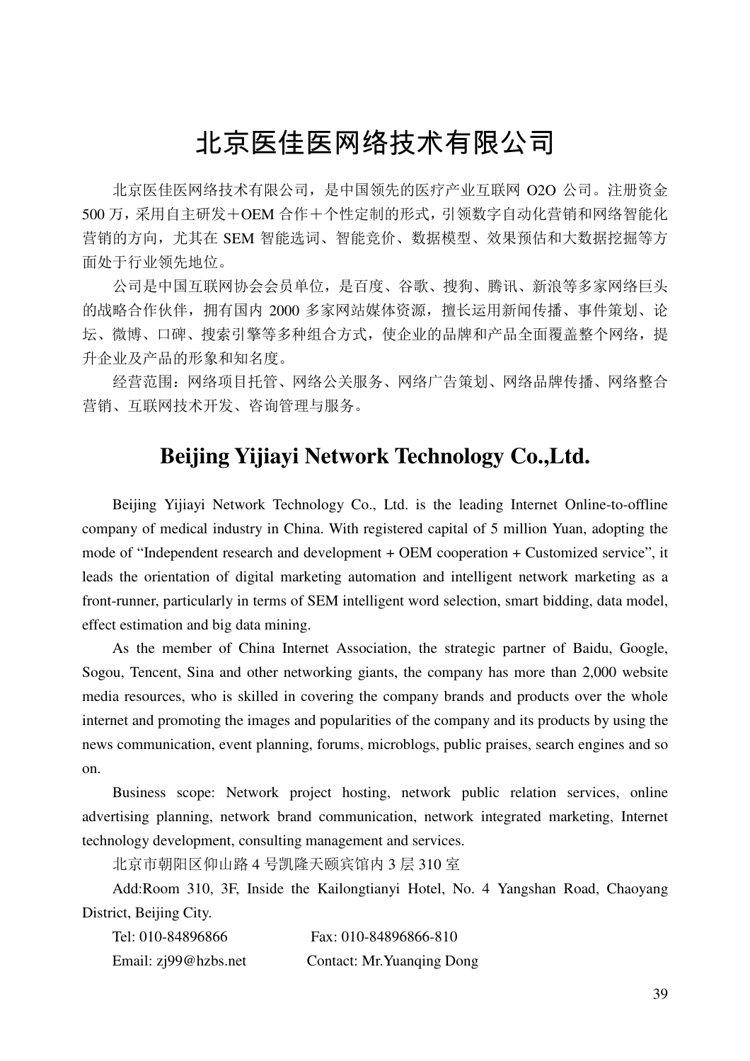# 北京医佳医网络技术有限公司

北京医佳医网络技术有限公司，是中国领先的医疗产业互联网 O2O 公司。注册资金 500 万，采用自主研发＋OEM 合作＋个性定制的形式，引领数字自动化营销和网络智能化营销的方向，尤其在 SEM 智能选词、智能竞价、数据模型、效果预估和大数据挖掘等方面处于行业领先地位。

公司是中国互联网协会会员单位，是百度、谷歌、搜狗、腾讯、新浪等多家网络巨头的战略合作伙伴，拥有国内 2000 多家网站媒体资源，擅长运用新闻传播、事件策划、论坛、微博、口碑、搜索引擎等多种组合方式，使企业的品牌和产品全面覆盖整个网络，提升企业及产品的形象和知名度。

经营范围：网络项目托管、网络公关服务、网络广告策划、网络品牌传播、网络整合营销、互联网技术开发、咨询管理与服务。

# Beijing Yijiayi Network Technology Co.,Ltd.

Beijing Yijiayi Network Technology Co., Ltd. is the leading Internet Online-to-offline company of medical industry in China. With registered capital of 5 million Yuan, adopting the mode of “Independent research and development + OEM cooperation + Customized service”, it leads the orientation of digital marketing automation and intelligent network marketing as a front-runner, particularly in terms of SEM intelligent word selection, smart bidding, data model, effect estimation and big data mining.

As the member of China Internet Association, the strategic partner of Baidu, Google, Sogou, Tencent, Sina and other networking giants, the company has more than 2,000 website media resources, who is skilled in covering the company brands and products over the whole internet and promoting the images and popularities of the company and its products by using the news communication, event planning, forums, microblogs, public praises, search engines and so on.

Business scope: Network project hosting, network public relation services, online advertising planning, network brand communication, network integrated marketing, Internet technology development, consulting management and services.

北京市朝阳区仰山路 4 号凯隆天颐宾馆内 3 层 310 室

Add:Room 310, 3F, Inside the Kailongtianyi Hotel, No. 4 Yangshan Road, Chaoyang District, Beijing City.

Tel: 010-84896866　　Fax: 010-84896866-810

Email: zj99@hzbs.net　　Contact: Mr.Yuanqing Dong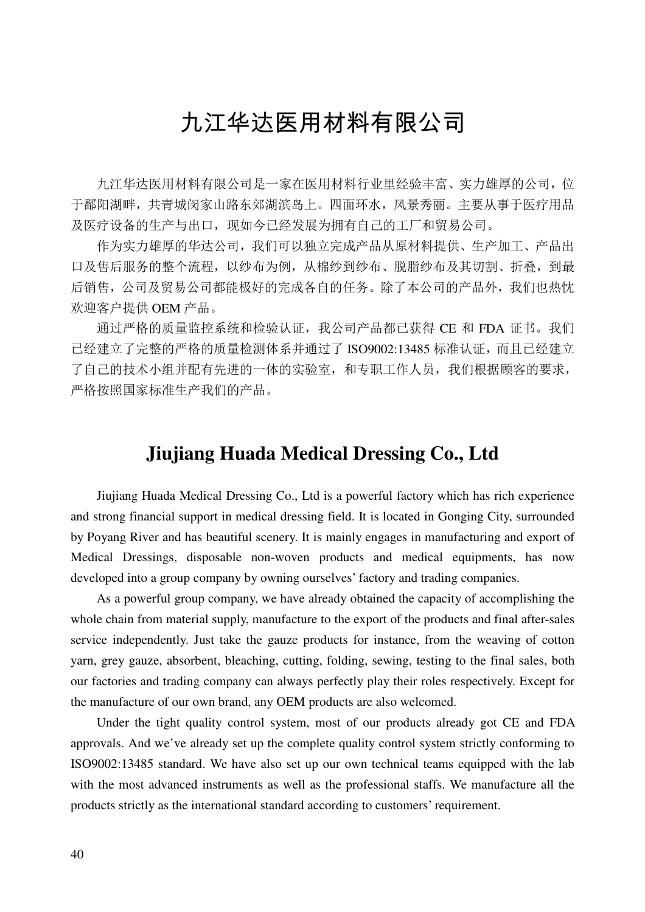# 九江华达医用材料有限公司

九江华达医用材料有限公司是一家在医用材料行业里经验丰富、实力雄厚的公司，位于鄱阳湖畔，共青城闵家山路东郊湖滨岛上。四面环水，风景秀丽。主要从事于医疗用品及医疗设备的生产与出口，现如今已经发展为拥有自己的工厂和贸易公司。

作为实力雄厚的华达公司，我们可以独立完成产品从原材料提供、生产加工、产品出口及售后服务的整个流程，以纱布为例，从棉纱到纱布、脱脂纱布及其切割、折叠，到最后销售，公司及贸易公司都能极好的完成各自的任务。除了本公司的产品外，我们也热忱欢迎客户提供 OEM 产品。

通过严格的质量监控系统和检验认证，我公司产品都已获得 CE 和 FDA 证书。我们已经建立了完整的严格的质量检测体系并通过了 ISO9002:13485 标准认证，而且已经建立了自己的技术小组并配有先进的一体的实验室，和专职工作人员，我们根据顾客的要求，严格按照国家标准生产我们的产品。

# Jiujiang Huada Medical Dressing Co., Ltd

Jiujiang Huada Medical Dressing Co., Ltd is a powerful factory which has rich experience and strong financial support in medical dressing field. It is located in Gonging City, surrounded by Poyang River and has beautiful scenery. It is mainly engages in manufacturing and export of Medical Dressings, disposable non-woven products and medical equipments, has now developed into a group company by owning ourselves' factory and trading companies.

As a powerful group company, we have already obtained the capacity of accomplishing the whole chain from material supply, manufacture to the export of the products and final after-sales service independently. Just take the gauze products for instance, from the weaving of cotton yarn, grey gauze, absorbent, bleaching, cutting, folding, sewing, testing to the final sales, both our factories and trading company can always perfectly play their roles respectively. Except for the manufacture of our own brand, any OEM products are also welcomed.

Under the tight quality control system, most of our products already got CE and FDA approvals. And we've already set up the complete quality control system strictly conforming to ISO9002:13485 standard. We have also set up our own technical teams equipped with the lab with the most advanced instruments as well as the professional staffs. We manufacture all the products strictly as the international standard according to customers' requirement.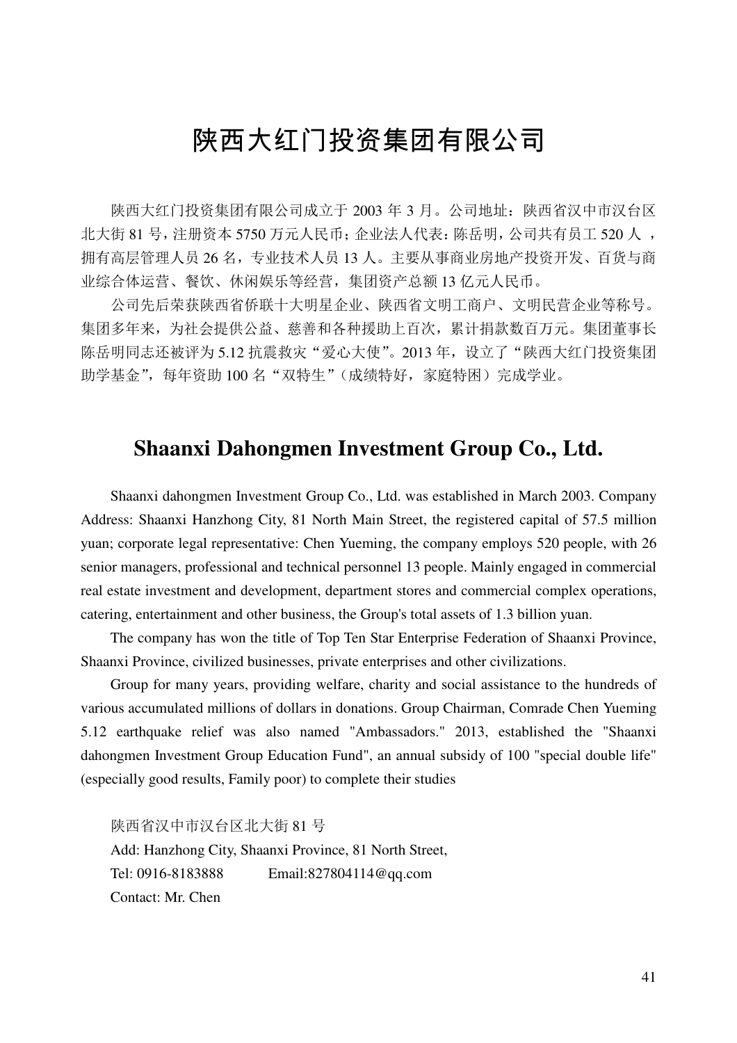# 陕西大红门投资集团有限公司

陕西大红门投资集团有限公司成立于 2003 年 3 月。公司地址：陕西省汉中市汉台区北大街 81 号，注册资本 5750 万元人民币；企业法人代表：陈岳明，公司共有员工 520 人 ，拥有高层管理人员 26 名，专业技术人员 13 人。主要从事商业房地产投资开发、百货与商业综合体运营、餐饮、休闲娱乐等经营，集团资产总额 13 亿元人民币。

公司先后荣获陕西省侨联十大明星企业、陕西省文明工商户、文明民营企业等称号。集团多年来，为社会提供公益、慈善和各种援助上百次，累计捐款数百万元。集团董事长陈岳明同志还被评为 5.12 抗震救灾“爱心大使”。2013 年，设立了“陕西大红门投资集团助学基金”，每年资助 100 名“双特生”（成绩特好，家庭特困）完成学业。

# Shaanxi Dahongmen Investment Group Co., Ltd.

Shaanxi dahongmen Investment Group Co., Ltd. was established in March 2003. Company Address: Shaanxi Hanzhong City, 81 North Main Street, the registered capital of 57.5 million yuan; corporate legal representative: Chen Yueming, the company employs 520 people, with 26 senior managers, professional and technical personnel 13 people. Mainly engaged in commercial real estate investment and development, department stores and commercial complex operations, catering, entertainment and other business, the Group's total assets of 1.3 billion yuan.

The company has won the title of Top Ten Star Enterprise Federation of Shaanxi Province, Shaanxi Province, civilized businesses, private enterprises and other civilizations.

Group for many years, providing welfare, charity and social assistance to the hundreds of various accumulated millions of dollars in donations. Group Chairman, Comrade Chen Yueming 5.12 earthquake relief was also named "Ambassadors." 2013, established the "Shaanxi dahongmen Investment Group Education Fund", an annual subsidy of 100 "special double life" (especially good results, Family poor) to complete their studies

陕西省汉中市汉台区北大街 81 号

Add: Hanzhong City, Shaanxi Province, 81 North Street,

Tel: 0916-8183888 Email:827804114@qq.com

Contact: Mr. Chen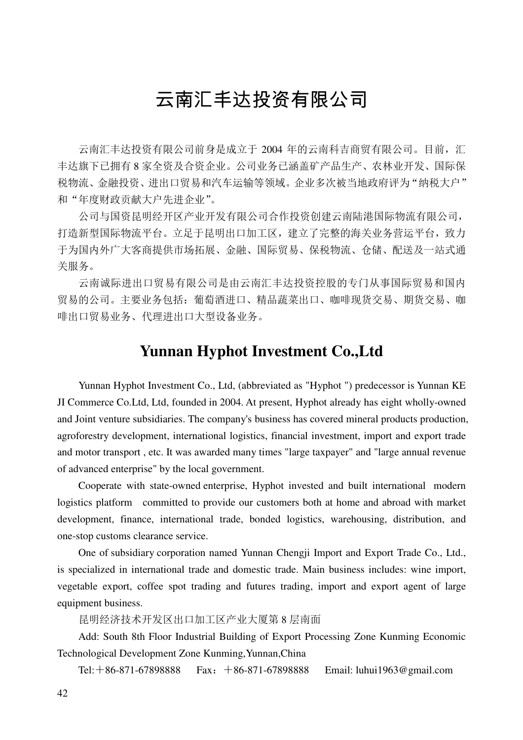# 云南汇丰达投资有限公司

云南汇丰达投资有限公司前身是成立于 2004 年的云南科吉商贸有限公司。目前，汇丰达旗下已拥有 8 家全资及合资企业。公司业务已涵盖矿产品生产、农林业开发、国际保税物流、金融投资、进出口贸易和汽车运输等领域。企业多次被当地政府评为“纳税大户”和“年度财政贡献大户先进企业”。

公司与国资昆明经开区产业开发有限公司合作投资创建云南陆港国际物流有限公司，打造新型国际物流平台。立足于昆明出口加工区，建立了完整的海关业务营运平台，致力于为国内外广大客商提供市场拓展、金融、国际贸易、保税物流、仓储、配送及一站式通关服务。

云南诚际进出口贸易有限公司是由云南汇丰达投资控股的专门从事国际贸易和国内贸易的公司。主要业务包括：葡萄酒进口、精品蔬菜出口、咖啡现货交易、期货交易、咖啡出口贸易业务、代理进出口大型设备业务。

# Yunnan Hyphot Investment Co.,Ltd

Yunnan Hyphot Investment Co., Ltd, (abbreviated as "Hyphot ") predecessor is Yunnan KE JI Commerce Co.Ltd, Ltd, founded in 2004. At present, Hyphot already has eight wholly-owned and Joint venture subsidiaries. The company's business has covered mineral products production, agroforestry development, international logistics, financial investment, import and export trade and motor transport , etc. It was awarded many times "large taxpayer" and "large annual revenue of advanced enterprise" by the local government.

Cooperate with state-owned enterprise, Hyphot invested and built international modern logistics platform committed to provide our customers both at home and abroad with market development, finance, international trade, bonded logistics, warehousing, distribution, and one-stop customs clearance service.

One of subsidiary corporation named Yunnan Chengji Import and Export Trade Co., Ltd., is specialized in international trade and domestic trade. Main business includes: wine import, vegetable export, coffee spot trading and futures trading, import and export agent of large equipment business.

昆明经济技术开发区出口加工区产业大厦第 8 层南面

Add: South 8th Floor Industrial Building of Export Processing Zone Kunming Economic Technological Development Zone Kunming,Yunnan,China

Tel:＋86-871-67898888 Fax：＋86-871-67898888 Email: luhui1963@gmail.com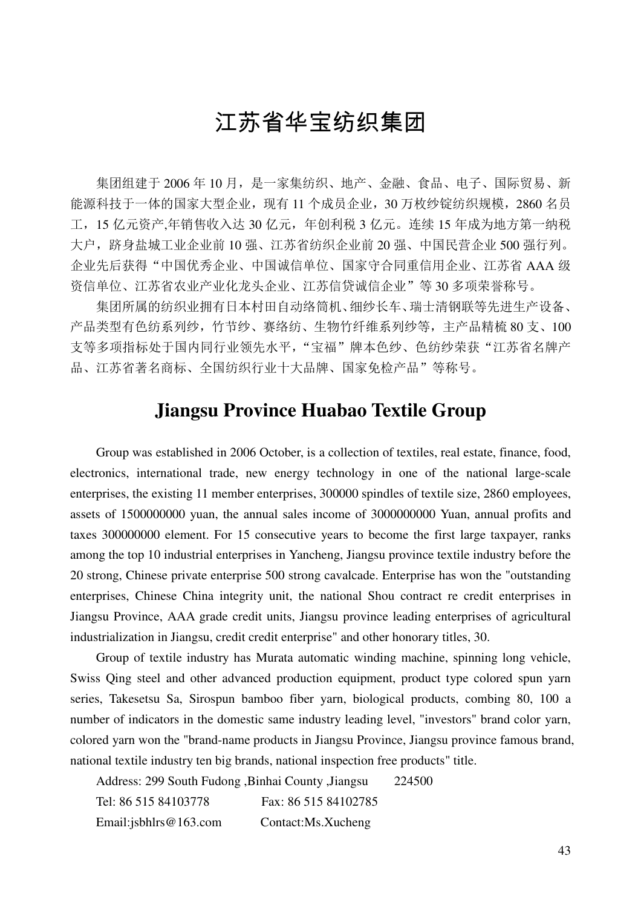# 江苏省华宝纺织集团

集团组建于 2006 年 10 月，是一家集纺织、地产、金融、食品、电子、国际贸易、新能源科技于一体的国家大型企业，现有 11 个成员企业，30 万枚纱锭纺织规模，2860 名员工，15 亿元资产,年销售收入达 30 亿元，年创利税 3 亿元。连续 15 年成为地方第一纳税大户，跻身盐城工业企业前 10 强、江苏省纺织企业前 20 强、中国民营企业 500 强行列。企业先后获得“中国优秀企业、中国诚信单位、国家守合同重信用企业、江苏省 AAA 级资信单位、江苏省农业产业化龙头企业、江苏信贷诚信企业”等 30 多项荣誉称号。

集团所属的纺织业拥有日本村田自动络筒机、细纱长车、瑞士清钢联等先进生产设备、产品类型有色纺系列纱，竹节纱、赛络纺、生物竹纤维系列纱等，主产品精梳 80 支、100 支等多项指标处于国内同行业领先水平，“宝福”牌本色纱、色纺纱荣获“江苏省名牌产品、江苏省著名商标、全国纺织行业十大品牌、国家免检产品”等称号。

# Jiangsu Province Huabao Textile Group

Group was established in 2006 October, is a collection of textiles, real estate, finance, food, electronics, international trade, new energy technology in one of the national large-scale enterprises, the existing 11 member enterprises, 300000 spindles of textile size, 2860 employees, assets of 1500000000 yuan, the annual sales income of 3000000000 Yuan, annual profits and taxes 300000000 element. For 15 consecutive years to become the first large taxpayer, ranks among the top 10 industrial enterprises in Yancheng, Jiangsu province textile industry before the 20 strong, Chinese private enterprise 500 strong cavalcade. Enterprise has won the "outstanding enterprises, Chinese China integrity unit, the national Shou contract re credit enterprises in Jiangsu Province, AAA grade credit units, Jiangsu province leading enterprises of agricultural industrialization in Jiangsu, credit credit enterprise" and other honorary titles, 30.

Group of textile industry has Murata automatic winding machine, spinning long vehicle, Swiss Qing steel and other advanced production equipment, product type colored spun yarn series, Takesetsu Sa, Sirospun bamboo fiber yarn, biological products, combing 80, 100 a number of indicators in the domestic same industry leading level, "investors" brand color yarn, colored yarn won the "brand-name products in Jiangsu Province, Jiangsu province famous brand, national textile industry ten big brands, national inspection free products" title.

Address: 299 South Fudong ,Binhai County ,Jiangsu 224500

Tel: 86 515 84103778 Fax: 86 515 84102785

Email:jsbhlrs@163.com Contact:Ms.Xucheng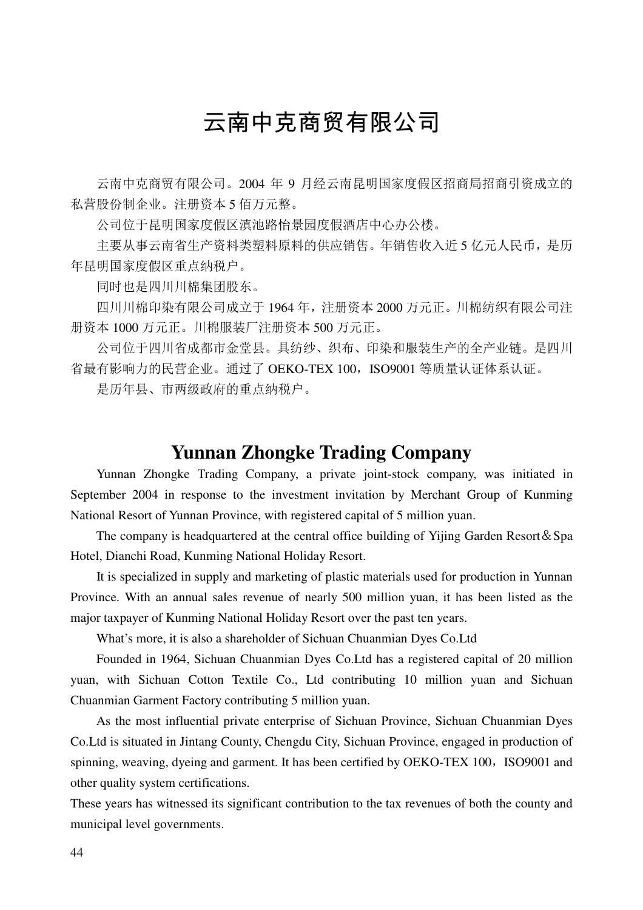# 云南中克商贸有限公司

云南中克商贸有限公司。2004 年 9 月经云南昆明国家度假区招商局招商引资成立的私营股份制企业。注册资本 5 佰万元整。

公司位于昆明国家度假区滇池路怡景园度假酒店中心办公楼。

主要从事云南省生产资料类塑料原料的供应销售。年销售收入近 5 亿元人民币，是历年昆明国家度假区重点纳税户。

同时也是四川川棉集团股东。

四川川棉印染有限公司成立于 1964 年，注册资本 2000 万元正。川棉纺织有限公司注册资本 1000 万元正。川棉服装厂注册资本 500 万元正。

公司位于四川省成都市金堂县。具纺纱、织布、印染和服装生产的全产业链。是四川省最有影响力的民营企业。通过了 OEKO-TEX 100，ISO9001 等质量认证体系认证。

是历年县、市两级政府的重点纳税户。

# Yunnan Zhongke Trading Company

Yunnan Zhongke Trading Company, a private joint-stock company, was initiated in September 2004 in response to the investment invitation by Merchant Group of Kunming National Resort of Yunnan Province, with registered capital of 5 million yuan.

The company is headquartered at the central office building of Yijing Garden Resort＆Spa Hotel, Dianchi Road, Kunming National Holiday Resort.

It is specialized in supply and marketing of plastic materials used for production in Yunnan Province. With an annual sales revenue of nearly 500 million yuan, it has been listed as the major taxpayer of Kunming National Holiday Resort over the past ten years.

What's more, it is also a shareholder of Sichuan Chuanmian Dyes Co.Ltd

Founded in 1964, Sichuan Chuanmian Dyes Co.Ltd has a registered capital of 20 million yuan, with Sichuan Cotton Textile Co., Ltd contributing 10 million yuan and Sichuan Chuanmian Garment Factory contributing 5 million yuan.

As the most influential private enterprise of Sichuan Province, Sichuan Chuanmian Dyes Co.Ltd is situated in Jintang County, Chengdu City, Sichuan Province, engaged in production of spinning, weaving, dyeing and garment. It has been certified by OEKO-TEX 100，ISO9001 and other quality system certifications.

These years has witnessed its significant contribution to the tax revenues of both the county and municipal level governments.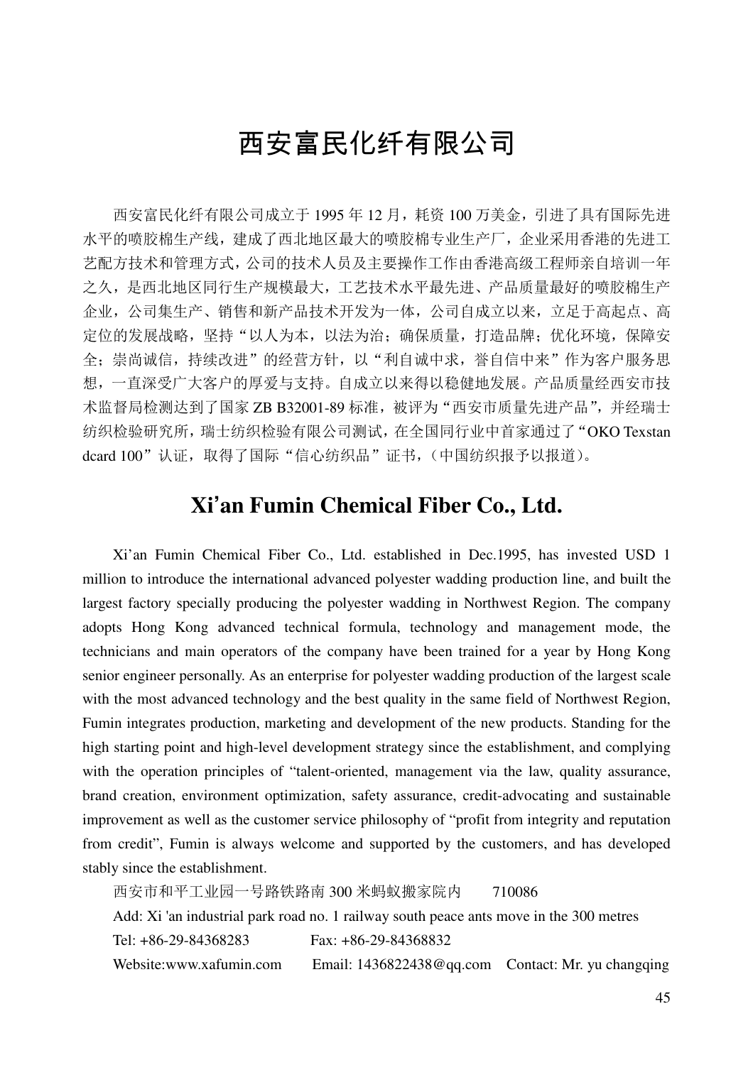# 西安富民化纤有限公司

西安富民化纤有限公司成立于 1995 年 12 月，耗资 100 万美金，引进了具有国际先进水平的喷胶棉生产线，建成了西北地区最大的喷胶棉专业生产厂，企业采用香港的先进工艺配方技术和管理方式，公司的技术人员及主要操作工作由香港高级工程师亲自培训一年之久，是西北地区同行生产规模最大，工艺技术水平最先进、产品质量最好的喷胶棉生产企业，公司集生产、销售和新产品技术开发为一体，公司自成立以来，立足于高起点、高定位的发展战略，坚持“以人为本，以法为治；确保质量，打造品牌；优化环境，保障安全；崇尚诚信，持续改进”的经营方针，以“利自诚中求，誉自信中来”作为客户服务思想，一直深受广大客户的厚爱与支持。自成立以来得以稳健地发展。产品质量经西安市技术监督局检测达到了国家 ZB B32001-89 标准，被评为“西安市质量先进产品”，并经瑞士纺织检验研究所，瑞士纺织检验有限公司测试，在全国同行业中首家通过了“OKO Texstan dcard 100”认证，取得了国际“信心纺织品”证书，（中国纺织报予以报道）。

# Xi’an Fumin Chemical Fiber Co., Ltd.

Xi’an Fumin Chemical Fiber Co., Ltd. established in Dec.1995, has invested USD 1 million to introduce the international advanced polyester wadding production line, and built the largest factory specially producing the polyester wadding in Northwest Region. The company adopts Hong Kong advanced technical formula, technology and management mode, the technicians and main operators of the company have been trained for a year by Hong Kong senior engineer personally. As an enterprise for polyester wadding production of the largest scale with the most advanced technology and the best quality in the same field of Northwest Region, Fumin integrates production, marketing and development of the new products. Standing for the high starting point and high-level development strategy since the establishment, and complying with the operation principles of “talent-oriented, management via the law, quality assurance, brand creation, environment optimization, safety assurance, credit-advocating and sustainable improvement as well as the customer service philosophy of “profit from integrity and reputation from credit”, Fumin is always welcome and supported by the customers, and has developed stably since the establishment.

西安市和平工业园一号路铁路南 300 米蚂蚁搬家院内　　710086

Add: Xi 'an industrial park road no. 1 railway south peace ants move in the 300 metres

Tel: +86-29-84368283　　　　Fax: +86-29-84368832

Website:www.xafumin.com　　　Email: 1436822438@qq.com　Contact: Mr. yu changqing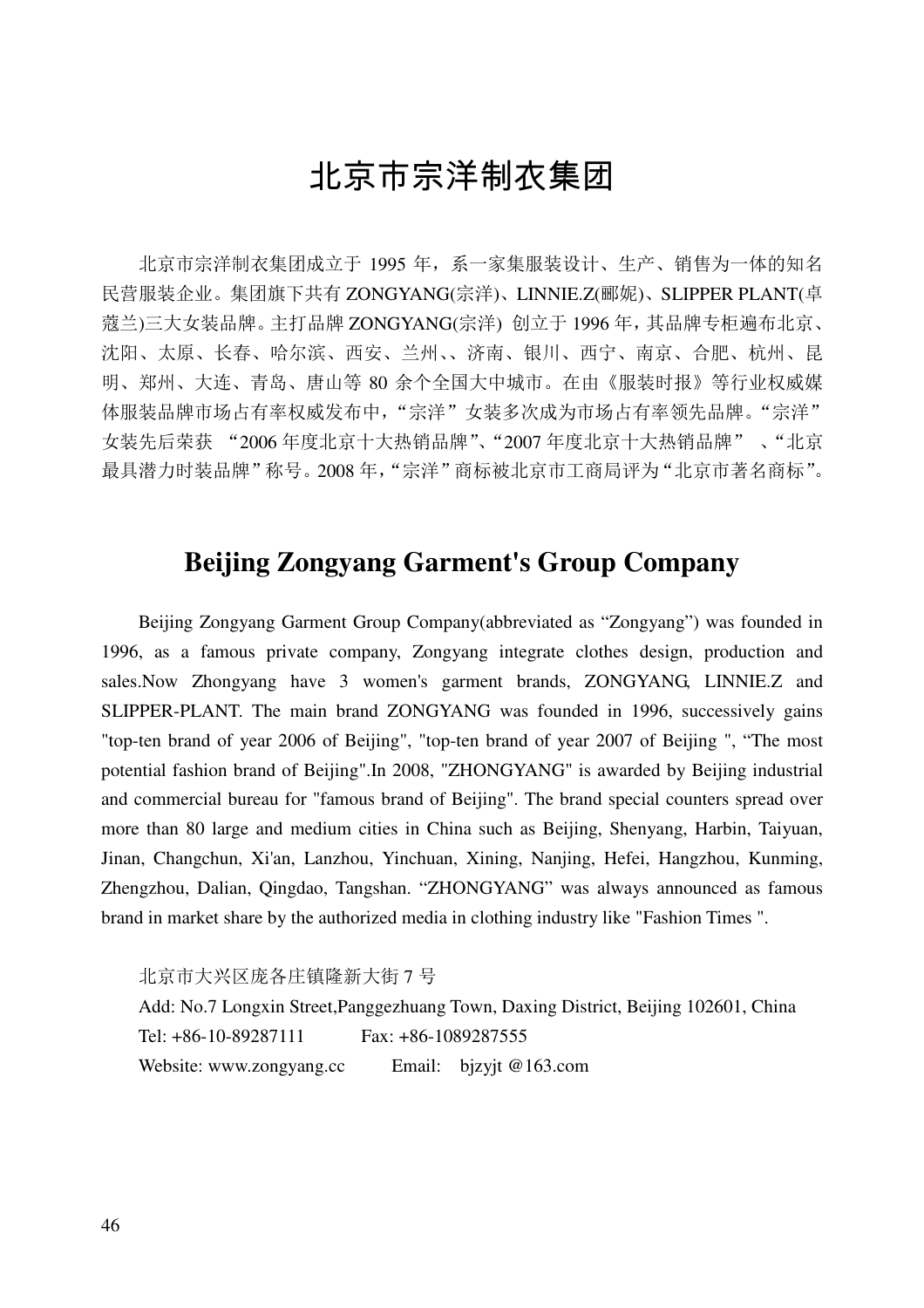# 北京市宗洋制衣集团

北京市宗洋制衣集团成立于 1995 年，系一家集服装设计、生产、销售为一体的知名民营服装企业。集团旗下共有 ZONGYANG(宗洋)、LINNIE.Z(郦妮)、SLIPPER PLANT(卓蔻兰)三大女装品牌。主打品牌 ZONGYANG(宗洋) 创立于 1996 年，其品牌专柜遍布北京、沈阳、太原、长春、哈尔滨、西安、兰州、、济南、银川、西宁、南京、合肥、杭州、昆明、郑州、大连、青岛、唐山等 80 余个全国大中城市。在由《服装时报》等行业权威媒体服装品牌市场占有率权威发布中，"宗洋"女装多次成为市场占有率领先品牌。"宗洋"女装先后荣获 "2006 年度北京十大热销品牌"、"2007 年度北京十大热销品牌" 、"北京最具潜力时装品牌"称号。2008 年，"宗洋"商标被北京市工商局评为"北京市著名商标"。

## Beijing Zongyang Garment's Group Company

Beijing Zongyang Garment Group Company(abbreviated as "Zongyang") was founded in 1996, as a famous private company, Zongyang integrate clothes design, production and sales.Now Zhongyang have 3 women's garment brands, ZONGYANG, LINNIE.Z and SLIPPER-PLANT. The main brand ZONGYANG was founded in 1996, successively gains "top-ten brand of year 2006 of Beijing", "top-ten brand of year 2007 of Beijing ", "The most potential fashion brand of Beijing".In 2008, "ZHONGYANG" is awarded by Beijing industrial and commercial bureau for "famous brand of Beijing". The brand special counters spread over more than 80 large and medium cities in China such as Beijing, Shenyang, Harbin, Taiyuan, Jinan, Changchun, Xi'an, Lanzhou, Yinchuan, Xining, Nanjing, Hefei, Hangzhou, Kunming, Zhengzhou, Dalian, Qingdao, Tangshan. "ZHONGYANG" was always announced as famous brand in market share by the authorized media in clothing industry like "Fashion Times ".

北京市大兴区庞各庄镇隆新大街 7 号

Add: No.7 Longxin Street,Panggezhuang Town, Daxing District, Beijing 102601, China

Tel: +86-10-89287111 Fax: +86-1089287555

Website: www.zongyang.cc Email: bjzyjt @163.com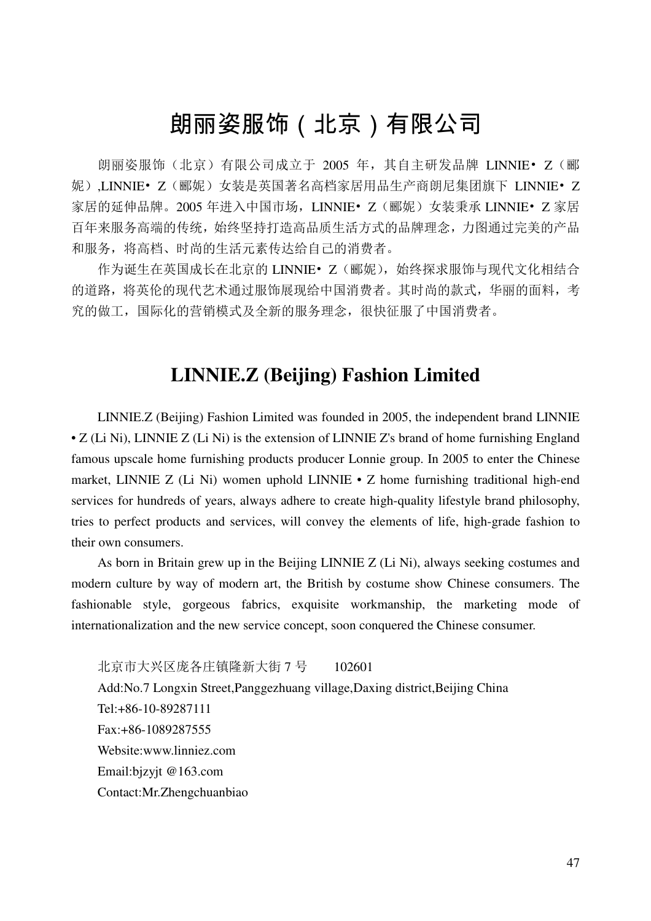# 朗丽姿服饰（北京）有限公司

朗丽姿服饰（北京）有限公司成立于 2005 年，其自主研发品牌 LINNIE• Z（郦妮）,LINNIE• Z（郦妮）女装是英国著名高档家居用品生产商朗尼集团旗下 LINNIE• Z 家居的延伸品牌。2005 年进入中国市场，LINNIE• Z（郦妮）女装秉承 LINNIE• Z 家居百年来服务高端的传统，始终坚持打造高品质生活方式的品牌理念，力图通过完美的产品和服务，将高档、时尚的生活元素传达给自己的消费者。

作为诞生在英国成长在北京的 LINNIE• Z（郦妮），始终探求服饰与现代文化相结合的道路，将英伦的现代艺术通过服饰展现给中国消费者。其时尚的款式，华丽的面料，考究的做工，国际化的营销模式及全新的服务理念，很快征服了中国消费者。

# LINNIE.Z (Beijing) Fashion Limited

LINNIE.Z (Beijing) Fashion Limited was founded in 2005, the independent brand LINNIE • Z (Li Ni), LINNIE Z (Li Ni) is the extension of LINNIE Z's brand of home furnishing England famous upscale home furnishing products producer Lonnie group. In 2005 to enter the Chinese market, LINNIE Z (Li Ni) women uphold LINNIE • Z home furnishing traditional high-end services for hundreds of years, always adhere to create high-quality lifestyle brand philosophy, tries to perfect products and services, will convey the elements of life, high-grade fashion to their own consumers.

As born in Britain grew up in the Beijing LINNIE Z (Li Ni), always seeking costumes and modern culture by way of modern art, the British by costume show Chinese consumers. The fashionable style, gorgeous fabrics, exquisite workmanship, the marketing mode of internationalization and the new service concept, soon conquered the Chinese consumer.

北京市大兴区庞各庄镇隆新大街 7 号　　102601

Add:No.7 Longxin Street,Panggezhuang village,Daxing district,Beijing China

Tel:+86-10-89287111

Fax:+86-1089287555

Website:www.linniez.com

Email:bjzyjt @163.com

Contact:Mr.Zhengchuanbiao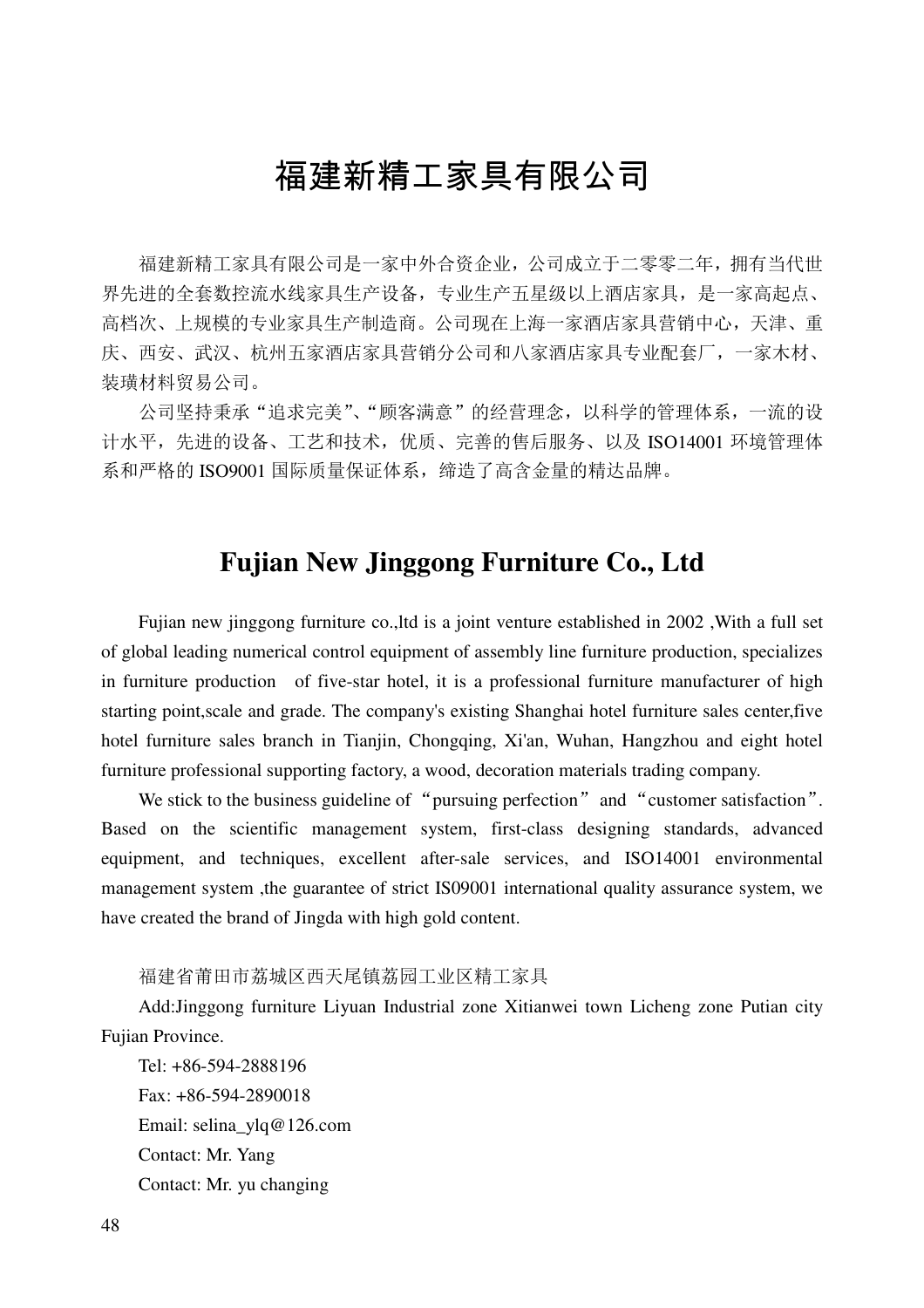# 福建新精工家具有限公司

福建新精工家具有限公司是一家中外合资企业，公司成立于二零零二年，拥有当代世界先进的全套数控流水线家具生产设备，专业生产五星级以上酒店家具，是一家高起点、高档次、上规模的专业家具生产制造商。公司现在上海一家酒店家具营销中心，天津、重庆、西安、武汉、杭州五家酒店家具营销分公司和八家酒店家具专业配套厂，一家木材、装璜材料贸易公司。

公司坚持秉承"追求完美"、"顾客满意"的经营理念，以科学的管理体系，一流的设计水平，先进的设备、工艺和技术，优质、完善的售后服务、以及 ISO14001 环境管理体系和严格的 ISO9001 国际质量保证体系，缔造了高含金量的精达品牌。

# Fujian New Jinggong Furniture Co., Ltd

Fujian new jinggong furniture co.,ltd is a joint venture established in 2002 ,With a full set of global leading numerical control equipment of assembly line furniture production, specializes in furniture production of five-star hotel, it is a professional furniture manufacturer of high starting point,scale and grade. The company's existing Shanghai hotel furniture sales center,five hotel furniture sales branch in Tianjin, Chongqing, Xi'an, Wuhan, Hangzhou and eight hotel furniture professional supporting factory, a wood, decoration materials trading company.

We stick to the business guideline of "pursuing perfection" and "customer satisfaction". Based on the scientific management system, first-class designing standards, advanced equipment, and techniques, excellent after-sale services, and ISO14001 environmental management system ,the guarantee of strict IS09001 international quality assurance system, we have created the brand of Jingda with high gold content.

福建省莆田市荔城区西天尾镇荔园工业区精工家具

Add:Jinggong furniture Liyuan Industrial zone Xitianwei town Licheng zone Putian city Fujian Province.

Tel: +86-594-2888196

Fax: +86-594-2890018

Email: selina_ylq@126.com

Contact: Mr. Yang

Contact: Mr. yu changing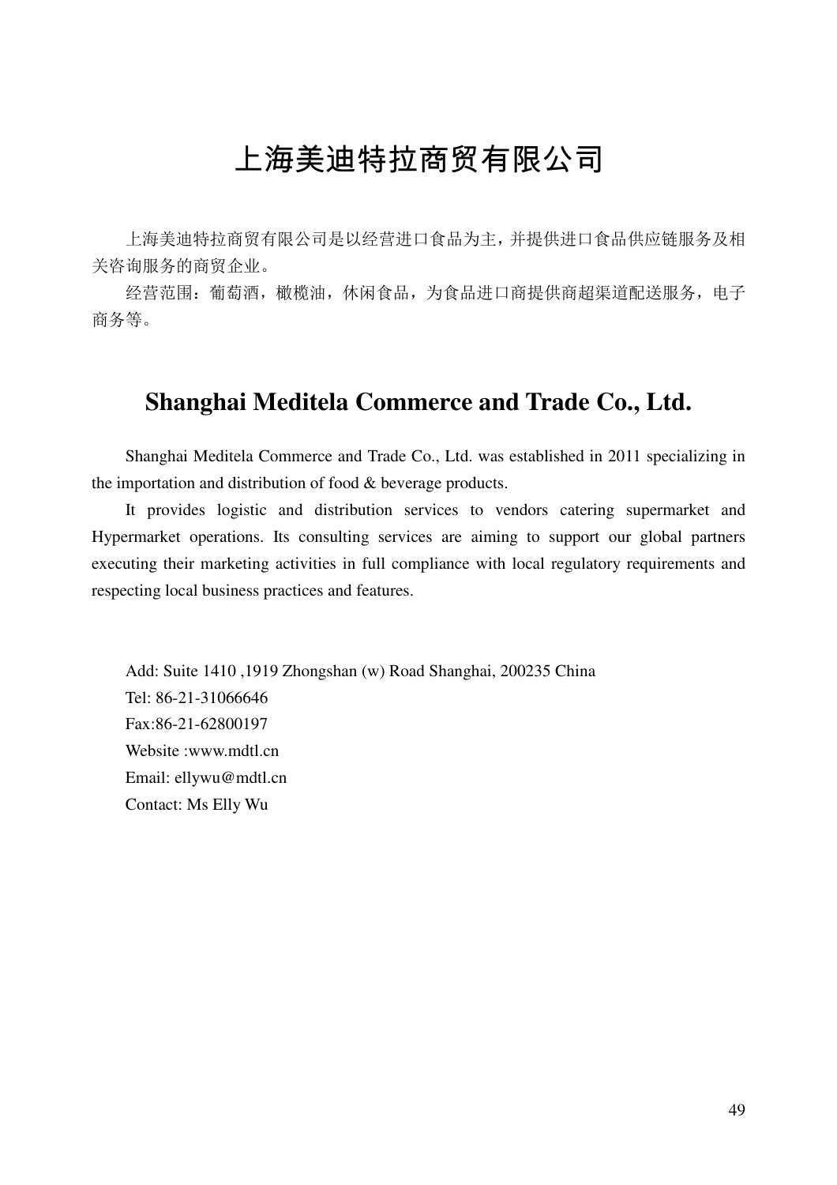# 上海美迪特拉商贸有限公司

上海美迪特拉商贸有限公司是以经营进口食品为主，并提供进口食品供应链服务及相关咨询服务的商贸企业。

经营范围：葡萄酒，橄榄油，休闲食品，为食品进口商提供商超渠道配送服务，电子商务等。

# Shanghai Meditela Commerce and Trade Co., Ltd.

Shanghai Meditela Commerce and Trade Co., Ltd. was established in 2011 specializing in the importation and distribution of food & beverage products.

It provides logistic and distribution services to vendors catering supermarket and Hypermarket operations. Its consulting services are aiming to support our global partners executing their marketing activities in full compliance with local regulatory requirements and respecting local business practices and features.

Add: Suite 1410 ,1919 Zhongshan (w) Road Shanghai, 200235 China
Tel: 86-21-31066646
Fax:86-21-62800197
Website :www.mdtl.cn
Email: ellywu@mdtl.cn
Contact: Ms Elly Wu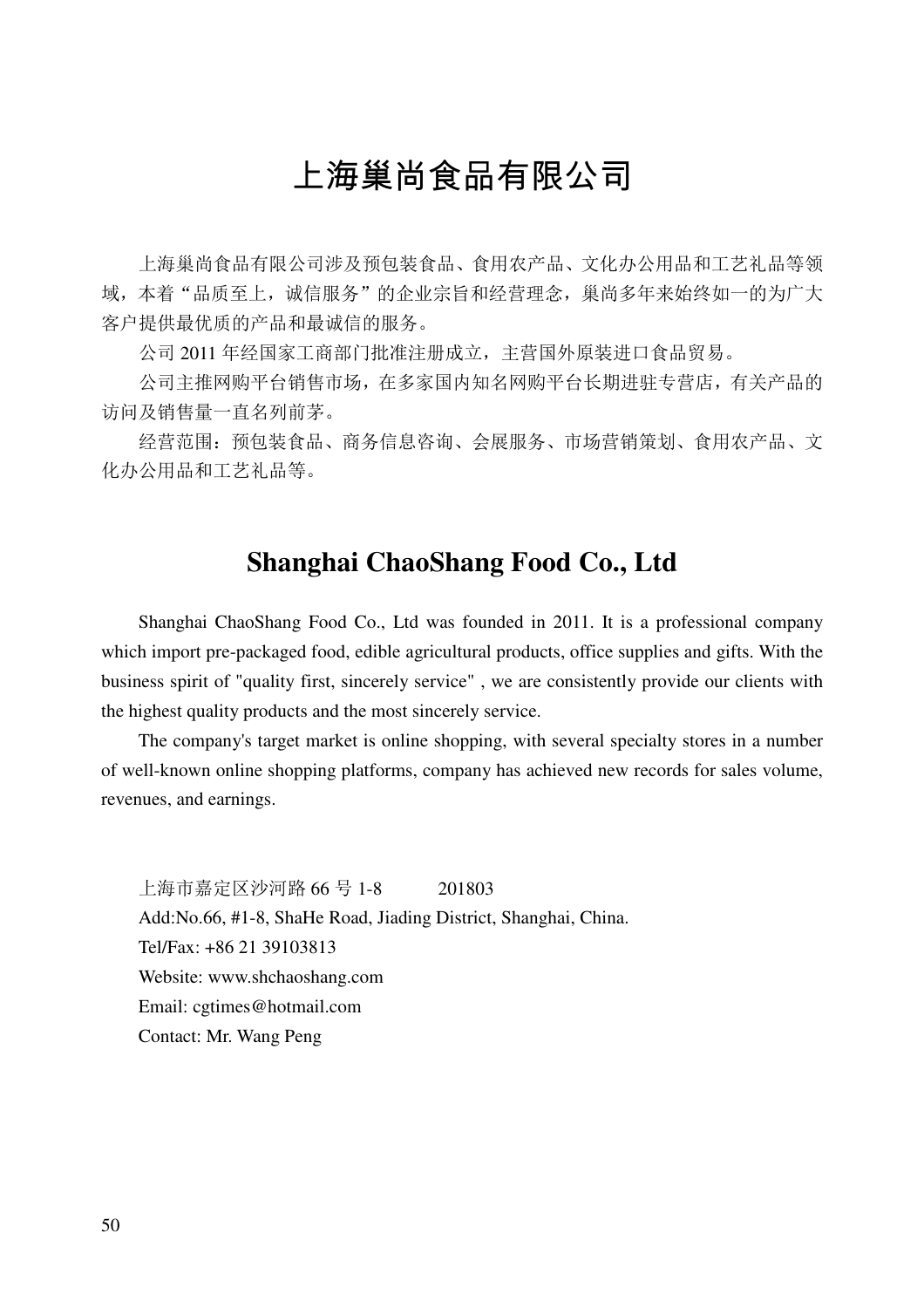# 上海巢尚食品有限公司

上海巢尚食品有限公司涉及预包装食品、食用农产品、文化办公用品和工艺礼品等领域，本着“品质至上，诚信服务”的企业宗旨和经营理念，巢尚多年来始终如一的为广大客户提供最优质的产品和最诚信的服务。

公司 2011 年经国家工商部门批准注册成立，主营国外原装进口食品贸易。

公司主推网购平台销售市场，在多家国内知名网购平台长期进驻专营店，有关产品的访问及销售量一直名列前茅。

经营范围：预包装食品、商务信息咨询、会展服务、市场营销策划、食用农产品、文化办公用品和工艺礼品等。

# Shanghai ChaoShang Food Co., Ltd

Shanghai ChaoShang Food Co., Ltd was founded in 2011. It is a professional company which import pre-packaged food, edible agricultural products, office supplies and gifts. With the business spirit of "quality first, sincerely service" , we are consistently provide our clients with the highest quality products and the most sincerely service.

The company's target market is online shopping, with several specialty stores in a number of well-known online shopping platforms, company has achieved new records for sales volume, revenues, and earnings.

上海市嘉定区沙河路 66 号 1-8　　201803
Add:No.66, #1-8, ShaHe Road, Jiading District, Shanghai, China.
Tel/Fax: +86 21 39103813
Website: www.shchaoshang.com
Email: cgtimes@hotmail.com
Contact: Mr. Wang Peng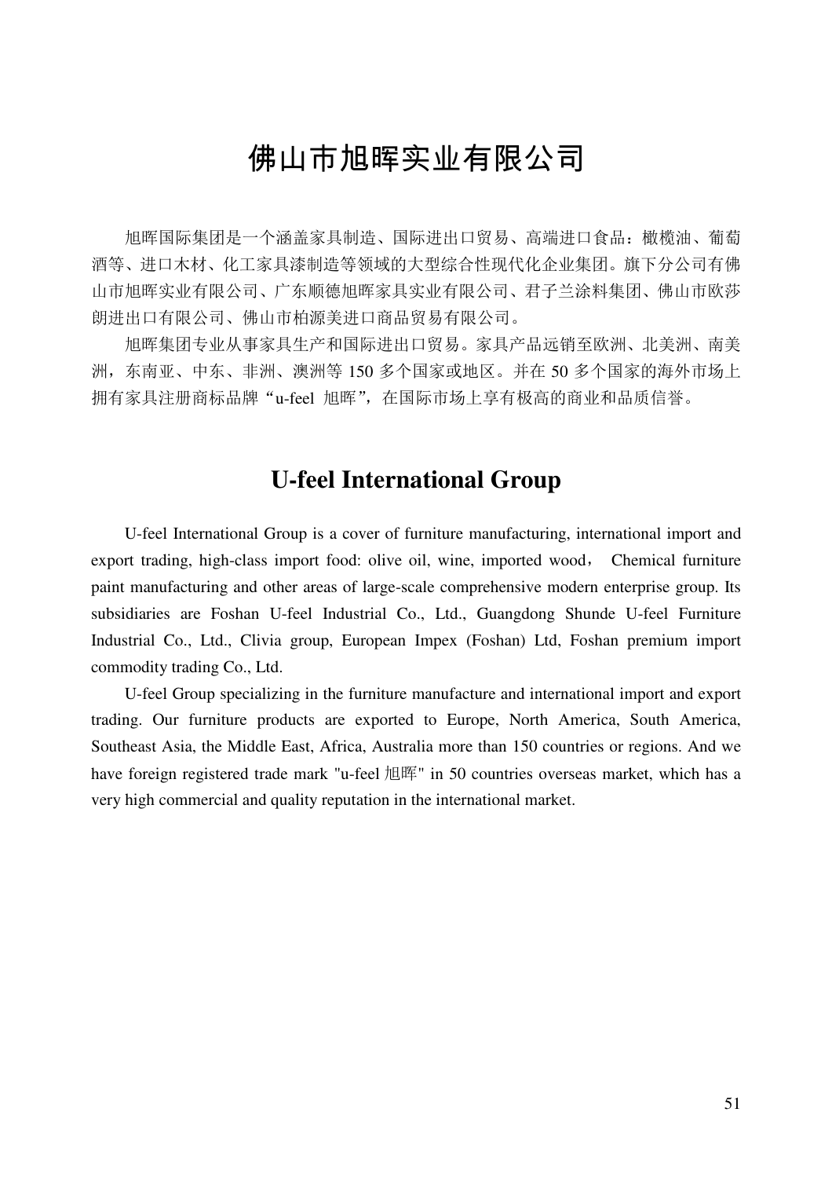# 佛山市旭晖实业有限公司

旭晖国际集团是一个涵盖家具制造、国际进出口贸易、高端进口食品：橄榄油、葡萄酒等、进口木材、化工家具漆制造等领域的大型综合性现代化企业集团。旗下分公司有佛山市旭晖实业有限公司、广东顺德旭晖家具实业有限公司、君子兰涂料集团、佛山市欧莎朗进出口有限公司、佛山市柏源美进口商品贸易有限公司。

旭晖集团专业从事家具生产和国际进出口贸易。家具产品远销至欧洲、北美洲、南美洲，东南亚、中东、非洲、澳洲等 150 多个国家或地区。并在 50 多个国家的海外市场上拥有家具注册商标品牌"u-feel 旭晖"，在国际市场上享有极高的商业和品质信誉。

# U-feel International Group

U-feel International Group is a cover of furniture manufacturing, international import and export trading, high-class import food: olive oil, wine, imported wood， Chemical furniture paint manufacturing and other areas of large-scale comprehensive modern enterprise group. Its subsidiaries are Foshan U-feel Industrial Co., Ltd., Guangdong Shunde U-feel Furniture Industrial Co., Ltd., Clivia group, European Impex (Foshan) Ltd, Foshan premium import commodity trading Co., Ltd.

U-feel Group specializing in the furniture manufacture and international import and export trading. Our furniture products are exported to Europe, North America, South America, Southeast Asia, the Middle East, Africa, Australia more than 150 countries or regions. And we have foreign registered trade mark "u-feel 旭晖" in 50 countries overseas market, which has a very high commercial and quality reputation in the international market.